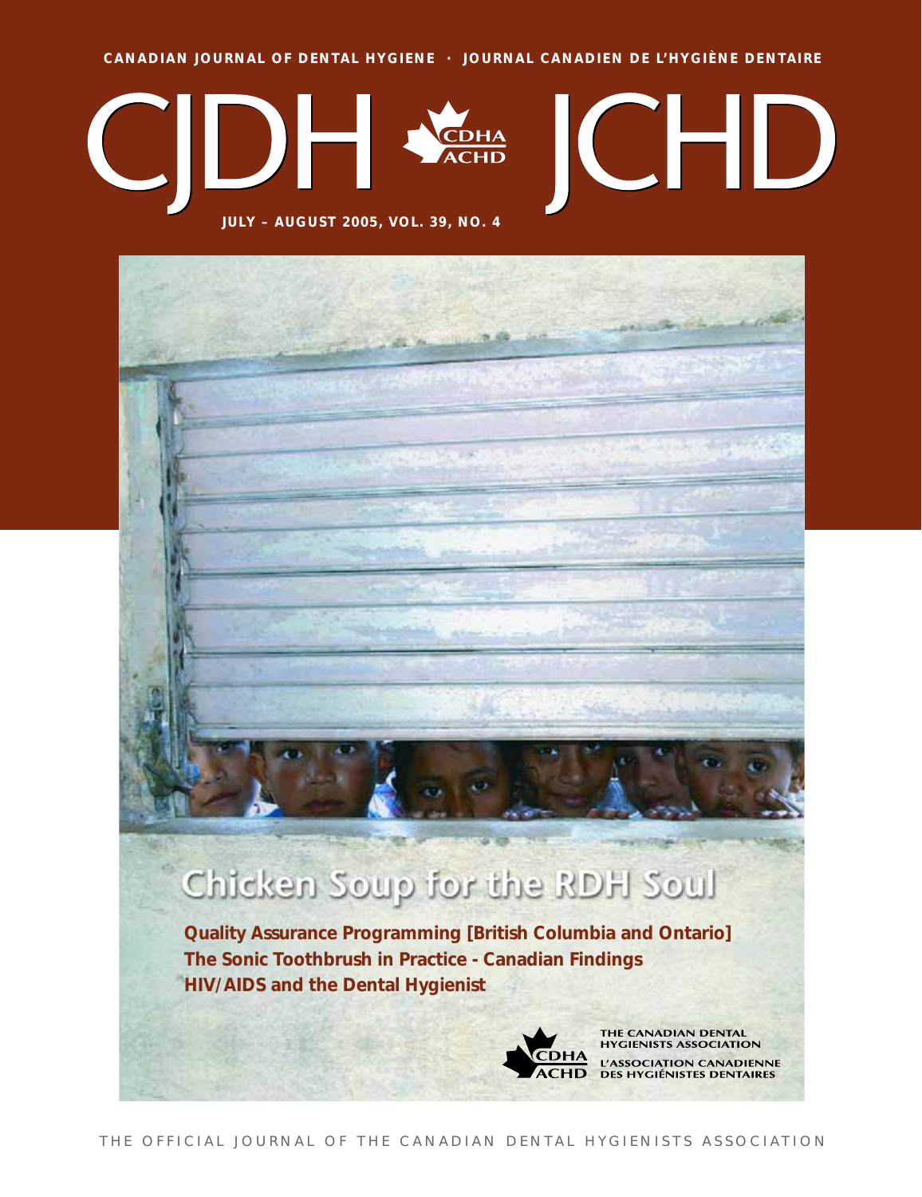CANADIAN JOURNAL OF DENTAL HYGIENE · JOURNAL CANADIEN DE L'HYGIÈNE DENTAIRE

# CJDH JCHD

CDHA ACHD

JULY – AUGUST 2005, VOL. 39, NO. 4

## Chicken Soup for the RDH Soul

**Quality Assurance Programming [British Columbia and Ontario]**

**The Sonic Toothbrush in Practice - Canadian Findings**

**HIV/AIDS and the Dental Hygienist**

THE CANADIAN DENTAL HYGIENISTS ASSOCIATION

L'ASSOCIATION CANADIENNE DES HYGIÉNISTES DENTAIRES

THE OFFICIAL JOURNAL OF THE CANADIAN DENTAL HYGIENISTS ASSOCIATION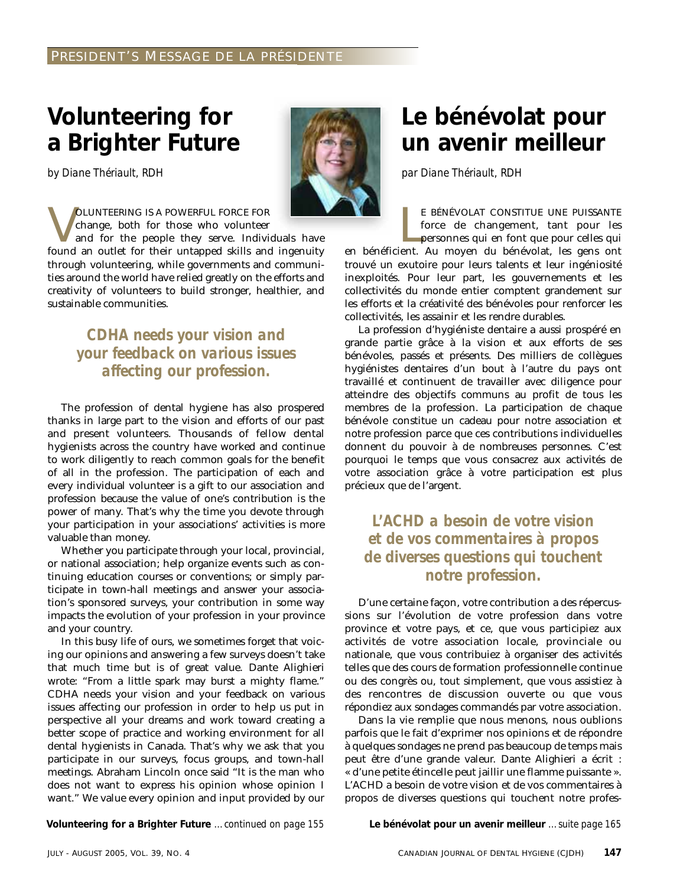PRESIDENT'S MESSAGE DE LA PRÉSIDENTE

# Volunteering for a Brighter Future

*by Diane Thériault, RDH*

Volunteering is a powerful force for change, both for those who volunteer and for the people they serve. Individuals have found an outlet for their untapped skills and ingenuity through volunteering, while governments and communities around the world have relied greatly on the efforts and creativity of volunteers to build stronger, healthier, and sustainable communities.

***CDHA needs your vision and your feedback on various issues affecting our profession.***

The profession of dental hygiene has also prospered thanks in large part to the vision and efforts of our past and present volunteers. Thousands of fellow dental hygienists across the country have worked and continue to work diligently to reach common goals for the benefit of all in the profession. The participation of each and every individual volunteer is a gift to our association and profession because the value of one's contribution is the power of many. That's why the time you devote through your participation in your associations' activities is more valuable than money.

Whether you participate through your local, provincial, or national association; help organize events such as continuing education courses or conventions; or simply participate in town-hall meetings and answer your association's sponsored surveys, your contribution in some way impacts the evolution of your profession in your province and your country.

In this busy life of ours, we sometimes forget that voicing our opinions and answering a few surveys doesn't take that much time but is of great value. Dante Alighieri wrote: "From a little spark may burst a mighty flame." CDHA needs your vision and your feedback on various issues affecting our profession in order to help us put in perspective all your dreams and work toward creating a better scope of practice and working environment for all dental hygienists in Canada. That's why we ask that you participate in our surveys, focus groups, and town-hall meetings. Abraham Lincoln once said "It is the man who does not want to express his opinion whose opinion I want." We value every opinion and input provided by our

**Volunteering for a Brighter Future** *…continued on page 155*

# Le bénévolat pour un avenir meilleur

*par Diane Thériault, RDH*

Le bénévolat constitue une puissante force de changement, tant pour les personnes qui en font que pour celles qui en bénéficient. Au moyen du bénévolat, les gens ont trouvé un exutoire pour leurs talents et leur ingéniosité inexploités. Pour leur part, les gouvernements et les collectivités du monde entier comptent grandement sur les efforts et la créativité des bénévoles pour renforcer les collectivités, les assainir et les rendre durables.

La profession d'hygiéniste dentaire a aussi prospéré en grande partie grâce à la vision et aux efforts de ses bénévoles, passés et présents. Des milliers de collègues hygiénistes dentaires d'un bout à l'autre du pays ont travaillé et continuent de travailler avec diligence pour atteindre des objectifs communs au profit de tous les membres de la profession. La participation de chaque bénévole constitue un cadeau pour notre association et notre profession parce que ces contributions individuelles donnent du pouvoir à de nombreuses personnes. C'est pourquoi le temps que vous consacrez aux activités de votre association grâce à votre participation est plus précieux que de l'argent.

***L'ACHD a besoin de votre vision et de vos commentaires à propos de diverses questions qui touchent notre profession.***

D'une certaine façon, votre contribution a des répercussions sur l'évolution de votre profession dans votre province et votre pays, et ce, que vous participiez aux activités de votre association locale, provinciale ou nationale, que vous contribuiez à organiser des activités telles que des cours de formation professionnelle continue ou des congrès ou, tout simplement, que vous assistiez à des rencontres de discussion ouverte ou que vous répondiez aux sondages commandés par votre association.

Dans la vie remplie que nous menons, nous oublions parfois que le fait d'exprimer nos opinions et de répondre à quelques sondages ne prend pas beaucoup de temps mais peut être d'une grande valeur. Dante Alighieri a écrit : « d'une petite étincelle peut jaillir une flamme puissante ». L'ACHD a besoin de votre vision et de vos commentaires à propos de diverses questions qui touchent notre profes-

**Le bénévolat pour un avenir meilleur** *…suite page 165*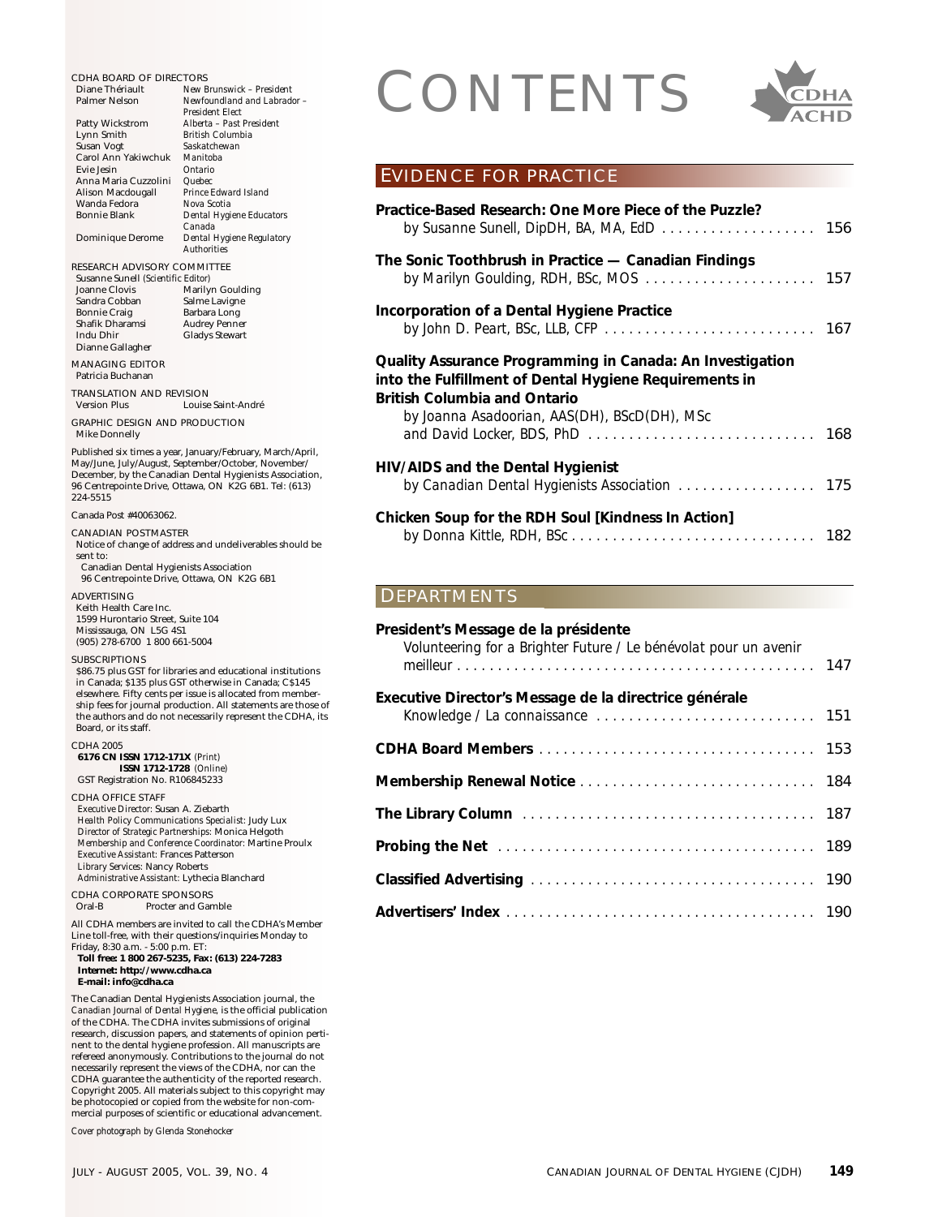# CONTENTS

## EVIDENCE FOR PRACTICE

**Practice-Based Research: One More Piece of the Puzzle?**
by Susanne Sunell, DipDH, BA, MA, EdD . . . . . . . . . . . . . . . . . . . 156

**The Sonic Toothbrush in Practice — Canadian Findings**
by Marilyn Goulding, RDH, BSc, MOS . . . . . . . . . . . . . . . . . . . . . 157

**Incorporation of a Dental Hygiene Practice**
by John D. Peart, BSc, LLB, CFP . . . . . . . . . . . . . . . . . . . . . . . . . . 167

**Quality Assurance Programming in Canada: An Investigation into the Fulfillment of Dental Hygiene Requirements in British Columbia and Ontario**
by Joanna Asadoorian, AAS(DH), BScD(DH), MSc and David Locker, BDS, PhD . . . . . . . . . . . . . . . . . . . . . . . . . . . 168

**HIV/AIDS and the Dental Hygienist**
by Canadian Dental Hygienists Association . . . . . . . . . . . . . . . . . 175

**Chicken Soup for the RDH Soul [Kindness In Action]**
by Donna Kittle, RDH, BSc . . . . . . . . . . . . . . . . . . . . . . . . . . . . . 182

## DEPARTMENTS

**President's Message de la présidente**
Volunteering for a Brighter Future / *Le bénévolat pour un avenir meilleur* . . . . . . . . . . . . . . . . . . . . . . . . . . . . . . . . . . . . . . . . . . . 147

**Executive Director's Message de la directrice générale**
Knowledge / *La connaissance* . . . . . . . . . . . . . . . . . . . . . . . . . . . 151

**CDHA Board Members** . . . . . . . . . . . . . . . . . . . . . . . . . . . . . . . . . 153

**Membership Renewal Notice** . . . . . . . . . . . . . . . . . . . . . . . . . . . . 184

**The Library Column** . . . . . . . . . . . . . . . . . . . . . . . . . . . . . . . . . . . 187

**Probing the Net** . . . . . . . . . . . . . . . . . . . . . . . . . . . . . . . . . . . . . 189

**Classified Advertising** . . . . . . . . . . . . . . . . . . . . . . . . . . . . . . . . . 190

**Advertisers' Index** . . . . . . . . . . . . . . . . . . . . . . . . . . . . . . . . . . . . 190

---

CDHA BOARD OF DIRECTORS

| | |
|---|---|
| Diane Thériault | *New Brunswick – President* |
| Palmer Nelson | *Newfoundland and Labrador – President Elect* |
| Patty Wickstrom | *Alberta – Past President* |
| Lynn Smith | *British Columbia* |
| Susan Vogt | *Saskatchewan* |
| Carol Ann Yakiwchuk | *Manitoba* |
| Evie Jesin | *Ontario* |
| Anna Maria Cuzzolini | *Quebec* |
| Alison Macdougall | *Prince Edward Island* |
| Wanda Fedora | *Nova Scotia* |
| Bonnie Blank | *Dental Hygiene Educators Canada* |
| Dominique Derome | *Dental Hygiene Regulatory Authorities* |

RESEARCH ADVISORY COMMITTEE
Susanne Sunell *(Scientific Editor)*

| | |
|---|---|
| Joanne Clovis | Marilyn Goulding |
| Sandra Cobban | Salme Lavigne |
| Bonnie Craig | Barbara Long |
| Shafik Dharamsi | Audrey Penner |
| Indu Dhir | Gladys Stewart |
| Dianne Gallagher | |

MANAGING EDITOR
Patricia Buchanan

TRANSLATION AND REVISION
Version Plus — Louise Saint-André

GRAPHIC DESIGN AND PRODUCTION
Mike Donnelly

Published six times a year, January/February, March/April, May/June, July/August, September/October, November/December, by the Canadian Dental Hygienists Association, 96 Centrepointe Drive, Ottawa, ON K2G 6B1. Tel: (613) 224-5515

Canada Post #40063062.

CANADIAN POSTMASTER
Notice of change of address and undeliverables should be sent to:
Canadian Dental Hygienists Association
96 Centrepointe Drive, Ottawa, ON K2G 6B1

ADVERTISING
Keith Health Care Inc.
1599 Hurontario Street, Suite 104
Mississauga, ON L5G 4S1
(905) 278-6700 1 800 661-5004

SUBSCRIPTIONS
$86.75 plus GST for libraries and educational institutions in Canada; $135 plus GST otherwise in Canada; C$145 elsewhere. Fifty cents per issue is allocated from membership fees for journal production. All statements are those of the authors and do not necessarily represent the CDHA, its Board, or its staff.

CDHA 2005
**6176 CN ISSN 1712-171X** *(Print)*
**ISSN 1712-1728** *(Online)*
GST Registration No. R106845233

CDHA OFFICE STAFF
*Executive Director:* Susan A. Ziebarth
*Health Policy Communications Specialist:* Judy Lux
*Director of Strategic Partnerships:* Monica Helgoth
*Membership and Conference Coordinator:* Martine Proulx
*Executive Assistant:* Frances Patterson
*Library Services:* Nancy Roberts
*Administrative Assistant:* Lythecia Blanchard

CDHA CORPORATE SPONSORS
Oral-B — Procter and Gamble

All CDHA members are invited to call the CDHA's Member Line toll-free, with their questions/inquiries Monday to Friday, 8:30 a.m. - 5:00 p.m. ET:
**Toll free: 1 800 267-5235, Fax: (613) 224-7283**
**Internet: http://www.cdha.ca**
**E-mail: info@cdha.ca**

The Canadian Dental Hygienists Association journal, the *Canadian Journal of Dental Hygiene*, is the official publication of the CDHA. The CDHA invites submissions of original research, discussion papers, and statements of opinion pertinent to the dental hygiene profession. All manuscripts are refereed anonymously. Contributions to the journal do not necessarily represent the views of the CDHA, nor can the CDHA guarantee the authenticity of the reported research. Copyright 2005. All materials subject to this copyright may be photocopied or copied from the website for non-commercial purposes of scientific or educational advancement.

*Cover photograph by Glenda Stonehocker*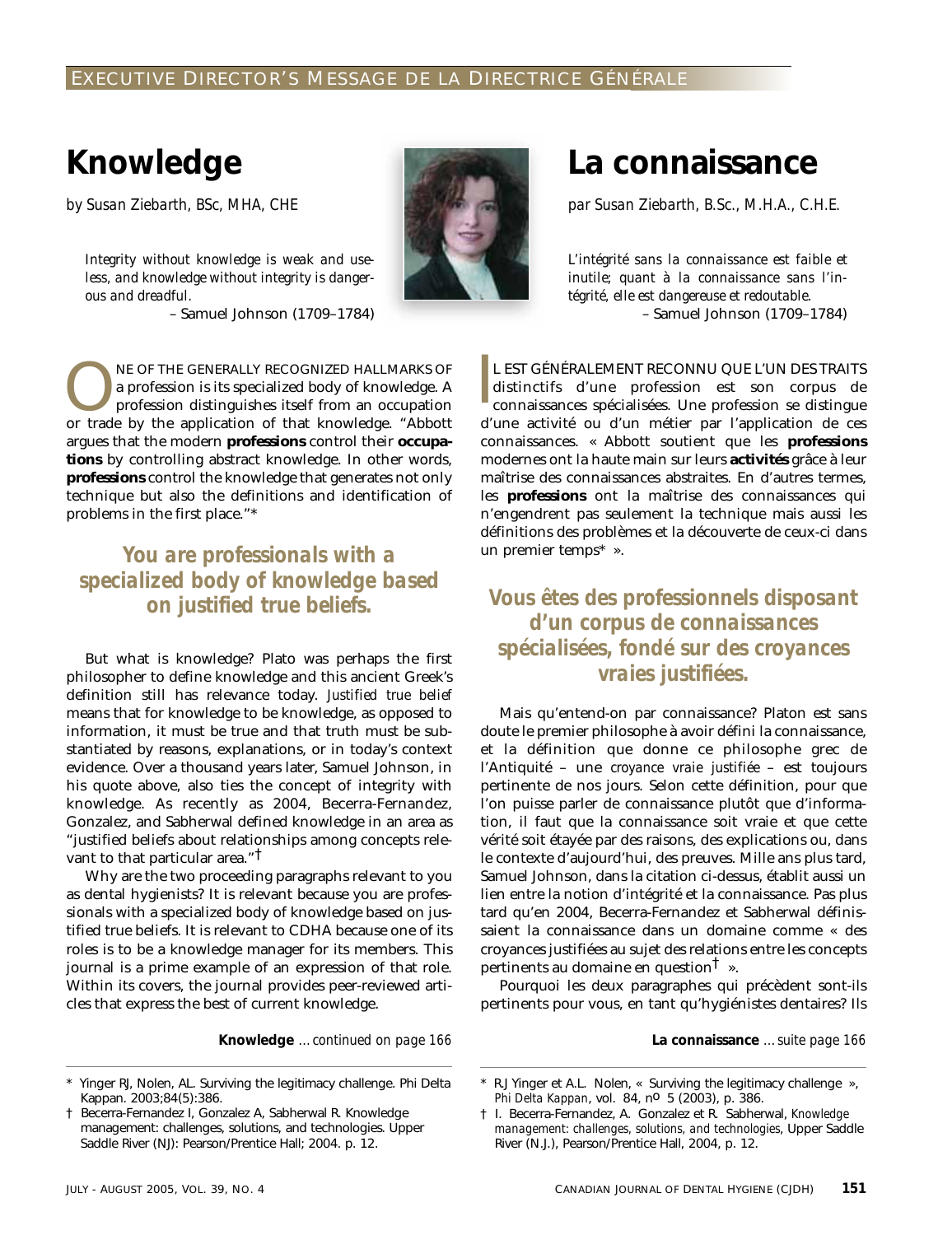# Knowledge

*by Susan Ziebarth, BSc, MHA, CHE*

*Integrity without knowledge is weak and useless, and knowledge without integrity is dangerous and dreadful.*

– Samuel Johnson (1709–1784)

ONE OF THE GENERALLY RECOGNIZED HALLMARKS OF a profession is its specialized body of knowledge. A profession distinguishes itself from an occupation or trade by the application of that knowledge. "Abbott argues that the modern **professions** control their **occupations** by controlling abstract knowledge. In other words, **professions** control the knowledge that generates not only technique but also the definitions and identification of problems in the first place."*

**You are professionals with a specialized body of knowledge based on justified true beliefs.**

But what is knowledge? Plato was perhaps the first philosopher to define knowledge and this ancient Greek's definition still has relevance today. *Justified true belief* means that for knowledge to be knowledge, as opposed to information, it must be true and that truth must be substantiated by reasons, explanations, or in today's context evidence. Over a thousand years later, Samuel Johnson, in his quote above, also ties the concept of integrity with knowledge. As recently as 2004, Becerra-Fernandez, Gonzalez, and Sabherwal defined knowledge in an area as "justified beliefs about relationships among concepts relevant to that particular area."†

Why are the two proceeding paragraphs relevant to you as dental hygienists? It is relevant because you are professionals with a specialized body of knowledge based on justified true beliefs. It is relevant to CDHA because one of its roles is to be a knowledge manager for its members. This journal is a prime example of an expression of that role. Within its covers, the journal provides peer-reviewed articles that express the best of current knowledge.

**Knowledge** *...continued on page 166*

\* Yinger RJ, Nolen, AL. Surviving the legitimacy challenge. Phi Delta Kappan. 2003;84(5):386.

† Becerra-Fernandez I, Gonzalez A, Sabherwal R. Knowledge management: challenges, solutions, and technologies. Upper Saddle River (NJ): Pearson/Prentice Hall; 2004. p. 12.

# La connaissance

*par Susan Ziebarth, B.Sc., M.H.A., C.H.E.*

*L'intégrité sans la connaissance est faible et inutile; quant à la connaissance sans l'intégrité, elle est dangereuse et redoutable.*

– Samuel Johnson (1709–1784)

IL EST GÉNÉRALEMENT RECONNU QUE L'UN DES TRAITS distinctifs d'une profession est son corpus de connaissances spécialisées. Une profession se distingue d'une activité ou d'un métier par l'application de ces connaissances. « Abbott soutient que les **professions** modernes ont la haute main sur leurs **activités** grâce à leur maîtrise des connaissances abstraites. En d'autres termes, les **professions** ont la maîtrise des connaissances qui n'engendrent pas seulement la technique mais aussi les définitions des problèmes et la découverte de ceux-ci dans un premier temps* ».

**Vous êtes des professionnels disposant d'un corpus de connaissances spécialisées, fondé sur des croyances vraies justifiées.**

Mais qu'entend-on par connaissance? Platon est sans doute le premier philosophe à avoir défini la connaissance, et la définition que donne ce philosophe grec de l'Antiquité – une *croyance vraie justifiée* – est toujours pertinente de nos jours. Selon cette définition, pour que l'on puisse parler de connaissance plutôt que d'information, il faut que la connaissance soit vraie et que cette vérité soit étayée par des raisons, des explications ou, dans le contexte d'aujourd'hui, des preuves. Mille ans plus tard, Samuel Johnson, dans la citation ci-dessus, établit aussi un lien entre la notion d'intégrité et la connaissance. Pas plus tard qu'en 2004, Becerra-Fernandez et Sabherwal définissaient la connaissance dans un domaine comme « des croyances justifiées au sujet des relations entre les concepts pertinents au domaine en question† ».

Pourquoi les deux paragraphes qui précèdent sont-ils pertinents pour vous, en tant qu'hygiénistes dentaires? Ils

**La connaissance** *...suite page 166*

\* R.J Yinger et A.L. Nolen, « Surviving the legitimacy challenge », *Phi Delta Kappan*, vol. 84, nº 5 (2003), p. 386.

† I. Becerra-Fernandez, A. Gonzalez et R. Sabherwal, *Knowledge management: challenges, solutions, and technologies*, Upper Saddle River (N.J.), Pearson/Prentice Hall, 2004, p. 12.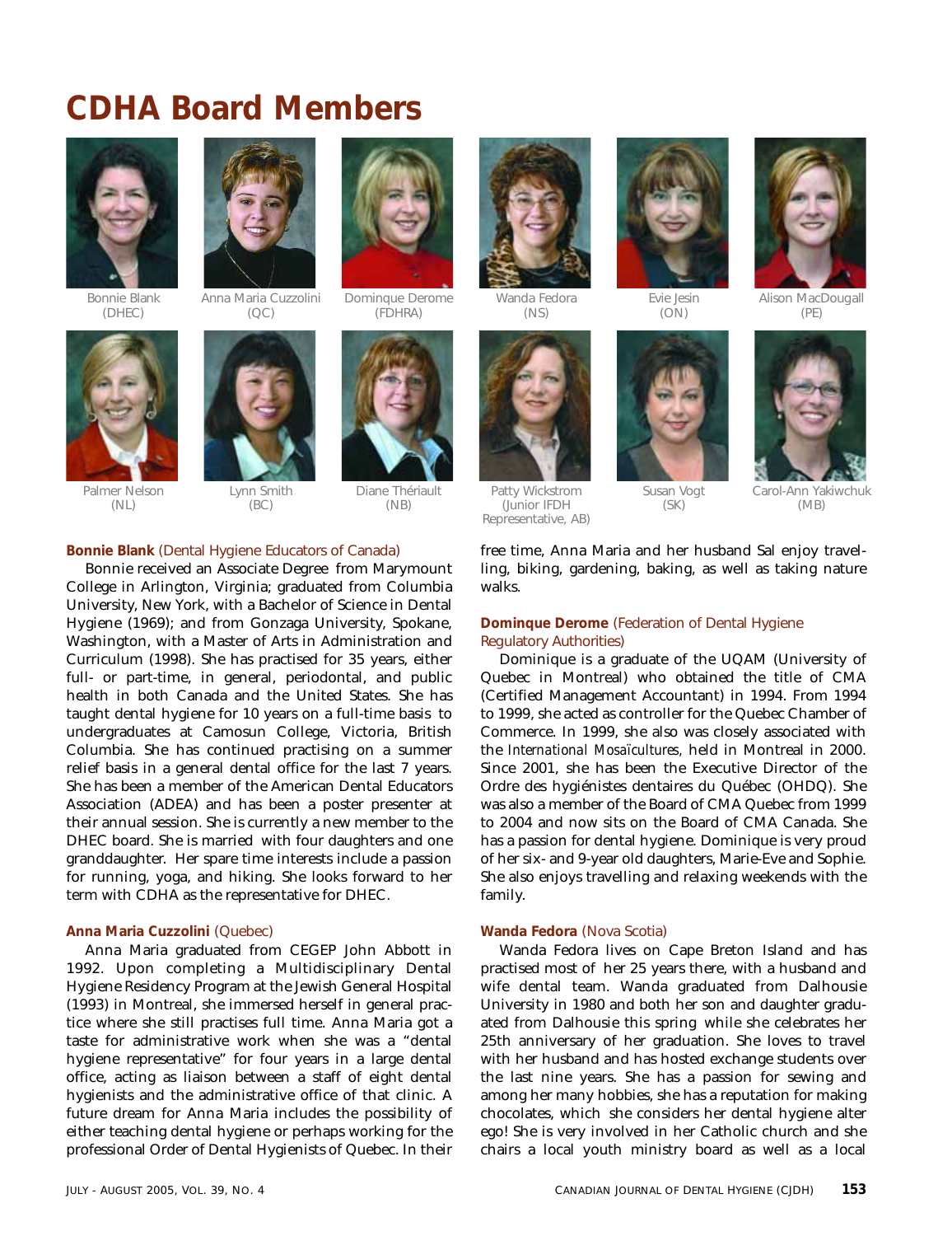# CDHA Board Members

Bonnie Blank (DHEC)

Anna Maria Cuzzolini (QC)

Dominque Derome (FDHRA)

Wanda Fedora (NS)

Evie Jesin (ON)

Alison MacDougall (PE)

Palmer Nelson (NL)

Lynn Smith (BC)

Diane Thériault (NB)

Patty Wickstrom (Junior IFDH Representative, AB)

Susan Vogt (SK)

Carol-Ann Yakiwchuk (MB)

**Bonnie Blank** (Dental Hygiene Educators of Canada)

Bonnie received an Associate Degree from Marymount College in Arlington, Virginia; graduated from Columbia University, New York, with a Bachelor of Science in Dental Hygiene (1969); and from Gonzaga University, Spokane, Washington, with a Master of Arts in Administration and Curriculum (1998). She has practised for 35 years, either full- or part-time, in general, periodontal, and public health in both Canada and the United States. She has taught dental hygiene for 10 years on a full-time basis to undergraduates at Camosun College, Victoria, British Columbia. She has continued practising on a summer relief basis in a general dental office for the last 7 years. She has been a member of the American Dental Educators Association (ADEA) and has been a poster presenter at their annual session. She is currently a new member to the DHEC board. She is married with four daughters and one granddaughter. Her spare time interests include a passion for running, yoga, and hiking. She looks forward to her term with CDHA as the representative for DHEC.

**Anna Maria Cuzzolini** (Quebec)

Anna Maria graduated from CEGEP John Abbott in 1992. Upon completing a Multidisciplinary Dental Hygiene Residency Program at the Jewish General Hospital (1993) in Montreal, she immersed herself in general practice where she still practises full time. Anna Maria got a taste for administrative work when she was a "dental hygiene representative" for four years in a large dental office, acting as liaison between a staff of eight dental hygienists and the administrative office of that clinic. A future dream for Anna Maria includes the possibility of either teaching dental hygiene or perhaps working for the professional Order of Dental Hygienists of Quebec. In their free time, Anna Maria and her husband Sal enjoy travelling, biking, gardening, baking, as well as taking nature walks.

**Dominque Derome** (Federation of Dental Hygiene Regulatory Authorities)

Dominique is a graduate of the UQAM (University of Quebec in Montreal) who obtained the title of CMA (Certified Management Accountant) in 1994. From 1994 to 1999, she acted as controller for the Quebec Chamber of Commerce. In 1999, she also was closely associated with the *International Mosaïcultures*, held in Montreal in 2000. Since 2001, she has been the Executive Director of the Ordre des hygiénistes dentaires du Québec (OHDQ). She was also a member of the Board of CMA Quebec from 1999 to 2004 and now sits on the Board of CMA Canada. She has a passion for dental hygiene. Dominique is very proud of her six- and 9-year old daughters, Marie-Eve and Sophie. She also enjoys travelling and relaxing weekends with the family.

**Wanda Fedora** (Nova Scotia)

Wanda Fedora lives on Cape Breton Island and has practised most of her 25 years there, with a husband and wife dental team. Wanda graduated from Dalhousie University in 1980 and both her son and daughter graduated from Dalhousie this spring while she celebrates her 25th anniversary of her graduation. She loves to travel with her husband and has hosted exchange students over the last nine years. She has a passion for sewing and among her many hobbies, she has a reputation for making chocolates, which she considers her dental hygiene alter ego! She is very involved in her Catholic church and she chairs a local youth ministry board as well as a local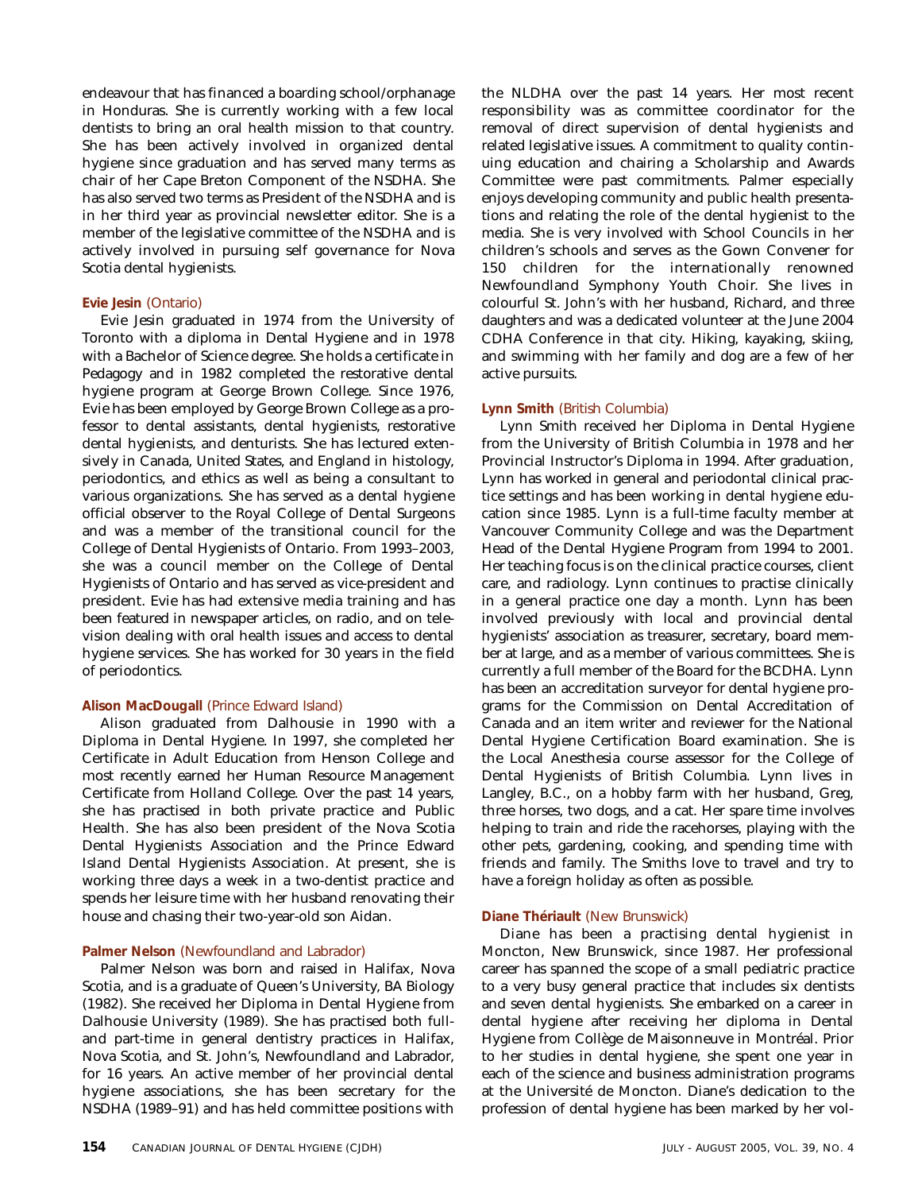endeavour that has financed a boarding school/orphanage in Honduras. She is currently working with a few local dentists to bring an oral health mission to that country. She has been actively involved in organized dental hygiene since graduation and has served many terms as chair of her Cape Breton Component of the NSDHA. She has also served two terms as President of the NSDHA and is in her third year as provincial newsletter editor. She is a member of the legislative committee of the NSDHA and is actively involved in pursuing self governance for Nova Scotia dental hygienists.

**Evie Jesin** (Ontario)

Evie Jesin graduated in 1974 from the University of Toronto with a diploma in Dental Hygiene and in 1978 with a Bachelor of Science degree. She holds a certificate in Pedagogy and in 1982 completed the restorative dental hygiene program at George Brown College. Since 1976, Evie has been employed by George Brown College as a professor to dental assistants, dental hygienists, restorative dental hygienists, and denturists. She has lectured extensively in Canada, United States, and England in histology, periodontics, and ethics as well as being a consultant to various organizations. She has served as a dental hygiene official observer to the Royal College of Dental Surgeons and was a member of the transitional council for the College of Dental Hygienists of Ontario. From 1993–2003, she was a council member on the College of Dental Hygienists of Ontario and has served as vice-president and president. Evie has had extensive media training and has been featured in newspaper articles, on radio, and on television dealing with oral health issues and access to dental hygiene services. She has worked for 30 years in the field of periodontics.

**Alison MacDougall** (Prince Edward Island)

Alison graduated from Dalhousie in 1990 with a Diploma in Dental Hygiene. In 1997, she completed her Certificate in Adult Education from Henson College and most recently earned her Human Resource Management Certificate from Holland College. Over the past 14 years, she has practised in both private practice and Public Health. She has also been president of the Nova Scotia Dental Hygienists Association and the Prince Edward Island Dental Hygienists Association. At present, she is working three days a week in a two-dentist practice and spends her leisure time with her husband renovating their house and chasing their two-year-old son Aidan.

**Palmer Nelson** (Newfoundland and Labrador)

Palmer Nelson was born and raised in Halifax, Nova Scotia, and is a graduate of Queen's University, BA Biology (1982). She received her Diploma in Dental Hygiene from Dalhousie University (1989). She has practised both full- and part-time in general dentistry practices in Halifax, Nova Scotia, and St. John's, Newfoundland and Labrador, for 16 years. An active member of her provincial dental hygiene associations, she has been secretary for the NSDHA (1989–91) and has held committee positions with the NLDHA over the past 14 years. Her most recent responsibility was as committee coordinator for the removal of direct supervision of dental hygienists and related legislative issues. A commitment to quality continuing education and chairing a Scholarship and Awards Committee were past commitments. Palmer especially enjoys developing community and public health presentations and relating the role of the dental hygienist to the media. She is very involved with School Councils in her children's schools and serves as the Gown Convener for 150 children for the internationally renowned Newfoundland Symphony Youth Choir. She lives in colourful St. John's with her husband, Richard, and three daughters and was a dedicated volunteer at the June 2004 CDHA Conference in that city. Hiking, kayaking, skiing, and swimming with her family and dog are a few of her active pursuits.

**Lynn Smith** (British Columbia)

Lynn Smith received her Diploma in Dental Hygiene from the University of British Columbia in 1978 and her Provincial Instructor's Diploma in 1994. After graduation, Lynn has worked in general and periodontal clinical practice settings and has been working in dental hygiene education since 1985. Lynn is a full-time faculty member at Vancouver Community College and was the Department Head of the Dental Hygiene Program from 1994 to 2001. Her teaching focus is on the clinical practice courses, client care, and radiology. Lynn continues to practise clinically in a general practice one day a month. Lynn has been involved previously with local and provincial dental hygienists' association as treasurer, secretary, board member at large, and as a member of various committees. She is currently a full member of the Board for the BCDHA. Lynn has been an accreditation surveyor for dental hygiene programs for the Commission on Dental Accreditation of Canada and an item writer and reviewer for the National Dental Hygiene Certification Board examination. She is the Local Anesthesia course assessor for the College of Dental Hygienists of British Columbia. Lynn lives in Langley, B.C., on a hobby farm with her husband, Greg, three horses, two dogs, and a cat. Her spare time involves helping to train and ride the racehorses, playing with the other pets, gardening, cooking, and spending time with friends and family. The Smiths love to travel and try to have a foreign holiday as often as possible.

**Diane Thériault** (New Brunswick)

Diane has been a practising dental hygienist in Moncton, New Brunswick, since 1987. Her professional career has spanned the scope of a small pediatric practice to a very busy general practice that includes six dentists and seven dental hygienists. She embarked on a career in dental hygiene after receiving her diploma in Dental Hygiene from Collège de Maisonneuve in Montréal. Prior to her studies in dental hygiene, she spent one year in each of the science and business administration programs at the Université de Moncton. Diane's dedication to the profession of dental hygiene has been marked by her vol-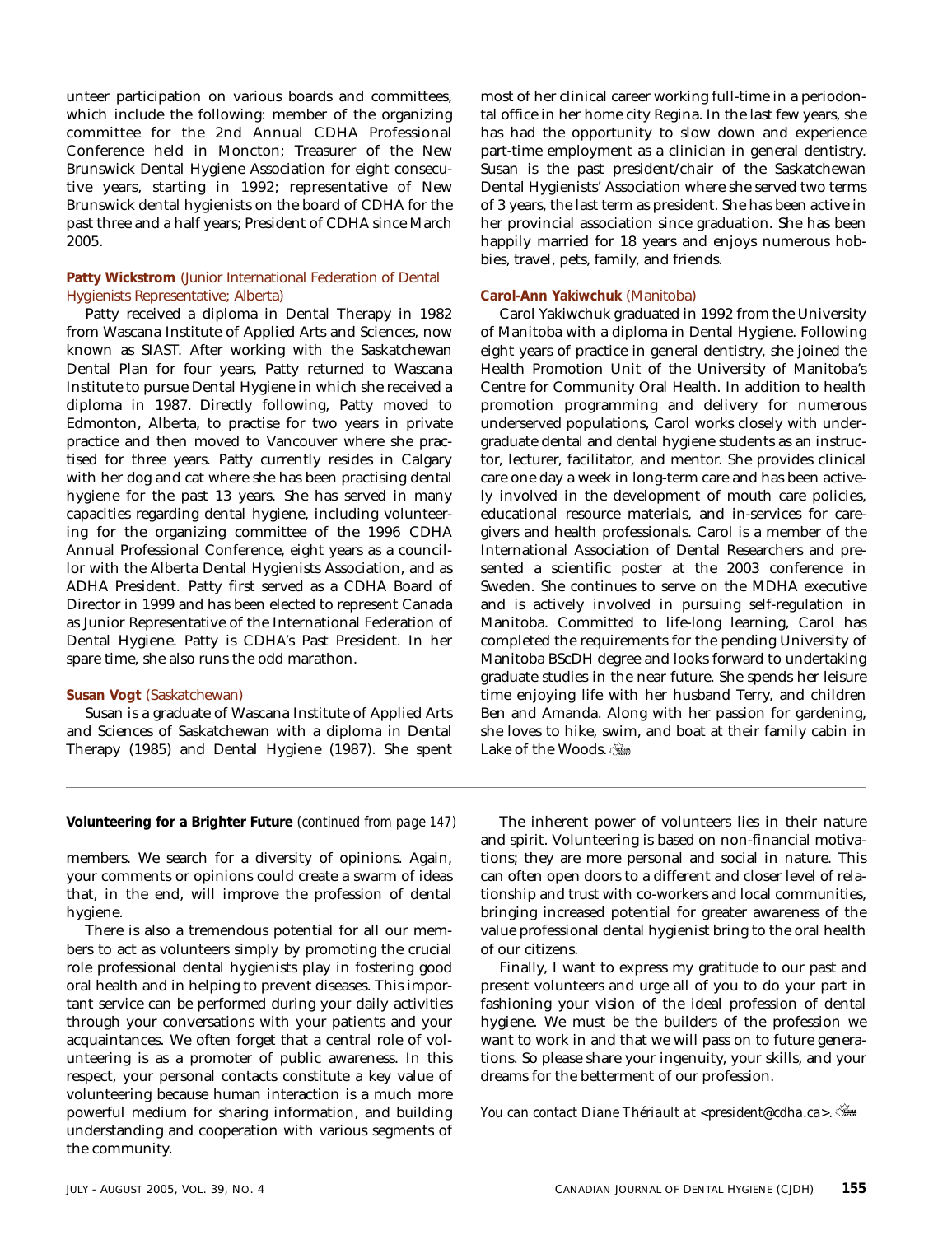unteer participation on various boards and committees, which include the following: member of the organizing committee for the 2nd Annual CDHA Professional Conference held in Moncton; Treasurer of the New Brunswick Dental Hygiene Association for eight consecutive years, starting in 1992; representative of New Brunswick dental hygienists on the board of CDHA for the past three and a half years; President of CDHA since March 2005.

**Patty Wickstrom** (Junior International Federation of Dental Hygienists Representative; Alberta)

Patty received a diploma in Dental Therapy in 1982 from Wascana Institute of Applied Arts and Sciences, now known as SIAST. After working with the Saskatchewan Dental Plan for four years, Patty returned to Wascana Institute to pursue Dental Hygiene in which she received a diploma in 1987. Directly following, Patty moved to Edmonton, Alberta, to practise for two years in private practice and then moved to Vancouver where she practised for three years. Patty currently resides in Calgary with her dog and cat where she has been practising dental hygiene for the past 13 years. She has served in many capacities regarding dental hygiene, including volunteering for the organizing committee of the 1996 CDHA Annual Professional Conference, eight years as a councillor with the Alberta Dental Hygienists Association, and as ADHA President. Patty first served as a CDHA Board of Director in 1999 and has been elected to represent Canada as Junior Representative of the International Federation of Dental Hygiene. Patty is CDHA's Past President. In her spare time, she also runs the odd marathon.

**Susan Vogt** (Saskatchewan)

Susan is a graduate of Wascana Institute of Applied Arts and Sciences of Saskatchewan with a diploma in Dental Therapy (1985) and Dental Hygiene (1987). She spent most of her clinical career working full-time in a periodontal office in her home city Regina. In the last few years, she has had the opportunity to slow down and experience part-time employment as a clinician in general dentistry. Susan is the past president/chair of the Saskatchewan Dental Hygienists' Association where she served two terms of 3 years, the last term as president. She has been active in her provincial association since graduation. She has been happily married for 18 years and enjoys numerous hobbies, travel, pets, family, and friends.

**Carol-Ann Yakiwchuk** (Manitoba)

Carol Yakiwchuk graduated in 1992 from the University of Manitoba with a diploma in Dental Hygiene. Following eight years of practice in general dentistry, she joined the Health Promotion Unit of the University of Manitoba's Centre for Community Oral Health. In addition to health promotion programming and delivery for numerous underserved populations, Carol works closely with undergraduate dental and dental hygiene students as an instructor, lecturer, facilitator, and mentor. She provides clinical care one day a week in long-term care and has been actively involved in the development of mouth care policies, educational resource materials, and in-services for caregivers and health professionals. Carol is a member of the International Association of Dental Researchers and presented a scientific poster at the 2003 conference in Sweden. She continues to serve on the MDHA executive and is actively involved in pursuing self-regulation in Manitoba. Committed to life-long learning, Carol has completed the requirements for the pending University of Manitoba BScDH degree and looks forward to undertaking graduate studies in the near future. She spends her leisure time enjoying life with her husband Terry, and children Ben and Amanda. Along with her passion for gardening, she loves to hike, swim, and boat at their family cabin in Lake of the Woods.

---

**Volunteering for a Brighter Future** *(continued from page 147)*

members. We search for a diversity of opinions. Again, your comments or opinions could create a swarm of ideas that, in the end, will improve the profession of dental hygiene.

There is also a tremendous potential for all our members to act as volunteers simply by promoting the crucial role professional dental hygienists play in fostering good oral health and in helping to prevent diseases. This important service can be performed during your daily activities through your conversations with your patients and your acquaintances. We often forget that a central role of volunteering is as a promoter of public awareness. In this respect, your personal contacts constitute a key value of volunteering because human interaction is a much more powerful medium for sharing information, and building understanding and cooperation with various segments of the community.

The inherent power of volunteers lies in their nature and spirit. Volunteering is based on non-financial motivations; they are more personal and social in nature. This can often open doors to a different and closer level of relationship and trust with co-workers and local communities, bringing increased potential for greater awareness of the value professional dental hygienist bring to the oral health of our citizens.

Finally, I want to express my gratitude to our past and present volunteers and urge all of you to do your part in fashioning your vision of the ideal profession of dental hygiene. We must be the builders of the profession we want to work in and that we will pass on to future generations. So please share your ingenuity, your skills, and your dreams for the betterment of our profession.

*You can contact Diane Thériault at <president@cdha.ca>.*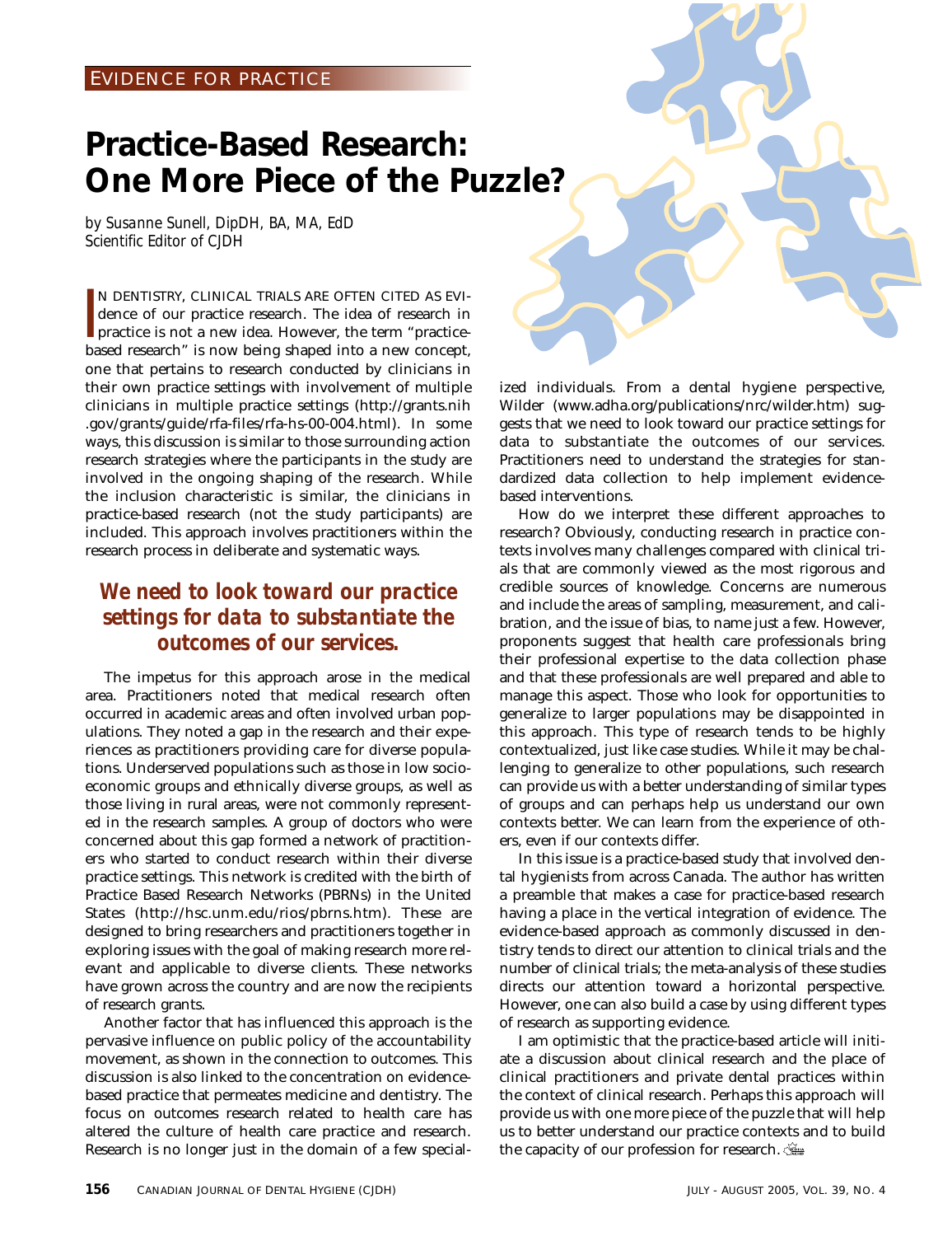EVIDENCE FOR PRACTICE

# Practice-Based Research: One More Piece of the Puzzle?

*by Susanne Sunell, DipDH, BA, MA, EdD*
*Scientific Editor of CJDH*

IN DENTISTRY, CLINICAL TRIALS ARE OFTEN CITED AS EVIdence of our practice research. The idea of research in practice is not a new idea. However, the term "practice-based research" is now being shaped into a new concept, one that pertains to research conducted by clinicians in their own practice settings with involvement of multiple clinicians in multiple practice settings (http://grants.nih.gov/grants/guide/rfa-files/rfa-hs-00-004.html). In some ways, this discussion is similar to those surrounding action research strategies where the participants in the study are involved in the ongoing shaping of the research. While the inclusion characteristic is similar, the clinicians in practice-based research (not the study participants) are included. This approach involves practitioners within the research process in deliberate and systematic ways.

> **We need to look toward our practice settings for data to substantiate the outcomes of our services.**

The impetus for this approach arose in the medical area. Practitioners noted that medical research often occurred in academic areas and often involved urban populations. They noted a gap in the research and their experiences as practitioners providing care for diverse populations. Underserved populations such as those in low socio-economic groups and ethnically diverse groups, as well as those living in rural areas, were not commonly represented in the research samples. A group of doctors who were concerned about this gap formed a network of practitioners who started to conduct research within their diverse practice settings. This network is credited with the birth of Practice Based Research Networks (PBRNs) in the United States (http://hsc.unm.edu/rios/pbrns.htm). These are designed to bring researchers and practitioners together in exploring issues with the goal of making research more relevant and applicable to diverse clients. These networks have grown across the country and are now the recipients of research grants.

Another factor that has influenced this approach is the pervasive influence on public policy of the accountability movement, as shown in the connection to outcomes. This discussion is also linked to the concentration on evidence-based practice that permeates medicine and dentistry. The focus on outcomes research related to health care has altered the culture of health care practice and research. Research is no longer just in the domain of a few specialized individuals. From a dental hygiene perspective, Wilder (www.adha.org/publications/nrc/wilder.htm) suggests that we need to look toward our practice settings for data to substantiate the outcomes of our services. Practitioners need to understand the strategies for standardized data collection to help implement evidence-based interventions.

How do we interpret these different approaches to research? Obviously, conducting research in practice contexts involves many challenges compared with clinical trials that are commonly viewed as the most rigorous and credible sources of knowledge. Concerns are numerous and include the areas of sampling, measurement, and calibration, and the issue of bias, to name just a few. However, proponents suggest that health care professionals bring their professional expertise to the data collection phase and that these professionals are well prepared and able to manage this aspect. Those who look for opportunities to generalize to larger populations may be disappointed in this approach. This type of research tends to be highly contextualized, just like case studies. While it may be challenging to generalize to other populations, such research can provide us with a better understanding of similar types of groups and can perhaps help us understand our own contexts better. We can learn from the experience of others, even if our contexts differ.

In this issue is a practice-based study that involved dental hygienists from across Canada. The author has written a preamble that makes a case for practice-based research having a place in the vertical integration of evidence. The evidence-based approach as commonly discussed in dentistry tends to direct our attention to clinical trials and the number of clinical trials; the meta-analysis of these studies directs our attention toward a horizontal perspective. However, one can also build a case by using different types of research as supporting evidence.

I am optimistic that the practice-based article will initiate a discussion about clinical research and the place of clinical practitioners and private dental practices within the context of clinical research. Perhaps this approach will provide us with one more piece of the puzzle that will help us to better understand our practice contexts and to build the capacity of our profession for research.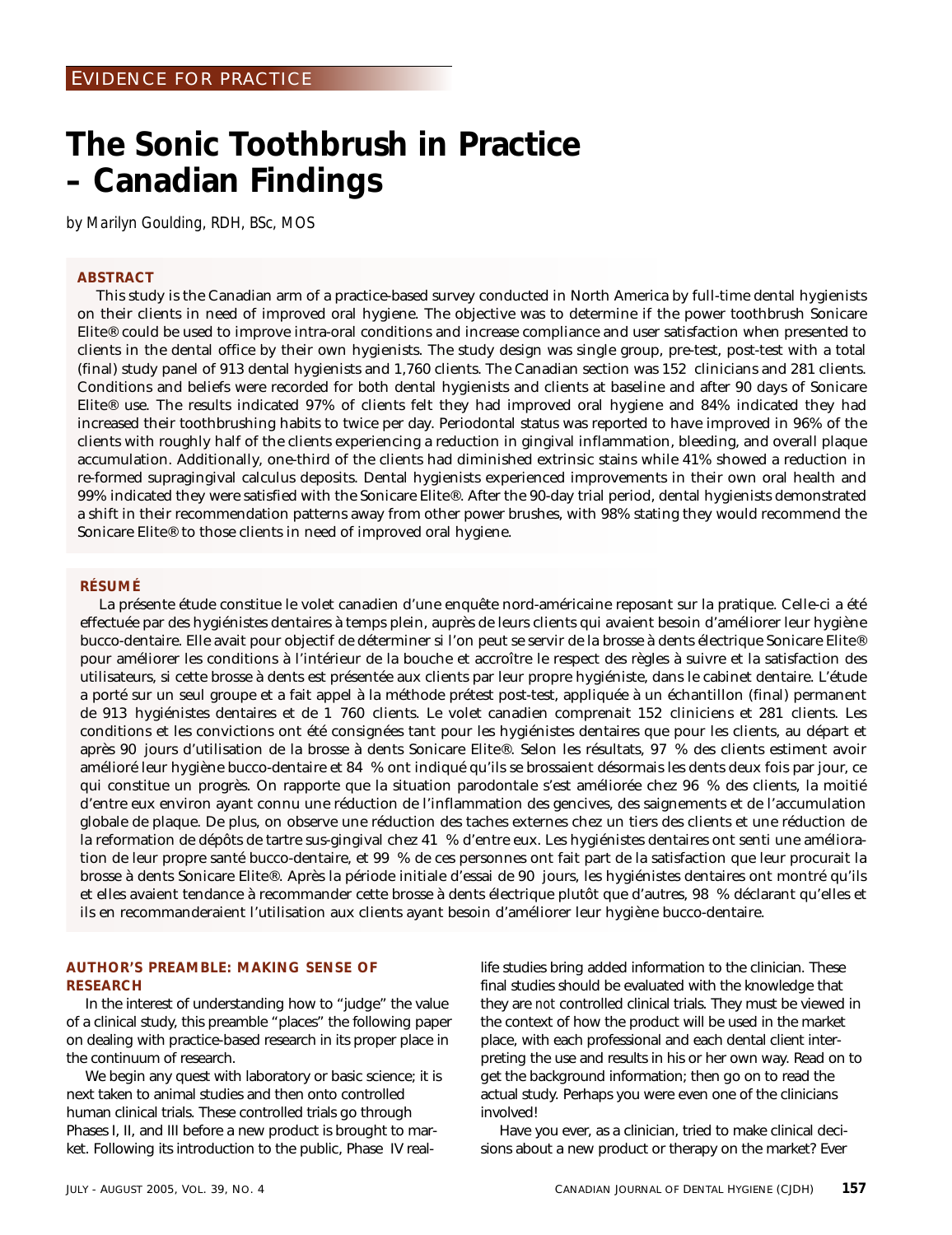EVIDENCE FOR PRACTICE

# The Sonic Toothbrush in Practice – Canadian Findings

*by Marilyn Goulding, RDH, BSc, MOS*

## ABSTRACT

This study is the Canadian arm of a practice-based survey conducted in North America by full-time dental hygienists on their clients in need of improved oral hygiene. The objective was to determine if the power toothbrush Sonicare Elite® could be used to improve intra-oral conditions and increase compliance and user satisfaction when presented to clients in the dental office by their own hygienists. The study design was single group, pre-test, post-test with a total (final) study panel of 913 dental hygienists and 1,760 clients. The Canadian section was 152 clinicians and 281 clients. Conditions and beliefs were recorded for both dental hygienists and clients at baseline and after 90 days of Sonicare Elite® use. The results indicated 97% of clients felt they had improved oral hygiene and 84% indicated they had increased their toothbrushing habits to twice per day. Periodontal status was reported to have improved in 96% of the clients with roughly half of the clients experiencing a reduction in gingival inflammation, bleeding, and overall plaque accumulation. Additionally, one-third of the clients had diminished extrinsic stains while 41% showed a reduction in re-formed supragingival calculus deposits. Dental hygienists experienced improvements in their own oral health and 99% indicated they were satisfied with the Sonicare Elite®. After the 90-day trial period, dental hygienists demonstrated a shift in their recommendation patterns away from other power brushes, with 98% stating they would recommend the Sonicare Elite® to those clients in need of improved oral hygiene.

## RÉSUMÉ

La présente étude constitue le volet canadien d'une enquête nord-américaine reposant sur la pratique. Celle-ci a été effectuée par des hygiénistes dentaires à temps plein, auprès de leurs clients qui avaient besoin d'améliorer leur hygiène bucco-dentaire. Elle avait pour objectif de déterminer si l'on peut se servir de la brosse à dents électrique Sonicare Elite® pour améliorer les conditions à l'intérieur de la bouche et accroître le respect des règles à suivre et la satisfaction des utilisateurs, si cette brosse à dents est présentée aux clients par leur propre hygiéniste, dans le cabinet dentaire. L'étude a porté sur un seul groupe et a fait appel à la méthode prétest post-test, appliquée à un échantillon (final) permanent de 913 hygiénistes dentaires et de 1 760 clients. Le volet canadien comprenait 152 cliniciens et 281 clients. Les conditions et les convictions ont été consignées tant pour les hygiénistes dentaires que pour les clients, au départ et après 90 jours d'utilisation de la brosse à dents Sonicare Elite®. Selon les résultats, 97 % des clients estiment avoir amélioré leur hygiène bucco-dentaire et 84 % ont indiqué qu'ils se brossaient désormais les dents deux fois par jour, ce qui constitue un progrès. On rapporte que la situation parodontale s'est améliorée chez 96 % des clients, la moitié d'entre eux environ ayant connu une réduction de l'inflammation des gencives, des saignements et de l'accumulation globale de plaque. De plus, on observe une réduction des taches externes chez un tiers des clients et une réduction de la reformation de dépôts de tartre sus-gingival chez 41 % d'entre eux. Les hygiénistes dentaires ont senti une amélioration de leur propre santé bucco-dentaire, et 99 % de ces personnes ont fait part de la satisfaction que leur procurait la brosse à dents Sonicare Elite®. Après la période initiale d'essai de 90 jours, les hygiénistes dentaires ont montré qu'ils et elles avaient tendance à recommander cette brosse à dents électrique plutôt que d'autres, 98 % déclarant qu'elles et ils en recommanderaient l'utilisation aux clients ayant besoin d'améliorer leur hygiène bucco-dentaire.

## AUTHOR'S PREAMBLE: MAKING SENSE OF RESEARCH

In the interest of understanding how to "judge" the value of a clinical study, this preamble "places" the following paper on dealing with practice-based research in its proper place in the continuum of research.

We begin any quest with laboratory or basic science; it is next taken to animal studies and then onto controlled human clinical trials. These controlled trials go through Phases I, II, and III before a new product is brought to market. Following its introduction to the public, Phase IV real-life studies bring added information to the clinician. These final studies should be evaluated with the knowledge that they are *not* controlled clinical trials. They must be viewed in the context of how the product will be used in the market place, with each professional and each dental client interpreting the use and results in his or her own way. Read on to get the background information; then go on to read the actual study. Perhaps you were even one of the clinicians involved!

Have you ever, as a clinician, tried to make clinical decisions about a new product or therapy on the market? Ever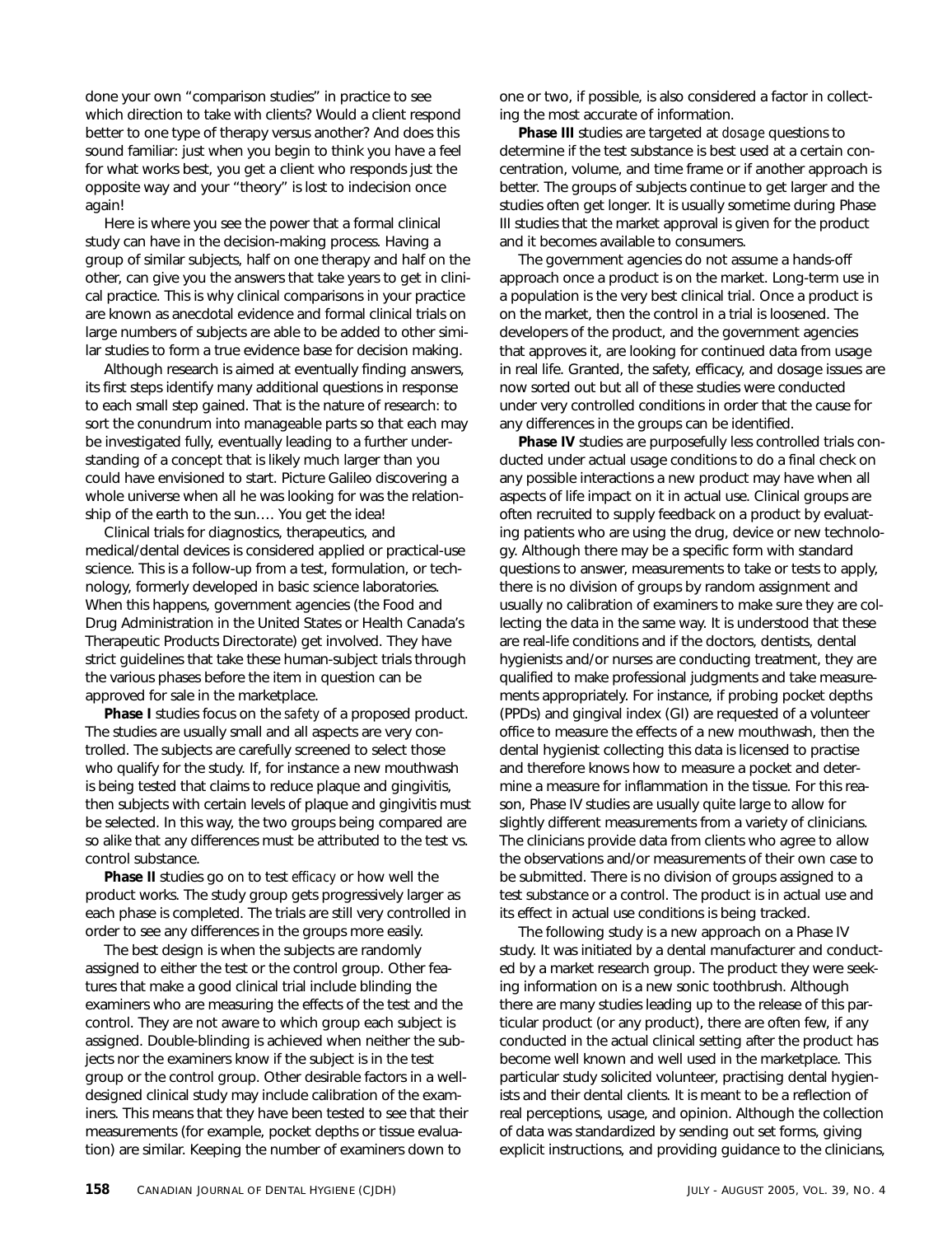done your own "comparison studies" in practice to see which direction to take with clients? Would a client respond better to one type of therapy versus another? And does this sound familiar: just when you begin to think you have a feel for what works best, you get a client who responds just the opposite way and your "theory" is lost to indecision once again!

Here is where you see the power that a formal clinical study can have in the decision-making process. Having a group of similar subjects, half on one therapy and half on the other, can give you the answers that take years to get in clinical practice. This is why clinical comparisons in your practice are known as anecdotal evidence and formal clinical trials on large numbers of subjects are able to be added to other similar studies to form a true evidence base for decision making.

Although research is aimed at eventually finding answers, its first steps identify many additional questions in response to each small step gained. That is the nature of research: to sort the conundrum into manageable parts so that each may be investigated fully, eventually leading to a further understanding of a concept that is likely much larger than you could have envisioned to start. Picture Galileo discovering a whole universe when all he was looking for was the relationship of the earth to the sun…. You get the idea!

Clinical trials for diagnostics, therapeutics, and medical/dental devices is considered applied or practical-use science. This is a follow-up from a test, formulation, or technology, formerly developed in basic science laboratories. When this happens, government agencies (the Food and Drug Administration in the United States or Health Canada's Therapeutic Products Directorate) get involved. They have strict guidelines that take these human-subject trials through the various phases before the item in question can be approved for sale in the marketplace.

**Phase I** studies focus on the *safety* of a proposed product. The studies are usually small and all aspects are very controlled. The subjects are carefully screened to select those who qualify for the study. If, for instance a new mouthwash is being tested that claims to reduce plaque and gingivitis, then subjects with certain levels of plaque and gingivitis must be selected. In this way, the two groups being compared are so alike that any differences must be attributed to the test vs. control substance.

**Phase II** studies go on to test *efficacy* or how well the product works. The study group gets progressively larger as each phase is completed. The trials are still very controlled in order to see any differences in the groups more easily.

The best design is when the subjects are randomly assigned to either the test or the control group. Other features that make a good clinical trial include blinding the examiners who are measuring the effects of the test and the control. They are not aware to which group each subject is assigned. Double-blinding is achieved when neither the subjects nor the examiners know if the subject is in the test group or the control group. Other desirable factors in a well-designed clinical study may include calibration of the examiners. This means that they have been tested to see that their measurements (for example, pocket depths or tissue evaluation) are similar. Keeping the number of examiners down to one or two, if possible, is also considered a factor in collecting the most accurate of information.

**Phase III** studies are targeted at *dosage* questions to determine if the test substance is best used at a certain concentration, volume, and time frame or if another approach is better. The groups of subjects continue to get larger and the studies often get longer. It is usually sometime during Phase III studies that the market approval is given for the product and it becomes available to consumers.

The government agencies do not assume a hands-off approach once a product is on the market. Long-term use in a population is the very best clinical trial. Once a product is on the market, then the control in a trial is loosened. The developers of the product, and the government agencies that approves it, are looking for continued data from usage in real life. Granted, the safety, efficacy, and dosage issues are now sorted out but all of these studies were conducted under very controlled conditions in order that the cause for any differences in the groups can be identified.

**Phase IV** studies are purposefully less controlled trials conducted under actual usage conditions to do a final check on any possible interactions a new product may have when all aspects of life impact on it in actual use. Clinical groups are often recruited to supply feedback on a product by evaluating patients who are using the drug, device or new technology. Although there may be a specific form with standard questions to answer, measurements to take or tests to apply, there is no division of groups by random assignment and usually no calibration of examiners to make sure they are collecting the data in the same way. It is understood that these are real-life conditions and if the doctors, dentists, dental hygienists and/or nurses are conducting treatment, they are qualified to make professional judgments and take measurements appropriately. For instance, if probing pocket depths (PPDs) and gingival index (GI) are requested of a volunteer office to measure the effects of a new mouthwash, then the dental hygienist collecting this data is licensed to practise and therefore knows how to measure a pocket and determine a measure for inflammation in the tissue. For this reason, Phase IV studies are usually quite large to allow for slightly different measurements from a variety of clinicians. The clinicians provide data from clients who agree to allow the observations and/or measurements of their own case to be submitted. There is no division of groups assigned to a test substance or a control. The product is in actual use and its effect in actual use conditions is being tracked.

The following study is a new approach on a Phase IV study. It was initiated by a dental manufacturer and conducted by a market research group. The product they were seeking information on is a new sonic toothbrush. Although there are many studies leading up to the release of this particular product (or any product), there are often few, if any conducted in the actual clinical setting after the product has become well known and well used in the marketplace. This particular study solicited volunteer, practising dental hygienists and their dental clients. It is meant to be a reflection of real perceptions, usage, and opinion. Although the collection of data was standardized by sending out set forms, giving explicit instructions, and providing guidance to the clinicians,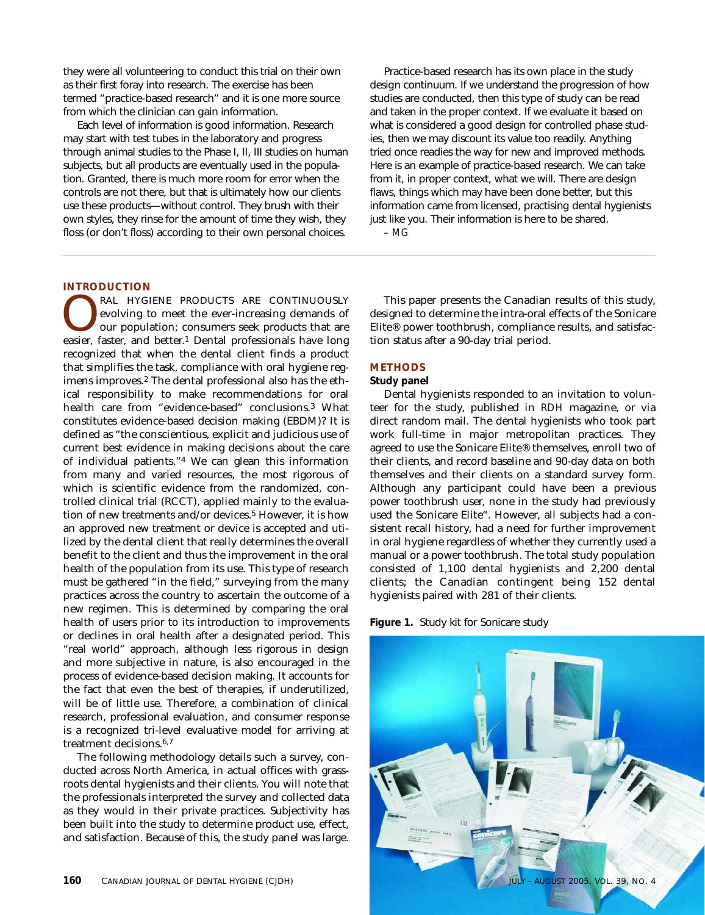they were all volunteering to conduct this trial on their own as their first foray into research. The exercise has been termed "practice-based research" and it is one more source from which the clinician can gain information.

Each level of information is good information. Research may start with test tubes in the laboratory and progress through animal studies to the Phase I, II, III studies on human subjects, but all products are eventually used in the population. Granted, there is much more room for error when the controls are not there, but that is ultimately how our clients use these products—without control. They brush with their own styles, they rinse for the amount of time they wish, they floss (or don't floss) according to their own personal choices.

Practice-based research has its own place in the study design continuum. If we understand the progression of how studies are conducted, then this type of study can be read and taken in the proper context. If we evaluate it based on what is considered a good design for controlled phase studies, then we may discount its value too readily. Anything tried once readies the way for new and improved methods. Here is an example of practice-based research. We can take from it, in proper context, what we will. There are design flaws, things which may have been done better, but this information came from licensed, practising dental hygienists just like you. Their information is here to be shared.

*– MG*

## INTRODUCTION

Oral hygiene products are continuously evolving to meet the ever-increasing demands of our population; consumers seek products that are easier, faster, and better.[1] Dental professionals have long recognized that when the dental client finds a product that simplifies the task, compliance with oral hygiene regimens improves.[2] The dental professional also has the ethical responsibility to make recommendations for oral health care from "evidence-based" conclusions.[3] What constitutes evidence-based decision making (EBDM)? It is defined as "the conscientious, explicit and judicious use of current best evidence in making decisions about the care of individual patients."[4] We can glean this information from many and varied resources, the most rigorous of which is scientific evidence from the randomized, controlled clinical trial (RCCT), applied mainly to the evaluation of new treatments and/or devices.[5] However, it is how an approved new treatment or device is accepted and utilized by the dental client that really determines the overall benefit to the client and thus the improvement in the oral health of the population from its use. This type of research must be gathered "in the field," surveying from the many practices across the country to ascertain the outcome of a new regimen. This is determined by comparing the oral health of users prior to its introduction to improvements or declines in oral health after a designated period. This "real world" approach, although less rigorous in design and more subjective in nature, is also encouraged in the process of evidence-based decision making. It accounts for the fact that even the best of therapies, if underutilized, will be of little use. Therefore, a combination of clinical research, professional evaluation, and consumer response is a recognized tri-level evaluative model for arriving at treatment decisions.[6,7]

The following methodology details such a survey, conducted across North America, in actual offices with grassroots dental hygienists and their clients. You will note that the professionals interpreted the survey and collected data as they would in their private practices. Subjectivity has been built into the study to determine product use, effect, and satisfaction. Because of this, the study panel was large.

This paper presents the Canadian results of this study, designed to determine the intra-oral effects of the Sonicare Elite® power toothbrush, compliance results, and satisfaction status after a 90-day trial period.

## METHODS

### Study panel

Dental hygienists responded to an invitation to volunteer for the study, published in *RDH* magazine, or via direct random mail. The dental hygienists who took part work full-time in major metropolitan practices. They agreed to use the Sonicare Elite® themselves, enroll two of their clients, and record baseline and 90-day data on both themselves and their clients on a standard survey form. Although any participant could have been a previous power toothbrush user, none in the study had previously used the Sonicare Elite". However, all subjects had a consistent recall history, had a need for further improvement in oral hygiene regardless of whether they currently used a manual or a power toothbrush. The total study population consisted of 1,100 dental hygienists and 2,200 dental clients; the Canadian contingent being 152 dental hygienists paired with 281 of their clients.

**Figure 1.** Study kit for Sonicare study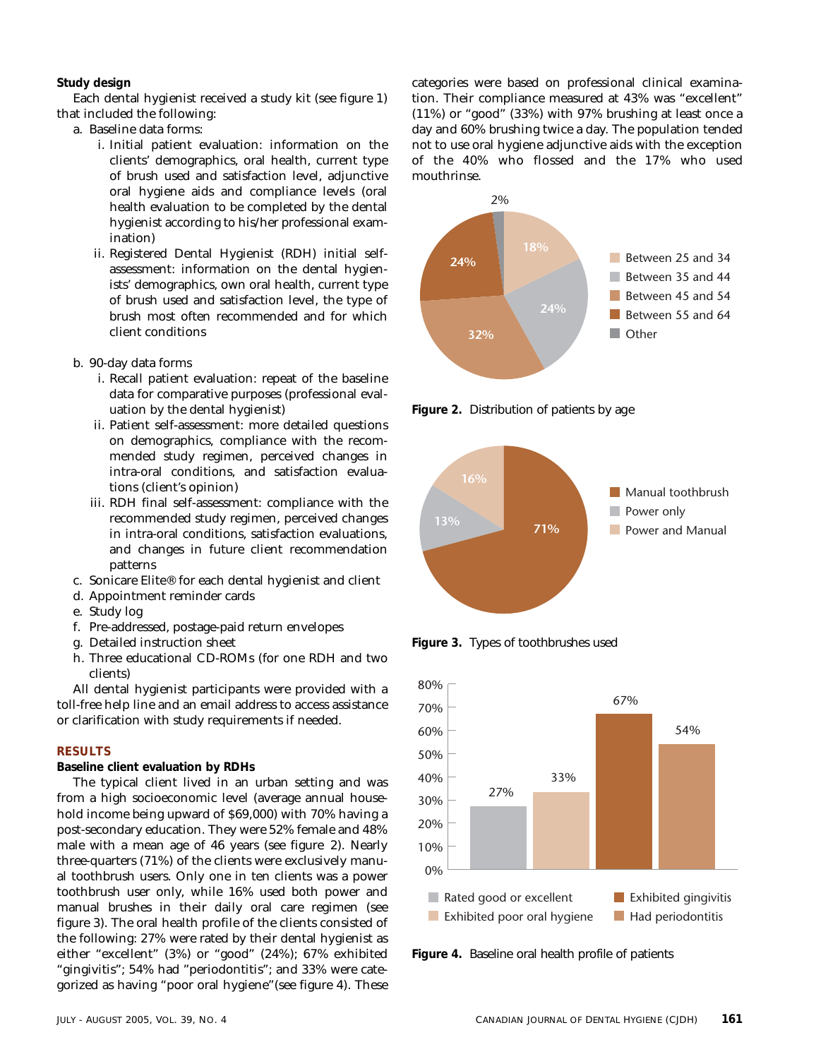**Study design**

Each dental hygienist received a study kit (see figure 1) that included the following:

a. Baseline data forms:
   i. Initial patient evaluation: information on the clients' demographics, oral health, current type of brush used and satisfaction level, adjunctive oral hygiene aids and compliance levels (oral health evaluation to be completed by the dental hygienist according to his/her professional examination)
   ii. Registered Dental Hygienist (RDH) initial self-assessment: information on the dental hygienists' demographics, own oral health, current type of brush used and satisfaction level, the type of brush most often recommended and for which client conditions

b. 90-day data forms
   i. Recall patient evaluation: repeat of the baseline data for comparative purposes (professional evaluation by the dental hygienist)
   ii. Patient self-assessment: more detailed questions on demographics, compliance with the recommended study regimen, perceived changes in intra-oral conditions, and satisfaction evaluations (client's opinion)
   iii. RDH final self-assessment: compliance with the recommended study regimen, perceived changes in intra-oral conditions, satisfaction evaluations, and changes in future client recommendation patterns

c. Sonicare Elite® for each dental hygienist and client

d. Appointment reminder cards

e. Study log

f. Pre-addressed, postage-paid return envelopes

g. Detailed instruction sheet

h. Three educational CD-ROMs (for one RDH and two clients)

All dental hygienist participants were provided with a toll-free help line and an email address to access assistance or clarification with study requirements if needed.

## RESULTS

**Baseline client evaluation by RDHs**

The typical client lived in an urban setting and was from a high socioeconomic level (average annual household income being upward of $69,000) with 70% having a post-secondary education. They were 52% female and 48% male with a mean age of 46 years (see figure 2). Nearly three-quarters (71%) of the clients were exclusively manual toothbrush users. Only one in ten clients was a power toothbrush user only, while 16% used both power and manual brushes in their daily oral care regimen (see figure 3). The oral health profile of the clients consisted of the following: 27% were rated by their dental hygienist as either "excellent" (3%) or "good" (24%); 67% exhibited "gingivitis"; 54% had "periodontitis"; and 33% were categorized as having "poor oral hygiene"(see figure 4). These categories were based on professional clinical examination. Their compliance measured at 43% was "excellent" (11%) or "good" (33%) with 97% brushing at least once a day and 60% brushing twice a day. The population tended not to use oral hygiene adjunctive aids with the exception of the 40% who flossed and the 17% who used mouthrinse.

| Age group | Percentage |
|---|---|
| Between 25 and 34 | 18% |
| Between 35 and 44 | 24% |
| Between 45 and 54 | 32% |
| Between 55 and 64 | 24% |
| Other | 2% |

**Figure 2.** Distribution of patients by age

| Toothbrush type | Percentage |
|---|---|
| Manual toothbrush | 71% |
| Power only | 13% |
| Power and Manual | 16% |

**Figure 3.** Types of toothbrushes used

| Oral health category | Percentage |
|---|---|
| Rated good or excellent | 27% |
| Exhibited poor oral hygiene | 33% |
| Exhibited gingivitis | 67% |
| Had periodontitis | 54% |

**Figure 4.** Baseline oral health profile of patients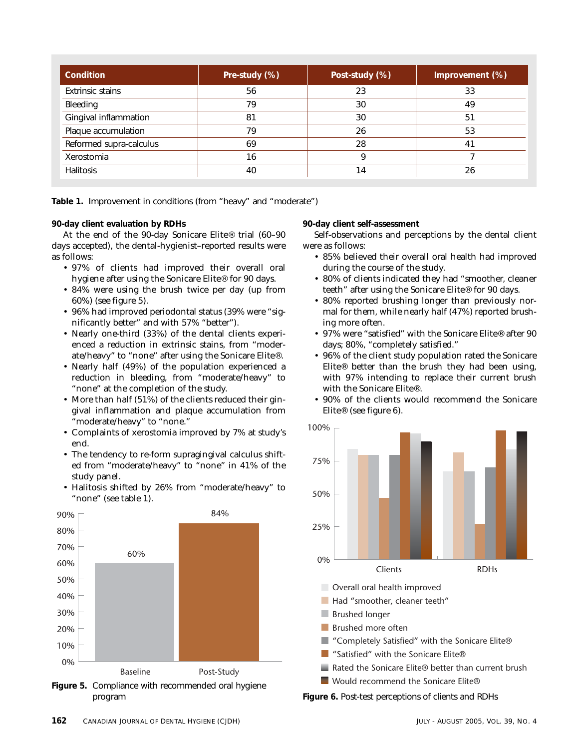| Condition | Pre-study (%) | Post-study (%) | Improvement (%) |
|---|---|---|---|
| Extrinsic stains | 56 | 23 | 33 |
| Bleeding | 79 | 30 | 49 |
| Gingival inflammation | 81 | 30 | 51 |
| Plaque accumulation | 79 | 26 | 53 |
| Reformed supra-calculus | 69 | 28 | 41 |
| Xerostomia | 16 | 9 | 7 |
| Halitosis | 40 | 14 | 26 |

**Table 1.** Improvement in conditions (from "heavy" and "moderate")

**90-day client evaluation by RDHs**

At the end of the 90-day Sonicare Elite® trial (60–90 days accepted), the dental-hygienist–reported results were as follows:

- 97% of clients had improved their overall oral hygiene after using the Sonicare Elite® for 90 days.
- 84% were using the brush twice per day (up from 60%) (see figure 5).
- 96% had improved periodontal status (39% were "significantly better" and with 57% "better").
- Nearly one-third (33%) of the dental clients experienced a reduction in extrinsic stains, from "moderate/heavy" to "none" after using the Sonicare Elite®.
- Nearly half (49%) of the population experienced a reduction in bleeding, from "moderate/heavy" to "none" at the completion of the study.
- More than half (51%) of the clients reduced their gingival inflammation and plaque accumulation from "moderate/heavy" to "none."
- Complaints of xerostomia improved by 7% at study's end.
- The tendency to re-form supragingival calculus shifted from "moderate/heavy" to "none" in 41% of the study panel.
- Halitosis shifted by 26% from "moderate/heavy" to "none" (see table 1).

| | Baseline | Post-Study |
|---|---|---|
| Compliance | 60% | 84% |

**Figure 5.** Compliance with recommended oral hygiene program

**90-day client self-assessment**

Self-observations and perceptions by the dental client were as follows:

- 85% believed their overall oral health had improved during the course of the study.
- 80% of clients indicated they had "smoother, cleaner teeth" after using the Sonicare Elite® for 90 days.
- 80% reported brushing longer than previously normal for them, while nearly half (47%) reported brushing more often.
- 97% were "satisfied" with the Sonicare Elite® after 90 days; 80%, "completely satisfied."
- 96% of the client study population rated the Sonicare Elite® better than the brush they had been using, with 97% intending to replace their current brush with the Sonicare Elite®.
- 90% of the clients would recommend the Sonicare Elite® (see figure 6).

Legend: Overall oral health improved; Had "smoother, cleaner teeth"; Brushed longer; Brushed more often; "Completely Satisfied" with the Sonicare Elite®; "Satisfied" with the Sonicare Elite®; Rated the Sonicare Elite® better than current brush; Would recommend the Sonicare Elite®

**Figure 6.** Post-test perceptions of clients and RDHs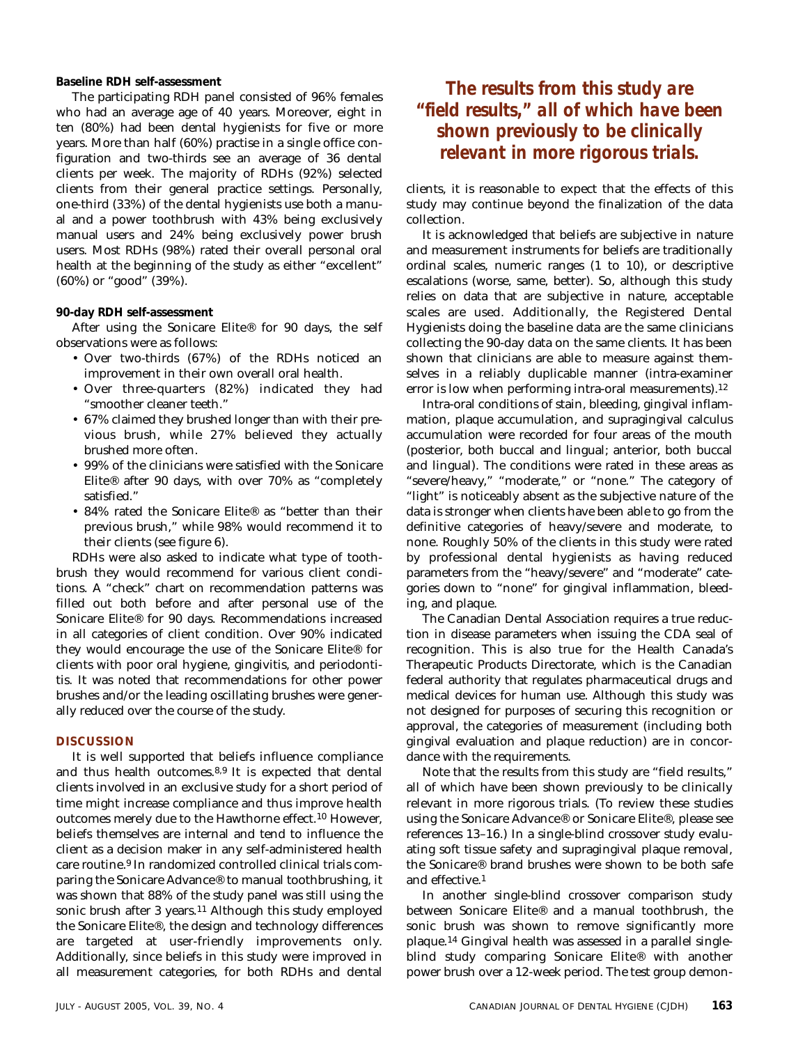**Baseline RDH self-assessment**

The participating RDH panel consisted of 96% females who had an average age of 40 years. Moreover, eight in ten (80%) had been dental hygienists for five or more years. More than half (60%) practise in a single office configuration and two-thirds see an average of 36 dental clients per week. The majority of RDHs (92%) selected clients from their general practice settings. Personally, one-third (33%) of the dental hygienists use both a manual and a power toothbrush with 43% being exclusively manual users and 24% being exclusively power brush users. Most RDHs (98%) rated their overall personal oral health at the beginning of the study as either "excellent" (60%) or "good" (39%).

**90-day RDH self-assessment**

After using the Sonicare Elite® for 90 days, the self observations were as follows:

- Over two-thirds (67%) of the RDHs noticed an improvement in their own overall oral health.
- Over three-quarters (82%) indicated they had "smoother cleaner teeth."
- 67% claimed they brushed longer than with their previous brush, while 27% believed they actually brushed more often.
- 99% of the clinicians were satisfied with the Sonicare Elite® after 90 days, with over 70% as "completely satisfied."
- 84% rated the Sonicare Elite® as "better than their previous brush," while 98% would recommend it to their clients (see figure 6).

RDHs were also asked to indicate what type of toothbrush they would recommend for various client conditions. A "check" chart on recommendation patterns was filled out both before and after personal use of the Sonicare Elite® for 90 days. Recommendations increased in all categories of client condition. Over 90% indicated they would encourage the use of the Sonicare Elite® for clients with poor oral hygiene, gingivitis, and periodontitis. It was noted that recommendations for other power brushes and/or the leading oscillating brushes were generally reduced over the course of the study.

## DISCUSSION

It is well supported that beliefs influence compliance and thus health outcomes.[8,9] It is expected that dental clients involved in an exclusive study for a short period of time might increase compliance and thus improve health outcomes merely due to the Hawthorne effect.[10] However, beliefs themselves are internal and tend to influence the client as a decision maker in any self-administered health care routine.[9] In randomized controlled clinical trials comparing the Sonicare Advance® to manual toothbrushing, it was shown that 88% of the study panel was still using the sonic brush after 3 years.[11] Although this study employed the Sonicare Elite®, the design and technology differences are targeted at user-friendly improvements only. Additionally, since beliefs in this study were improved in all measurement categories, for both RDHs and dental clients, it is reasonable to expect that the effects of this study may continue beyond the finalization of the data collection.

> ***The results from this study are "field results," all of which have been shown previously to be clinically relevant in more rigorous trials.***

It is acknowledged that beliefs are subjective in nature and measurement instruments for beliefs are traditionally ordinal scales, numeric ranges (1 to 10), or descriptive escalations (worse, same, better). So, although this study relies on data that are subjective in nature, acceptable scales are used. Additionally, the Registered Dental Hygienists doing the baseline data are the same clinicians collecting the 90-day data on the same clients. It has been shown that clinicians are able to measure against themselves in a reliably duplicable manner (intra-examiner error is low when performing intra-oral measurements).[12]

Intra-oral conditions of stain, bleeding, gingival inflammation, plaque accumulation, and supragingival calculus accumulation were recorded for four areas of the mouth (posterior, both buccal and lingual; anterior, both buccal and lingual). The conditions were rated in these areas as "severe/heavy," "moderate," or "none." The category of "light" is noticeably absent as the subjective nature of the data is stronger when clients have been able to go from the definitive categories of heavy/severe and moderate, to none. Roughly 50% of the clients in this study were rated by professional dental hygienists as having reduced parameters from the "heavy/severe" and "moderate" categories down to "none" for gingival inflammation, bleeding, and plaque.

The Canadian Dental Association requires a true reduction in disease parameters when issuing the CDA seal of recognition. This is also true for the Health Canada's Therapeutic Products Directorate, which is the Canadian federal authority that regulates pharmaceutical drugs and medical devices for human use. Although this study was not designed for purposes of securing this recognition or approval, the categories of measurement (including both gingival evaluation and plaque reduction) are in concordance with the requirements.

Note that the results from this study are "field results," all of which have been shown previously to be clinically relevant in more rigorous trials. (To review these studies using the Sonicare Advance® or Sonicare Elite®, please see references 13–16.) In a single-blind crossover study evaluating soft tissue safety and supragingival plaque removal, the Sonicare® brand brushes were shown to be both safe and effective.[1]

In another single-blind crossover comparison study between Sonicare Elite® and a manual toothbrush, the sonic brush was shown to remove significantly more plaque.[14] Gingival health was assessed in a parallel single-blind study comparing Sonicare Elite® with another power brush over a 12-week period. The test group demon-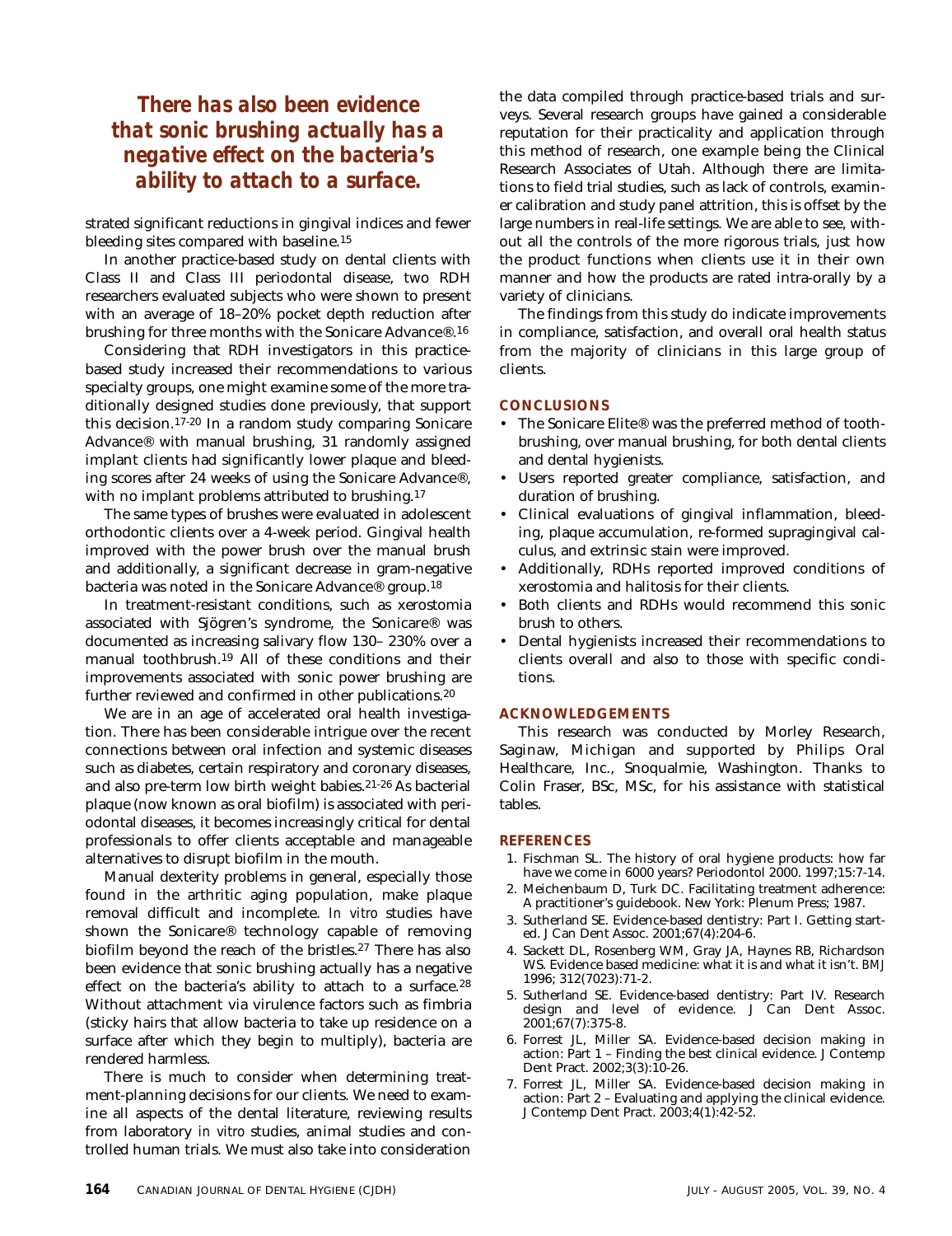**There has also been evidence that sonic brushing actually has a negative effect on the bacteria's ability to attach to a surface.**

strated significant reductions in gingival indices and fewer bleeding sites compared with baseline.[15]

In another practice-based study on dental clients with Class II and Class III periodontal disease, two RDH researchers evaluated subjects who were shown to present with an average of 18–20% pocket depth reduction after brushing for three months with the Sonicare Advance®.[16]

Considering that RDH investigators in this practice-based study increased their recommendations to various specialty groups, one might examine some of the more traditionally designed studies done previously, that support this decision.[17-20] In a random study comparing Sonicare Advance® with manual brushing, 31 randomly assigned implant clients had significantly lower plaque and bleeding scores after 24 weeks of using the Sonicare Advance®, with no implant problems attributed to brushing.[17]

The same types of brushes were evaluated in adolescent orthodontic clients over a 4-week period. Gingival health improved with the power brush over the manual brush and additionally, a significant decrease in gram-negative bacteria was noted in the Sonicare Advance® group.[18]

In treatment-resistant conditions, such as xerostomia associated with Sjögren's syndrome, the Sonicare® was documented as increasing salivary flow 130– 230% over a manual toothbrush.[19] All of these conditions and their improvements associated with sonic power brushing are further reviewed and confirmed in other publications.[20]

We are in an age of accelerated oral health investigation. There has been considerable intrigue over the recent connections between oral infection and systemic diseases such as diabetes, certain respiratory and coronary diseases, and also pre-term low birth weight babies.[21-26] As bacterial plaque (now known as oral biofilm) is associated with periodontal diseases, it becomes increasingly critical for dental professionals to offer clients acceptable and manageable alternatives to disrupt biofilm in the mouth.

Manual dexterity problems in general, especially those found in the arthritic aging population, make plaque removal difficult and incomplete. *In vitro* studies have shown the Sonicare® technology capable of removing biofilm beyond the reach of the bristles.[27] There has also been evidence that sonic brushing actually has a negative effect on the bacteria's ability to attach to a surface.[28] Without attachment via virulence factors such as fimbria (sticky hairs that allow bacteria to take up residence on a surface after which they begin to multiply), bacteria are rendered harmless.

There is much to consider when determining treatment-planning decisions for our clients. We need to examine all aspects of the dental literature, reviewing results from laboratory *in vitro* studies, animal studies and controlled human trials. We must also take into consideration the data compiled through practice-based trials and surveys. Several research groups have gained a considerable reputation for their practicality and application through this method of research, one example being the Clinical Research Associates of Utah. Although there are limitations to field trial studies, such as lack of controls, examiner calibration and study panel attrition, this is offset by the large numbers in real-life settings. We are able to see, without all the controls of the more rigorous trials, just how the product functions when clients use it in their own manner and how the products are rated intra-orally by a variety of clinicians.

The findings from this study do indicate improvements in compliance, satisfaction, and overall oral health status from the majority of clinicians in this large group of clients.

## CONCLUSIONS

- The Sonicare Elite® was the preferred method of toothbrushing, over manual brushing, for both dental clients and dental hygienists.
- Users reported greater compliance, satisfaction, and duration of brushing.
- Clinical evaluations of gingival inflammation, bleeding, plaque accumulation, re-formed supragingival calculus, and extrinsic stain were improved.
- Additionally, RDHs reported improved conditions of xerostomia and halitosis for their clients.
- Both clients and RDHs would recommend this sonic brush to others.
- Dental hygienists increased their recommendations to clients overall and also to those with specific conditions.

## ACKNOWLEDGEMENTS

This research was conducted by Morley Research, Saginaw, Michigan and supported by Philips Oral Healthcare, Inc., Snoqualmie, Washington. Thanks to Colin Fraser, BSc, MSc, for his assistance with statistical tables.

## REFERENCES

1. Fischman SL. The history of oral hygiene products: how far have we come in 6000 years? Periodontol 2000. 1997;15:7-14.
2. Meichenbaum D, Turk DC. Facilitating treatment adherence: A practitioner's guidebook. New York: Plenum Press; 1987.
3. Sutherland SE. Evidence-based dentistry: Part I. Getting started. J Can Dent Assoc. 2001;67(4):204-6.
4. Sackett DL, Rosenberg WM, Gray JA, Haynes RB, Richardson WS. Evidence based medicine: what it is and what it isn't. BMJ 1996; 312(7023):71-2.
5. Sutherland SE. Evidence-based dentistry: Part IV. Research design and level of evidence. J Can Dent Assoc. 2001;67(7):375-8.
6. Forrest JL, Miller SA. Evidence-based decision making in action: Part 1 – Finding the best clinical evidence. J Contemp Dent Pract. 2002;3(3):10-26.
7. Forrest JL, Miller SA. Evidence-based decision making in action: Part 2 – Evaluating and applying the clinical evidence. J Contemp Dent Pract. 2003;4(1):42-52.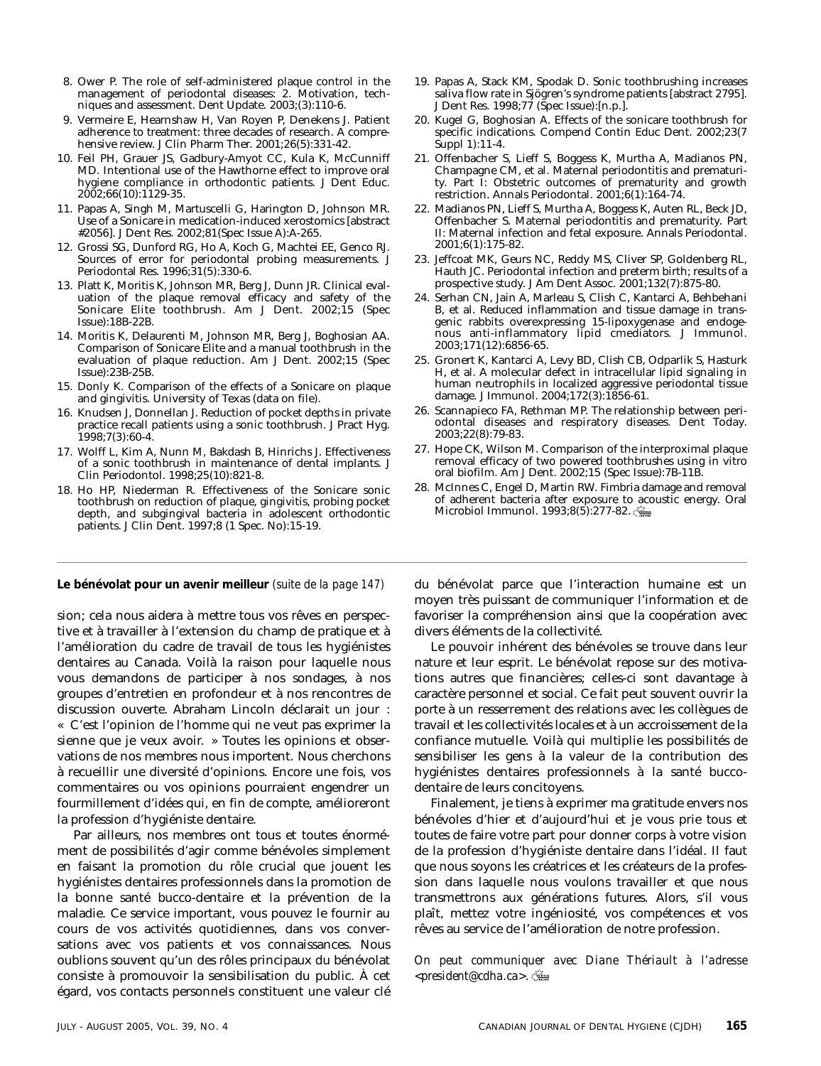8. Ower P. The role of self-administered plaque control in the management of periodontal diseases: 2. Motivation, techniques and assessment. Dent Update. 2003;(3):110-6.
9. Vermeire E, Hearnshaw H, Van Royen P, Denekens J. Patient adherence to treatment: three decades of research. A comprehensive review. J Clin Pharm Ther. 2001;26(5):331-42.
10. Feil PH, Grauer JS, Gadbury-Amyot CC, Kula K, McCunniff MD. Intentional use of the Hawthorne effect to improve oral hygiene compliance in orthodontic patients. J Dent Educ. 2002;66(10):1129-35.
11. Papas A, Singh M, Martuscelli G, Harington D, Johnson MR. Use of a Sonicare in medication-induced xerostomics [abstract #2056]. J Dent Res. 2002;81(Spec Issue A):A-265.
12. Grossi SG, Dunford RG, Ho A, Koch G, Machtei EE, Genco RJ. Sources of error for periodontal probing measurements. J Periodontal Res. 1996;31(5):330-6.
13. Platt K, Moritis K, Johnson MR, Berg J, Dunn JR. Clinical evaluation of the plaque removal efficacy and safety of the Sonicare Elite toothbrush. Am J Dent. 2002;15 (Spec Issue):18B-22B.
14. Moritis K, Delaurenti M, Johnson MR, Berg J, Boghosian AA. Comparison of Sonicare Elite and a manual toothbrush in the evaluation of plaque reduction. Am J Dent. 2002;15 (Spec Issue):23B-25B.
15. Donly K. Comparison of the effects of a Sonicare on plaque and gingivitis. University of Texas (data on file).
16. Knudsen J, Donnellan J. Reduction of pocket depths in private practice recall patients using a sonic toothbrush. J Pract Hyg. 1998;7(3):60-4.
17. Wolff L, Kim A, Nunn M, Bakdash B, Hinrichs J. Effectiveness of a sonic toothbrush in maintenance of dental implants. J Clin Periodontol. 1998;25(10):821-8.
18. Ho HP, Niederman R. Effectiveness of the Sonicare sonic toothbrush on reduction of plaque, gingivitis, probing pocket depth, and subgingival bacteria in adolescent orthodontic patients. J Clin Dent. 1997;8 (1 Spec. No):15-19.
19. Papas A, Stack KM, Spodak D. Sonic toothbrushing increases saliva flow rate in Sjögren's syndrome patients [abstract 2795]. J Dent Res. 1998;77 (Spec Issue):[n.p.].
20. Kugel G, Boghosian A. Effects of the sonicare toothbrush for specific indications. Compend Contin Educ Dent. 2002;23(7 Suppl 1):11-4.
21. Offenbacher S, Lieff S, Boggess K, Murtha A, Madianos PN, Champagne CM, et al. Maternal periodontitis and prematurity. Part I: Obstetric outcomes of prematurity and growth restriction. Annals Periodontal. 2001;6(1):164-74.
22. Madianos PN, Lieff S, Murtha A, Boggess K, Auten RL, Beck JD, Offenbacher S. Maternal periodontitis and prematurity. Part II: Maternal infection and fetal exposure. Annals Periodontal. 2001;6(1):175-82.
23. Jeffcoat MK, Geurs NC, Reddy MS, Cliver SP, Goldenberg RL, Hauth JC. Periodontal infection and preterm birth; results of a prospective study. J Am Dent Assoc. 2001;132(7):875-80.
24. Serhan CN, Jain A, Marleau S, Clish C, Kantarci A, Behbehani B, et al. Reduced inflammation and tissue damage in transgenic rabbits overexpressing 15-lipoxygenase and endogenous anti-inflammatory lipid cmediators. J Immunol. 2003;171(12):6856-65.
25. Gronert K, Kantarci A, Levy BD, Clish CB, Odparlik S, Hasturk H, et al. A molecular defect in intracellular lipid signaling in human neutrophils in localized aggressive periodontal tissue damage. J Immunol. 2004;172(3):1856-61.
26. Scannapieco FA, Rethman MP. The relationship between periodontal diseases and respiratory diseases. Dent Today. 2003;22(8):79-83.
27. Hope CK, Wilson M. Comparison of the interproximal plaque removal efficacy of two powered toothbrushes using in vitro oral biofilm. Am J Dent. 2002;15 (Spec Issue):7B-11B.
28. McInnes C, Engel D, Martin RW. Fimbria damage and removal of adherent bacteria after exposure to acoustic energy. Oral Microbiol Immunol. 1993;8(5):277-82.

**Le bénévolat pour un avenir meilleur** *(suite de la page 147)*

sion; cela nous aidera à mettre tous vos rêves en perspective et à travailler à l'extension du champ de pratique et à l'amélioration du cadre de travail de tous les hygiénistes dentaires au Canada. Voilà la raison pour laquelle nous vous demandons de participer à nos sondages, à nos groupes d'entretien en profondeur et à nos rencontres de discussion ouverte. Abraham Lincoln déclarait un jour : « C'est l'opinion de l'homme qui ne veut pas exprimer la sienne que je veux avoir. » Toutes les opinions et observations de nos membres nous importent. Nous cherchons à recueillir une diversité d'opinions. Encore une fois, vos commentaires ou vos opinions pourraient engendrer un fourmillement d'idées qui, en fin de compte, amélioreront la profession d'hygiéniste dentaire.

Par ailleurs, nos membres ont tous et toutes énormément de possibilités d'agir comme bénévoles simplement en faisant la promotion du rôle crucial que jouent les hygiénistes dentaires professionnels dans la promotion de la bonne santé bucco-dentaire et la prévention de la maladie. Ce service important, vous pouvez le fournir au cours de vos activités quotidiennes, dans vos conversations avec vos patients et vos connaissances. Nous oublions souvent qu'un des rôles principaux du bénévolat consiste à promouvoir la sensibilisation du public. À cet égard, vos contacts personnels constituent une valeur clé du bénévolat parce que l'interaction humaine est un moyen très puissant de communiquer l'information et de favoriser la compréhension ainsi que la coopération avec divers éléments de la collectivité.

Le pouvoir inhérent des bénévoles se trouve dans leur nature et leur esprit. Le bénévolat repose sur des motivations autres que financières; celles-ci sont davantage à caractère personnel et social. Ce fait peut souvent ouvrir la porte à un resserrement des relations avec les collègues de travail et les collectivités locales et à un accroissement de la confiance mutuelle. Voilà qui multiplie les possibilités de sensibiliser les gens à la valeur de la contribution des hygiénistes dentaires professionnels à la santé bucco-dentaire de leurs concitoyens.

Finalement, je tiens à exprimer ma gratitude envers nos bénévoles d'hier et d'aujourd'hui et je vous prie tous et toutes de faire votre part pour donner corps à votre vision de la profession d'hygiéniste dentaire dans l'idéal. Il faut que nous soyons les créatrices et les créateurs de la profession dans laquelle nous voulons travailler et que nous transmettrons aux générations futures. Alors, s'il vous plaît, mettez votre ingéniosité, vos compétences et vos rêves au service de l'amélioration de notre profession.

*On peut communiquer avec Diane Thériault à l'adresse <president@cdha.ca>.*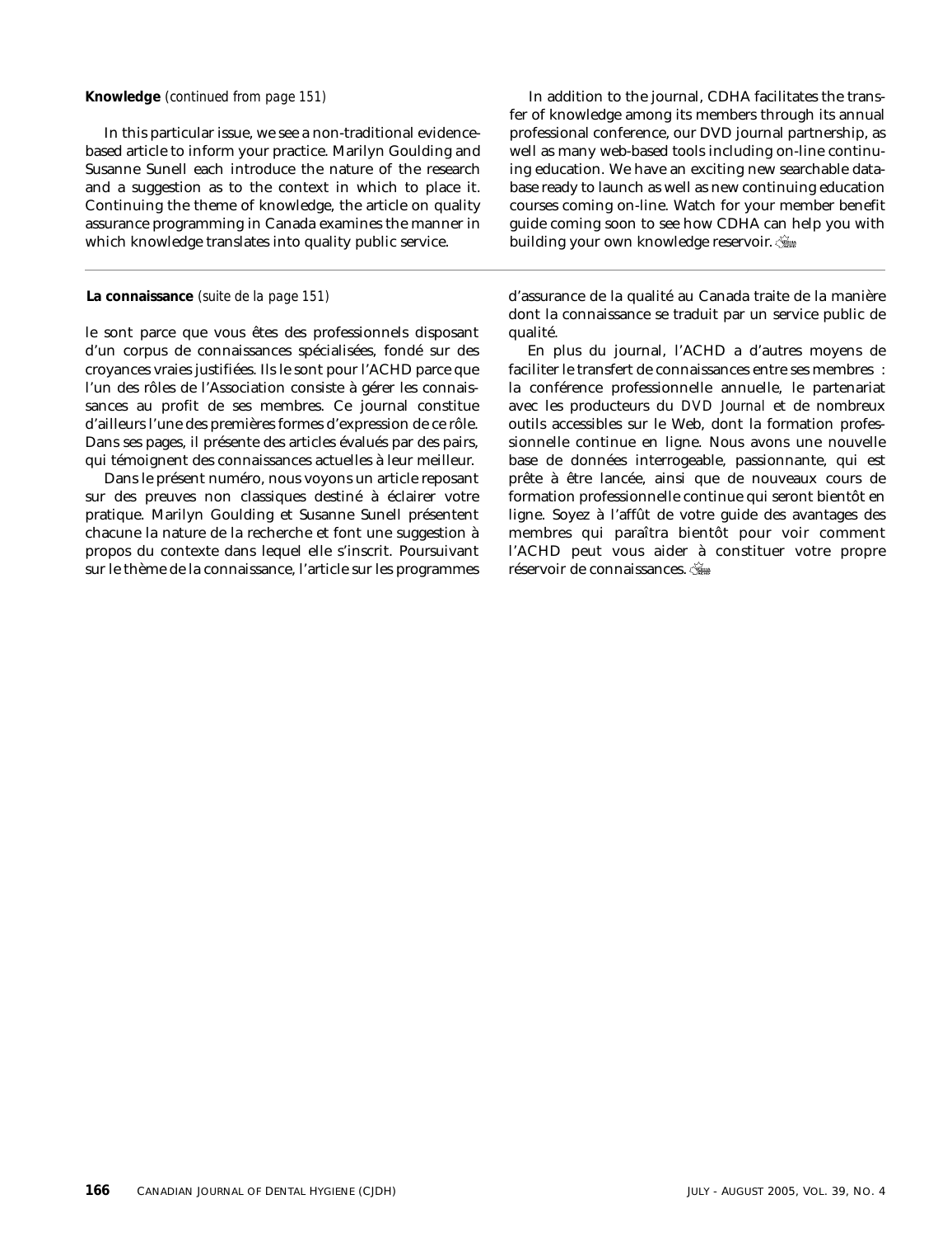**Knowledge** *(continued from page 151)*

In this particular issue, we see a non-traditional evidence-based article to inform your practice. Marilyn Goulding and Susanne Sunell each introduce the nature of the research and a suggestion as to the context in which to place it. Continuing the theme of knowledge, the article on quality assurance programming in Canada examines the manner in which knowledge translates into quality public service.

In addition to the journal, CDHA facilitates the transfer of knowledge among its members through its annual professional conference, our DVD journal partnership, as well as many web-based tools including on-line continuing education. We have an exciting new searchable database ready to launch as well as new continuing education courses coming on-line. Watch for your member benefit guide coming soon to see how CDHA can help you with building your own knowledge reservoir.

---

**La connaissance** *(suite de la page 151)*

le sont parce que vous êtes des professionnels disposant d'un corpus de connaissances spécialisées, fondé sur des croyances vraies justifiées. Ils le sont pour l'ACHD parce que l'un des rôles de l'Association consiste à gérer les connaissances au profit de ses membres. Ce journal constitue d'ailleurs l'une des premières formes d'expression de ce rôle. Dans ses pages, il présente des articles évalués par des pairs, qui témoignent des connaissances actuelles à leur meilleur.

Dans le présent numéro, nous voyons un article reposant sur des preuves non classiques destiné à éclairer votre pratique. Marilyn Goulding et Susanne Sunell présentent chacune la nature de la recherche et font une suggestion à propos du contexte dans lequel elle s'inscrit. Poursuivant sur le thème de la connaissance, l'article sur les programmes d'assurance de la qualité au Canada traite de la manière dont la connaissance se traduit par un service public de qualité.

En plus du journal, l'ACHD a d'autres moyens de faciliter le transfert de connaissances entre ses membres : la conférence professionnelle annuelle, le partenariat avec les producteurs du *DVD Journal* et de nombreux outils accessibles sur le Web, dont la formation professionnelle continue en ligne. Nous avons une nouvelle base de données interrogeable, passionnante, qui est prête à être lancée, ainsi que de nouveaux cours de formation professionnelle continue qui seront bientôt en ligne. Soyez à l'affût de votre guide des avantages des membres qui paraîtra bientôt pour voir comment l'ACHD peut vous aider à constituer votre propre réservoir de connaissances.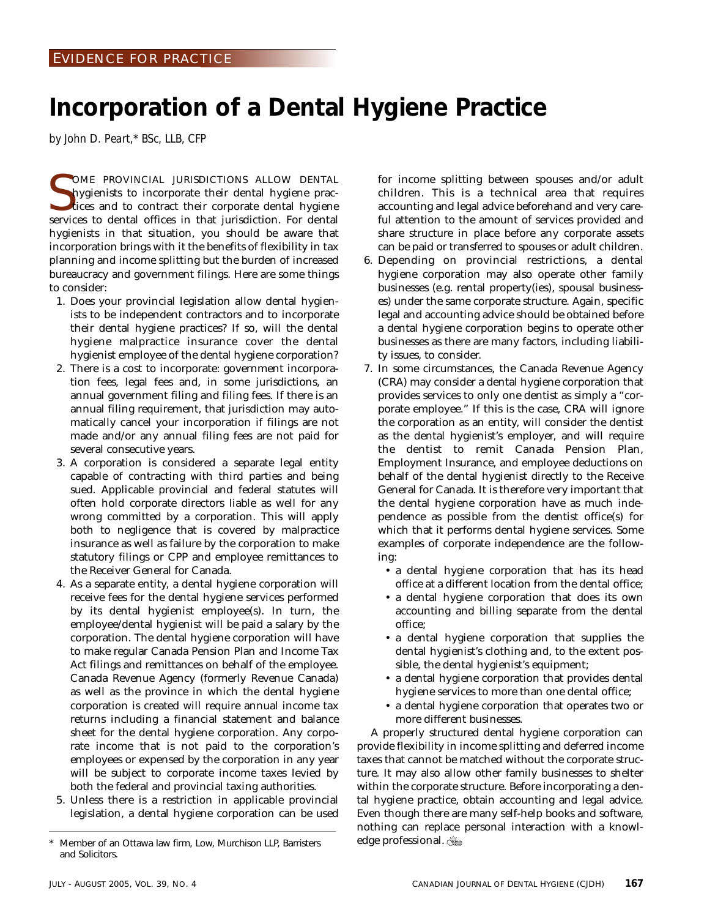EVIDENCE FOR PRACTICE

# Incorporation of a Dental Hygiene Practice

*by John D. Peart,\* BSc, LLB, CFP*

SOME PROVINCIAL JURISDICTIONS ALLOW DENTAL hygienists to incorporate their dental hygiene practices and to contract their corporate dental hygiene services to dental offices in that jurisdiction. For dental hygienists in that situation, you should be aware that incorporation brings with it the benefits of flexibility in tax planning and income splitting but the burden of increased bureaucracy and government filings. Here are some things to consider:

1. Does your provincial legislation allow dental hygienists to be independent contractors and to incorporate their dental hygiene practices? If so, will the dental hygiene malpractice insurance cover the dental hygienist employee of the dental hygiene corporation?
2. There is a cost to incorporate: government incorporation fees, legal fees and, in some jurisdictions, an annual government filing and filing fees. If there is an annual filing requirement, that jurisdiction may automatically cancel your incorporation if filings are not made and/or any annual filing fees are not paid for several consecutive years.
3. A corporation is considered a separate legal entity capable of contracting with third parties and being sued. Applicable provincial and federal statutes will often hold corporate directors liable as well for any wrong committed by a corporation. This will apply both to negligence that is covered by malpractice insurance as well as failure by the corporation to make statutory filings or CPP and employee remittances to the Receiver General for Canada.
4. As a separate entity, a dental hygiene corporation will receive fees for the dental hygiene services performed by its dental hygienist employee(s). In turn, the employee/dental hygienist will be paid a salary by the corporation. The dental hygiene corporation will have to make regular Canada Pension Plan and Income Tax Act filings and remittances on behalf of the employee. Canada Revenue Agency (formerly Revenue Canada) as well as the province in which the dental hygiene corporation is created will require annual income tax returns including a financial statement and balance sheet for the dental hygiene corporation. Any corporate income that is not paid to the corporation's employees or expensed by the corporation in any year will be subject to corporate income taxes levied by both the federal and provincial taxing authorities.
5. Unless there is a restriction in applicable provincial legislation, a dental hygiene corporation can be used for income splitting between spouses and/or adult children. This is a technical area that requires accounting and legal advice beforehand and very careful attention to the amount of services provided and share structure in place before any corporate assets can be paid or transferred to spouses or adult children.
6. Depending on provincial restrictions, a dental hygiene corporation may also operate other family businesses (e.g. rental property(ies), spousal businesses) under the same corporate structure. Again, specific legal and accounting advice should be obtained before a dental hygiene corporation begins to operate other businesses as there are many factors, including liability issues, to consider.
7. In some circumstances, the Canada Revenue Agency (CRA) may consider a dental hygiene corporation that provides services to only one dentist as simply a "corporate employee." If this is the case, CRA will ignore the corporation as an entity, will consider the dentist as the dental hygienist's employer, and will require the dentist to remit Canada Pension Plan, Employment Insurance, and employee deductions on behalf of the dental hygienist directly to the Receive General for Canada. It is therefore very important that the dental hygiene corporation have as much independence as possible from the dentist office(s) for which that it performs dental hygiene services. Some examples of corporate independence are the following:
   - a dental hygiene corporation that has its head office at a different location from the dental office;
   - a dental hygiene corporation that does its own accounting and billing separate from the dental office;
   - a dental hygiene corporation that supplies the dental hygienist's clothing and, to the extent possible, the dental hygienist's equipment;
   - a dental hygiene corporation that provides dental hygiene services to more than one dental office;
   - a dental hygiene corporation that operates two or more different businesses.

A properly structured dental hygiene corporation can provide flexibility in income splitting and deferred income taxes that cannot be matched without the corporate structure. It may also allow other family businesses to shelter within the corporate structure. Before incorporating a dental hygiene practice, obtain accounting and legal advice. Even though there are many self-help books and software, nothing can replace personal interaction with a knowledge professional.

\* Member of an Ottawa law firm, Low, Murchison LLP, Barristers and Solicitors.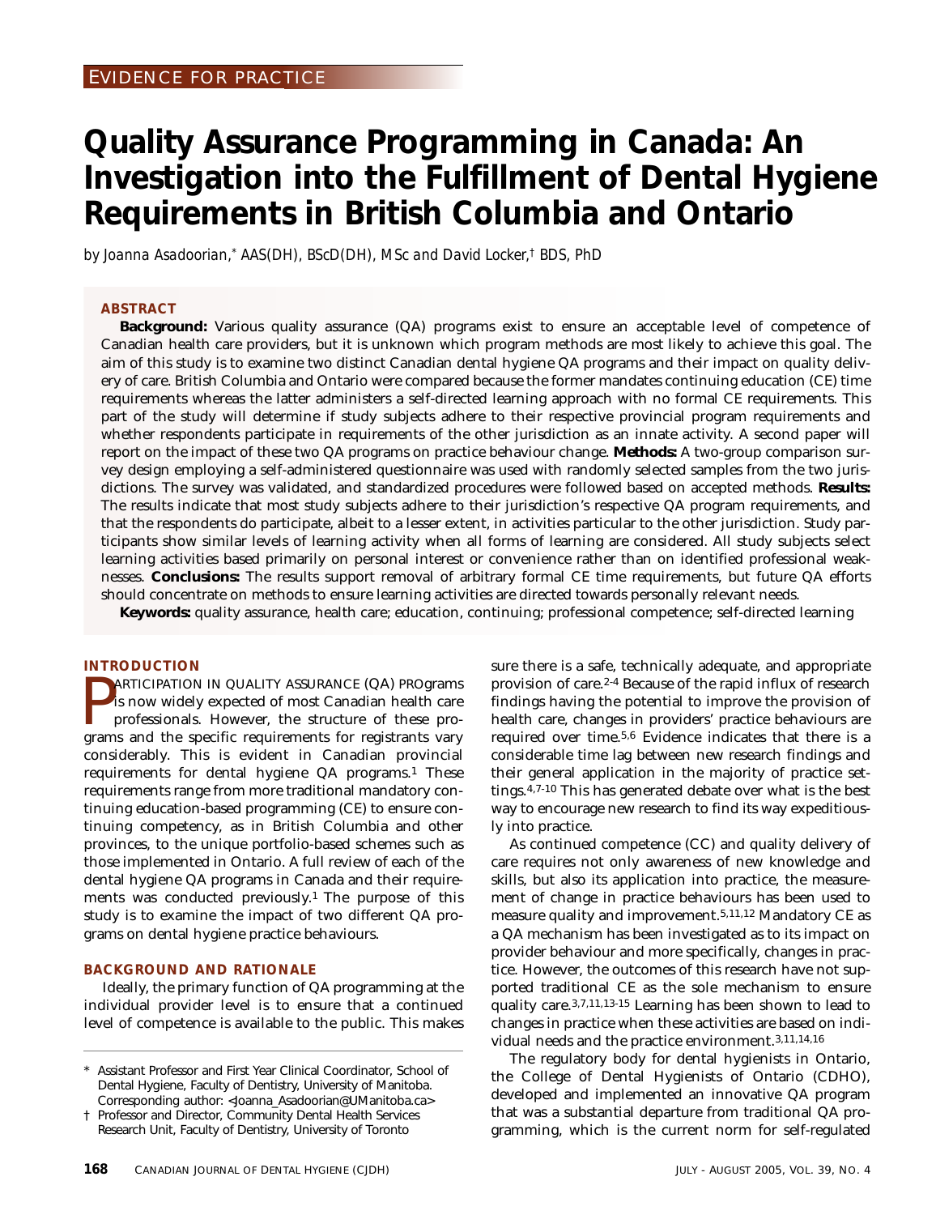EVIDENCE FOR PRACTICE

# Quality Assurance Programming in Canada: An Investigation into the Fulfillment of Dental Hygiene Requirements in British Columbia and Ontario

*by Joanna Asadoorian,\* AAS(DH), BScD(DH), MSc and David Locker,† BDS, PhD*

## ABSTRACT

**Background:** Various quality assurance (QA) programs exist to ensure an acceptable level of competence of Canadian health care providers, but it is unknown which program methods are most likely to achieve this goal. The aim of this study is to examine two distinct Canadian dental hygiene QA programs and their impact on quality delivery of care. British Columbia and Ontario were compared because the former mandates continuing education (CE) time requirements whereas the latter administers a self-directed learning approach with no formal CE requirements. This part of the study will determine if study subjects adhere to their respective provincial program requirements and whether respondents participate in requirements of the other jurisdiction as an innate activity. A second paper will report on the impact of these two QA programs on practice behaviour change. **Methods:** A two-group comparison survey design employing a self-administered questionnaire was used with randomly selected samples from the two jurisdictions. The survey was validated, and standardized procedures were followed based on accepted methods. **Results:** The results indicate that most study subjects adhere to their jurisdiction's respective QA program requirements, and that the respondents do participate, albeit to a lesser extent, in activities particular to the other jurisdiction. Study participants show similar levels of learning activity when all forms of learning are considered. All study subjects select learning activities based primarily on personal interest or convenience rather than on identified professional weaknesses. **Conclusions:** The results support removal of arbitrary formal CE time requirements, but future QA efforts should concentrate on methods to ensure learning activities are directed towards personally relevant needs.

**Keywords:** quality assurance, health care; education, continuing; professional competence; self-directed learning

## INTRODUCTION

PARTICIPATION IN QUALITY ASSURANCE (QA) PROgrams is now widely expected of most Canadian health care professionals. However, the structure of these programs and the specific requirements for registrants vary considerably. This is evident in Canadian provincial requirements for dental hygiene QA programs.[1] These requirements range from more traditional mandatory continuing education-based programming (CE) to ensure continuing competency, as in British Columbia and other provinces, to the unique portfolio-based schemes such as those implemented in Ontario. A full review of each of the dental hygiene QA programs in Canada and their requirements was conducted previously.[1] The purpose of this study is to examine the impact of two different QA programs on dental hygiene practice behaviours.

## BACKGROUND AND RATIONALE

Ideally, the primary function of QA programming at the individual provider level is to ensure that a continued level of competence is available to the public. This makes sure there is a safe, technically adequate, and appropriate provision of care.[2-4] Because of the rapid influx of research findings having the potential to improve the provision of health care, changes in providers' practice behaviours are required over time.[5,6] Evidence indicates that there is a considerable time lag between new research findings and their general application in the majority of practice settings.[4,7-10] This has generated debate over what is the best way to encourage new research to find its way expeditiously into practice.

As continued competence (CC) and quality delivery of care requires not only awareness of new knowledge and skills, but also its application into practice, the measurement of change in practice behaviours has been used to measure quality and improvement.[5,11,12] Mandatory CE as a QA mechanism has been investigated as to its impact on provider behaviour and more specifically, changes in practice. However, the outcomes of this research have not supported traditional CE as the sole mechanism to ensure quality care.[3,7,11,13-15] Learning has been shown to lead to changes in practice when these activities are based on individual needs and the practice environment.[3,11,14,16]

The regulatory body for dental hygienists in Ontario, the College of Dental Hygienists of Ontario (CDHO), developed and implemented an innovative QA program that was a substantial departure from traditional QA programming, which is the current norm for self-regulated

\* Assistant Professor and First Year Clinical Coordinator, School of Dental Hygiene, Faculty of Dentistry, University of Manitoba. Corresponding author: <Joanna_Asadoorian@UManitoba.ca>

† Professor and Director, Community Dental Health Services Research Unit, Faculty of Dentistry, University of Toronto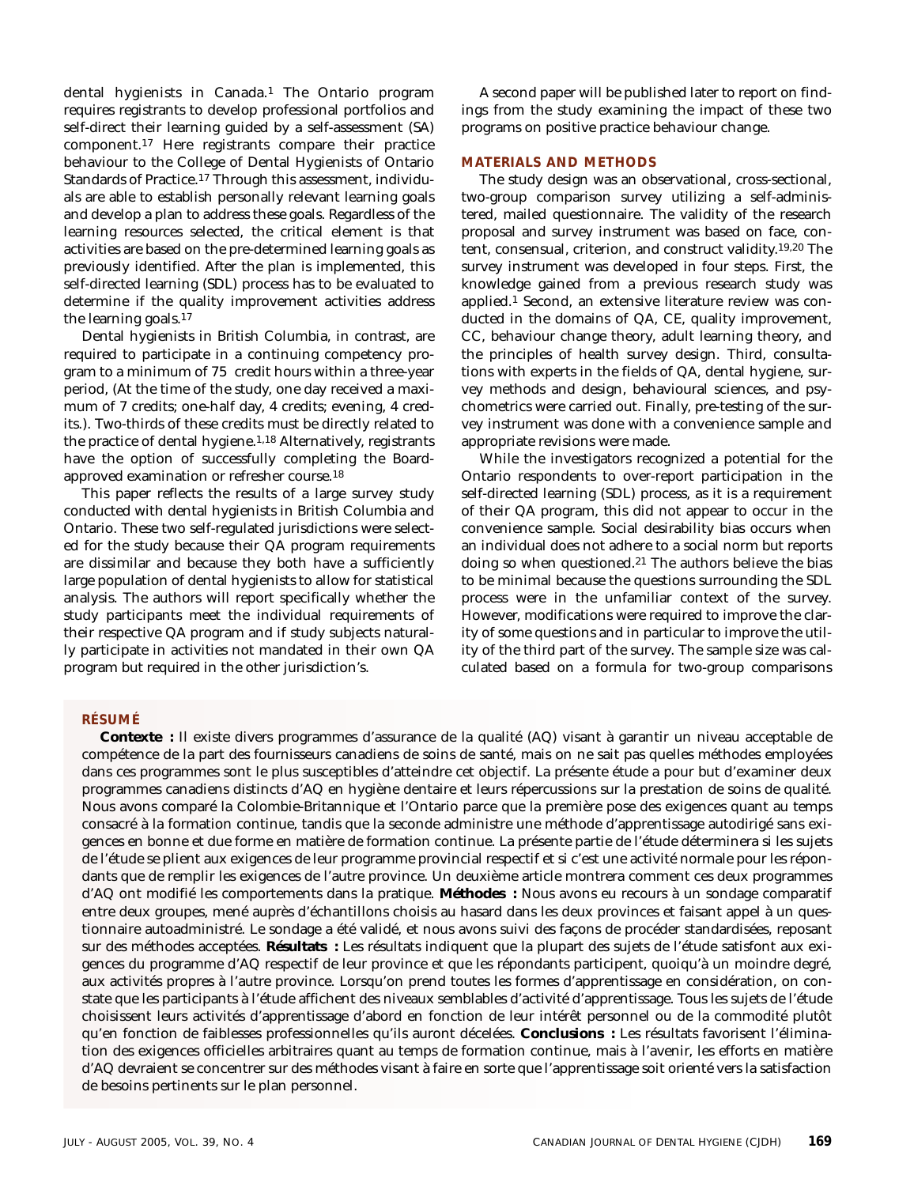dental hygienists in Canada.[1] The Ontario program requires registrants to develop professional portfolios and self-direct their learning guided by a self-assessment (SA) component.[17] Here registrants compare their practice behaviour to the College of Dental Hygienists of Ontario Standards of Practice.[17] Through this assessment, individuals are able to establish personally relevant learning goals and develop a plan to address these goals. Regardless of the learning resources selected, the critical element is that activities are based on the pre-determined learning goals as previously identified. After the plan is implemented, this self-directed learning (SDL) process has to be evaluated to determine if the quality improvement activities address the learning goals.[17]

Dental hygienists in British Columbia, in contrast, are required to participate in a continuing competency program to a minimum of 75 credit hours within a three-year period, (At the time of the study, one day received a maximum of 7 credits; one-half day, 4 credits; evening, 4 credits.). Two-thirds of these credits must be directly related to the practice of dental hygiene.[1,18] Alternatively, registrants have the option of successfully completing the Board-approved examination or refresher course.[18]

This paper reflects the results of a large survey study conducted with dental hygienists in British Columbia and Ontario. These two self-regulated jurisdictions were selected for the study because their QA program requirements are dissimilar and because they both have a sufficiently large population of dental hygienists to allow for statistical analysis. The authors will report specifically whether the study participants meet the individual requirements of their respective QA program and if study subjects naturally participate in activities not mandated in their own QA program but required in the other jurisdiction's.

A second paper will be published later to report on findings from the study examining the impact of these two programs on positive practice behaviour change.

## MATERIALS AND METHODS

The study design was an observational, cross-sectional, two-group comparison survey utilizing a self-administered, mailed questionnaire. The validity of the research proposal and survey instrument was based on face, content, consensual, criterion, and construct validity.[19,20] The survey instrument was developed in four steps. First, the knowledge gained from a previous research study was applied.[1] Second, an extensive literature review was conducted in the domains of QA, CE, quality improvement, CC, behaviour change theory, adult learning theory, and the principles of health survey design. Third, consultations with experts in the fields of QA, dental hygiene, survey methods and design, behavioural sciences, and psychometrics were carried out. Finally, pre-testing of the survey instrument was done with a convenience sample and appropriate revisions were made.

While the investigators recognized a potential for the Ontario respondents to over-report participation in the self-directed learning (SDL) process, as it is a requirement of their QA program, this did not appear to occur in the convenience sample. Social desirability bias occurs when an individual does not adhere to a social norm but reports doing so when questioned.[21] The authors believe the bias to be minimal because the questions surrounding the SDL process were in the unfamiliar context of the survey. However, modifications were required to improve the clarity of some questions and in particular to improve the utility of the third part of the survey. The sample size was calculated based on a formula for two-group comparisons

## RÉSUMÉ

**Contexte :** Il existe divers programmes d'assurance de la qualité (AQ) visant à garantir un niveau acceptable de compétence de la part des fournisseurs canadiens de soins de santé, mais on ne sait pas quelles méthodes employées dans ces programmes sont le plus susceptibles d'atteindre cet objectif. La présente étude a pour but d'examiner deux programmes canadiens distincts d'AQ en hygiène dentaire et leurs répercussions sur la prestation de soins de qualité. Nous avons comparé la Colombie-Britannique et l'Ontario parce que la première pose des exigences quant au temps consacré à la formation continue, tandis que la seconde administre une méthode d'apprentissage autodirigé sans exigences en bonne et due forme en matière de formation continue. La présente partie de l'étude déterminera si les sujets de l'étude se plient aux exigences de leur programme provincial respectif et si c'est une activité normale pour les répondants que de remplir les exigences de l'autre province. Un deuxième article montrera comment ces deux programmes d'AQ ont modifié les comportements dans la pratique. **Méthodes :** Nous avons eu recours à un sondage comparatif entre deux groupes, mené auprès d'échantillons choisis au hasard dans les deux provinces et faisant appel à un questionnaire autoadministré. Le sondage a été validé, et nous avons suivi des façons de procéder standardisées, reposant sur des méthodes acceptées. **Résultats :** Les résultats indiquent que la plupart des sujets de l'étude satisfont aux exigences du programme d'AQ respectif de leur province et que les répondants participent, quoiqu'à un moindre degré, aux activités propres à l'autre province. Lorsqu'on prend toutes les formes d'apprentissage en considération, on constate que les participants à l'étude affichent des niveaux semblables d'activité d'apprentissage. Tous les sujets de l'étude choisissent leurs activités d'apprentissage d'abord en fonction de leur intérêt personnel ou de la commodité plutôt qu'en fonction de faiblesses professionnelles qu'ils auront décelées. **Conclusions :** Les résultats favorisent l'élimination des exigences officielles arbitraires quant au temps de formation continue, mais à l'avenir, les efforts en matière d'AQ devraient se concentrer sur des méthodes visant à faire en sorte que l'apprentissage soit orienté vers la satisfaction de besoins pertinents sur le plan personnel.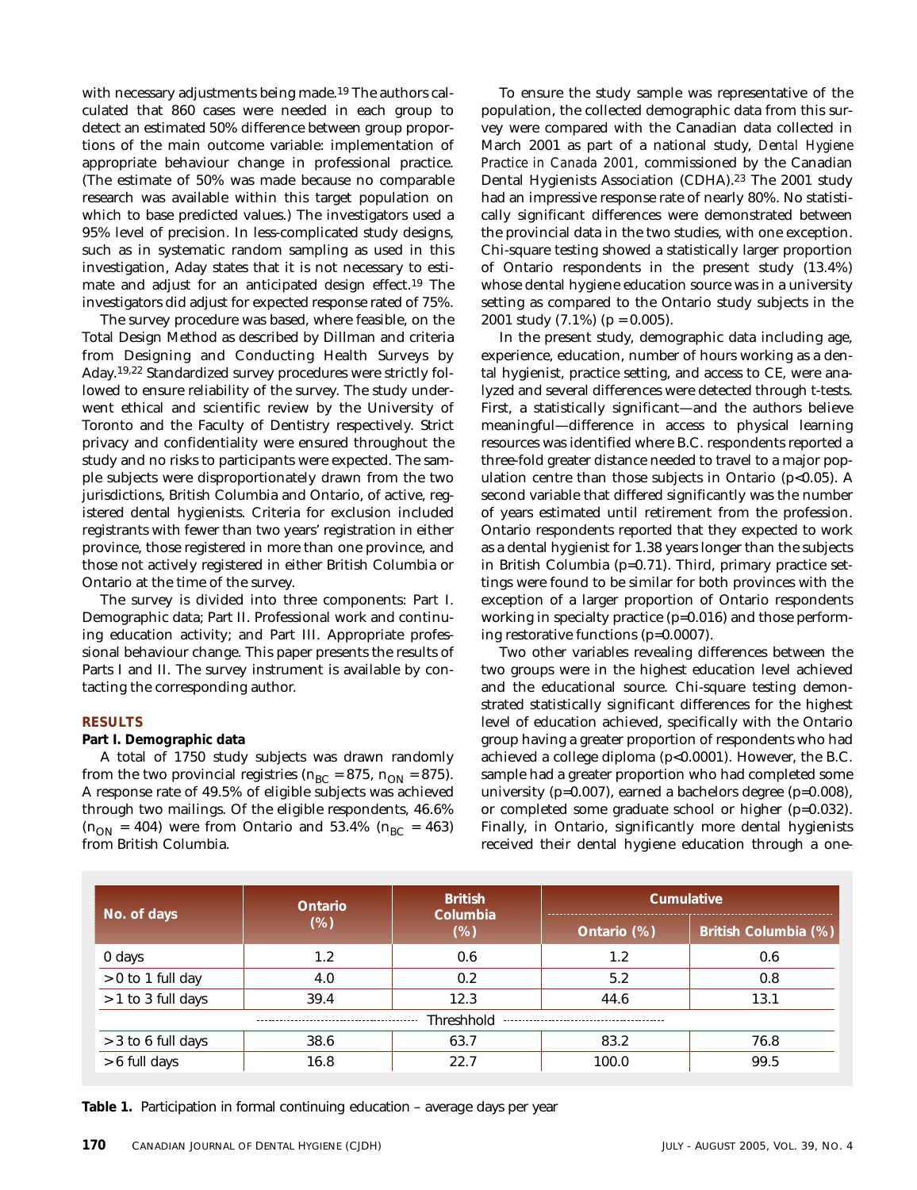with necessary adjustments being made.[19] The authors calculated that 860 cases were needed in each group to detect an estimated 50% difference between group proportions of the main outcome variable: implementation of appropriate behaviour change in professional practice. (The estimate of 50% was made because no comparable research was available within this target population on which to base predicted values.) The investigators used a 95% level of precision. In less-complicated study designs, such as in systematic random sampling as used in this investigation, Aday states that it is not necessary to estimate and adjust for an anticipated design effect.[19] The investigators did adjust for expected response rated of 75%.

The survey procedure was based, where feasible, on the Total Design Method as described by Dillman and criteria from Designing and Conducting Health Surveys by Aday.[19,22] Standardized survey procedures were strictly followed to ensure reliability of the survey. The study underwent ethical and scientific review by the University of Toronto and the Faculty of Dentistry respectively. Strict privacy and confidentiality were ensured throughout the study and no risks to participants were expected. The sample subjects were disproportionately drawn from the two jurisdictions, British Columbia and Ontario, of active, registered dental hygienists. Criteria for exclusion included registrants with fewer than two years' registration in either province, those registered in more than one province, and those not actively registered in either British Columbia or Ontario at the time of the survey.

The survey is divided into three components: Part I. Demographic data; Part II. Professional work and continuing education activity; and Part III. Appropriate professional behaviour change. This paper presents the results of Parts I and II. The survey instrument is available by contacting the corresponding author.

## RESULTS

### Part I. Demographic data

A total of 1750 study subjects was drawn randomly from the two provincial registries ($n_{BC} = 875$, $n_{ON} = 875$). A response rate of 49.5% of eligible subjects was achieved through two mailings. Of the eligible respondents, 46.6% ($n_{ON} = 404$) were from Ontario and 53.4% ($n_{BC} = 463$) from British Columbia.

To ensure the study sample was representative of the population, the collected demographic data from this survey were compared with the Canadian data collected in March 2001 as part of a national study, *Dental Hygiene Practice in Canada 2001*, commissioned by the Canadian Dental Hygienists Association (CDHA).[23] The 2001 study had an impressive response rate of nearly 80%. No statistically significant differences were demonstrated between the provincial data in the two studies, with one exception. Chi-square testing showed a statistically larger proportion of Ontario respondents in the present study (13.4%) whose dental hygiene education source was in a university setting as compared to the Ontario study subjects in the 2001 study (7.1%) ($p = 0.005$).

In the present study, demographic data including age, experience, education, number of hours working as a dental hygienist, practice setting, and access to CE, were analyzed and several differences were detected through *t*-tests. First, a statistically significant—and the authors believe meaningful—difference in access to physical learning resources was identified where B.C. respondents reported a three-fold greater distance needed to travel to a major population centre than those subjects in Ontario ($p<0.05$). A second variable that differed significantly was the number of years estimated until retirement from the profession. Ontario respondents reported that they expected to work as a dental hygienist for 1.38 years longer than the subjects in British Columbia ($p=0.71$). Third, primary practice settings were found to be similar for both provinces with the exception of a larger proportion of Ontario respondents working in specialty practice ($p=0.016$) and those performing restorative functions ($p=0.0007$).

Two other variables revealing differences between the two groups were in the highest education level achieved and the educational source. Chi-square testing demonstrated statistically significant differences for the highest level of education achieved, specifically with the Ontario group having a greater proportion of respondents who had achieved a college diploma ($p<0.0001$). However, the B.C. sample had a greater proportion who had completed some university ($p=0.007$), earned a bachelors degree ($p=0.008$), or completed some graduate school or higher ($p=0.032$). Finally, in Ontario, significantly more dental hygienists received their dental hygiene education through a one-

| No. of days | Ontario (%) | British Columbia (%) | Cumulative | |
|---|---|---|---|---|
| | | | Ontario (%) | British Columbia (%) |
| 0 days | 1.2 | 0.6 | 1.2 | 0.6 |
| > 0 to 1 full day | 4.0 | 0.2 | 5.2 | 0.8 |
| > 1 to 3 full days | 39.4 | 12.3 | 44.6 | 13.1 |
| Threshhold | | | | |
| > 3 to 6 full days | 38.6 | 63.7 | 83.2 | 76.8 |
| > 6 full days | 16.8 | 22.7 | 100.0 | 99.5 |

**Table 1.** Participation in formal continuing education – average days per year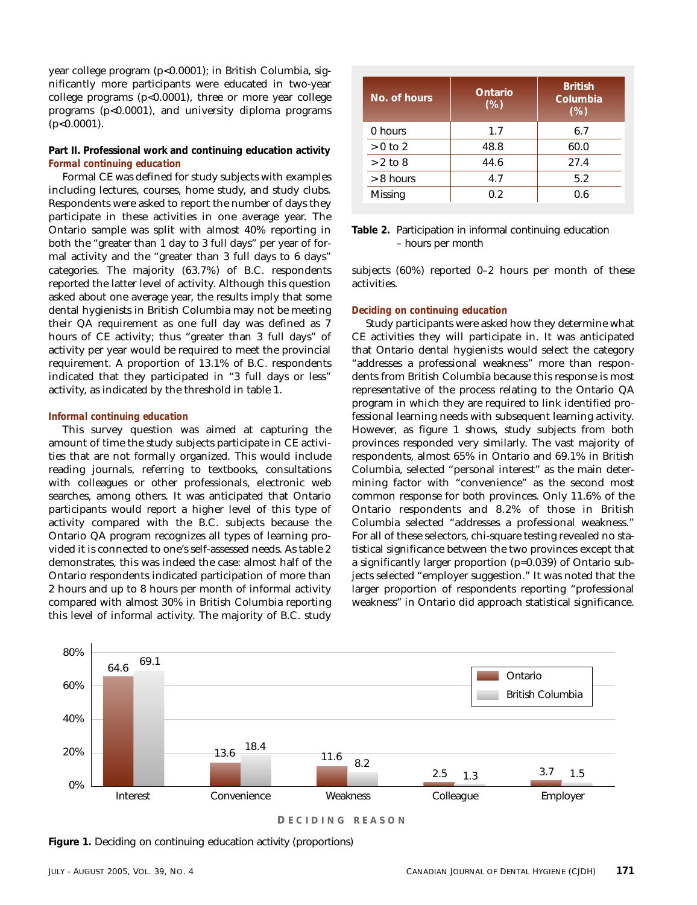year college program (p<0.0001); in British Columbia, significantly more participants were educated in two-year college programs (p<0.0001), three or more year college programs (p<0.0001), and university diploma programs (p<0.0001).

### Part II. Professional work and continuing education activity

#### *Formal continuing education*

Formal CE was defined for study subjects with examples including lectures, courses, home study, and study clubs. Respondents were asked to report the number of days they participate in these activities in one average year. The Ontario sample was split with almost 40% reporting in both the "greater than 1 day to 3 full days" per year of formal activity and the "greater than 3 full days to 6 days" categories. The majority (63.7%) of B.C. respondents reported the latter level of activity. Although this question asked about one average year, the results imply that some dental hygienists in British Columbia may not be meeting their QA requirement as one full day was defined as 7 hours of CE activity; thus "greater than 3 full days" of activity per year would be required to meet the provincial requirement. A proportion of 13.1% of B.C. respondents indicated that they participated in "3 full days or less" activity, as indicated by the threshold in table 1.

#### *Informal continuing education*

This survey question was aimed at capturing the amount of time the study subjects participate in CE activities that are not formally organized. This would include reading journals, referring to textbooks, consultations with colleagues or other professionals, electronic web searches, among others. It was anticipated that Ontario participants would report a higher level of this type of activity compared with the B.C. subjects because the Ontario QA program recognizes all types of learning provided it is connected to one's self-assessed needs. As table 2 demonstrates, this was indeed the case: almost half of the Ontario respondents indicated participation of more than 2 hours and up to 8 hours per month of informal activity compared with almost 30% in British Columbia reporting this level of informal activity. The majority of B.C. study subjects (60%) reported 0–2 hours per month of these activities.

| No. of hours | Ontario (%) | British Columbia (%) |
|---|---|---|
| 0 hours | 1.7 | 6.7 |
| >0 to 2 | 48.8 | 60.0 |
| >2 to 8 | 44.6 | 27.4 |
| >8 hours | 4.7 | 5.2 |
| Missing | 0.2 | 0.6 |

**Table 2.** Participation in informal continuing education – hours per month

#### *Deciding on continuing education*

Study participants were asked how they determine what CE activities they will participate in. It was anticipated that Ontario dental hygienists would select the category "addresses a professional weakness" more than respondents from British Columbia because this response is most representative of the process relating to the Ontario QA program in which they are required to link identified professional learning needs with subsequent learning activity. However, as figure 1 shows, study subjects from both provinces responded very similarly. The vast majority of respondents, almost 65% in Ontario and 69.1% in British Columbia, selected "personal interest" as the main determining factor with "convenience" as the second most common response for both provinces. Only 11.6% of the Ontario respondents and 8.2% of those in British Columbia selected "addresses a professional weakness." For all of these selectors, chi-square testing revealed no statistical significance between the two provinces except that a significantly larger proportion (p=0.039) of Ontario subjects selected "employer suggestion." It was noted that the larger proportion of respondents reporting "professional weakness" in Ontario did approach statistical significance.

| Deciding reason | Ontario (%) | British Columbia (%) |
|---|---|---|
| Interest | 64.6 | 69.1 |
| Convenience | 13.6 | 18.4 |
| Weakness | 11.6 | 8.2 |
| Colleague | 2.5 | 1.3 |
| Employer | 3.7 | 1.5 |

**Figure 1.** Deciding on continuing education activity (proportions)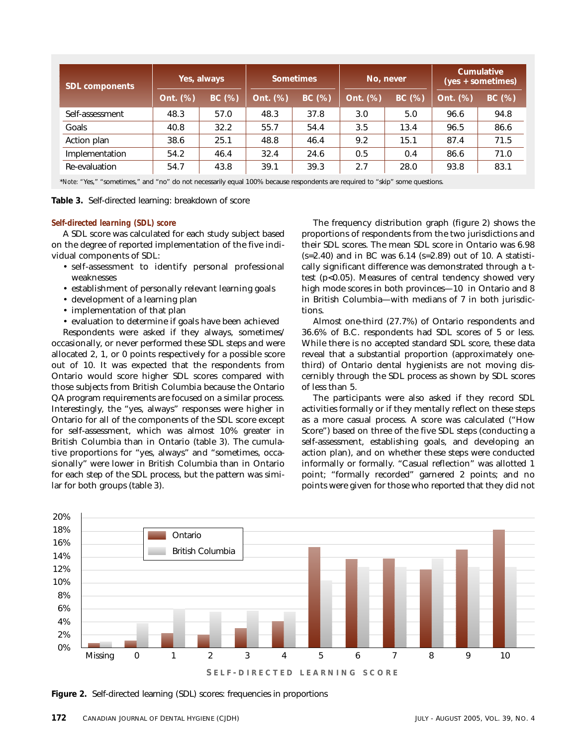| SDL components | Yes, always | | Sometimes | | No, never | | Cumulative (yes + sometimes) | |
|---|---|---|---|---|---|---|---|---|
| | Ont. (%) | BC (%) | Ont. (%) | BC (%) | Ont. (%) | BC (%) | Ont. (%) | BC (%) |
| Self-assessment | 48.3 | 57.0 | 48.3 | 37.8 | 3.0 | 5.0 | 96.6 | 94.8 |
| Goals | 40.8 | 32.2 | 55.7 | 54.4 | 3.5 | 13.4 | 96.5 | 86.6 |
| Action plan | 38.6 | 25.1 | 48.8 | 46.4 | 9.2 | 15.1 | 87.4 | 71.5 |
| Implementation | 54.2 | 46.4 | 32.4 | 24.6 | 0.5 | 0.4 | 86.6 | 71.0 |
| Re-evaluation | 54.7 | 43.8 | 39.1 | 39.3 | 2.7 | 28.0 | 93.8 | 83.1 |

*Note: "Yes," "sometimes," and "no" do not necessarily equal 100% because respondents are required to "skip" some questions.

**Table 3.** Self-directed learning: breakdown of score

### Self-directed learning (SDL) score

A SDL score was calculated for each study subject based on the degree of reported implementation of the five individual components of SDL:

- self-assessment to identify personal professional weaknesses
- establishment of personally relevant learning goals
- development of a learning plan
- implementation of that plan
- evaluation to determine if goals have been achieved

Respondents were asked if they always, sometimes/occasionally, or never performed these SDL steps and were allocated 2, 1, or 0 points respectively for a possible score out of 10. It was expected that the respondents from Ontario would score higher SDL scores compared with those subjects from British Columbia because the Ontario QA program requirements are focused on a similar process. Interestingly, the "yes, always" responses were higher in Ontario for all of the components of the SDL score except for self-assessment, which was almost 10% greater in British Columbia than in Ontario (table 3). The cumulative proportions for "yes, always" and "sometimes, occasionally" were lower in British Columbia than in Ontario for each step of the SDL process, but the pattern was similar for both groups (table 3).

The frequency distribution graph (figure 2) shows the proportions of respondents from the two jurisdictions and their SDL scores. The mean SDL score in Ontario was 6.98 (s=2.40) and in BC was 6.14 (s=2.89) out of 10. A statistically significant difference was demonstrated through a t-test ($p<0.05$). Measures of central tendency showed very high mode scores in both provinces—10 in Ontario and 8 in British Columbia—with medians of 7 in both jurisdictions.

Almost one-third (27.7%) of Ontario respondents and 36.6% of B.C. respondents had SDL scores of 5 or less. While there is no accepted standard SDL score, these data reveal that a substantial proportion (approximately one-third) of Ontario dental hygienists are not moving discernibly through the SDL process as shown by SDL scores of less than 5.

The participants were also asked if they record SDL activities formally or if they mentally reflect on these steps as a more casual process. A score was calculated ("How Score") based on three of the five SDL steps (conducting a self-assessment, establishing goals, and developing an action plan), and on whether these steps were conducted informally or formally. "Casual reflection" was allotted 1 point; "formally recorded" garnered 2 points; and no points were given for those who reported that they did not

**Figure 2.** Self-directed learning (SDL) scores: frequencies in proportions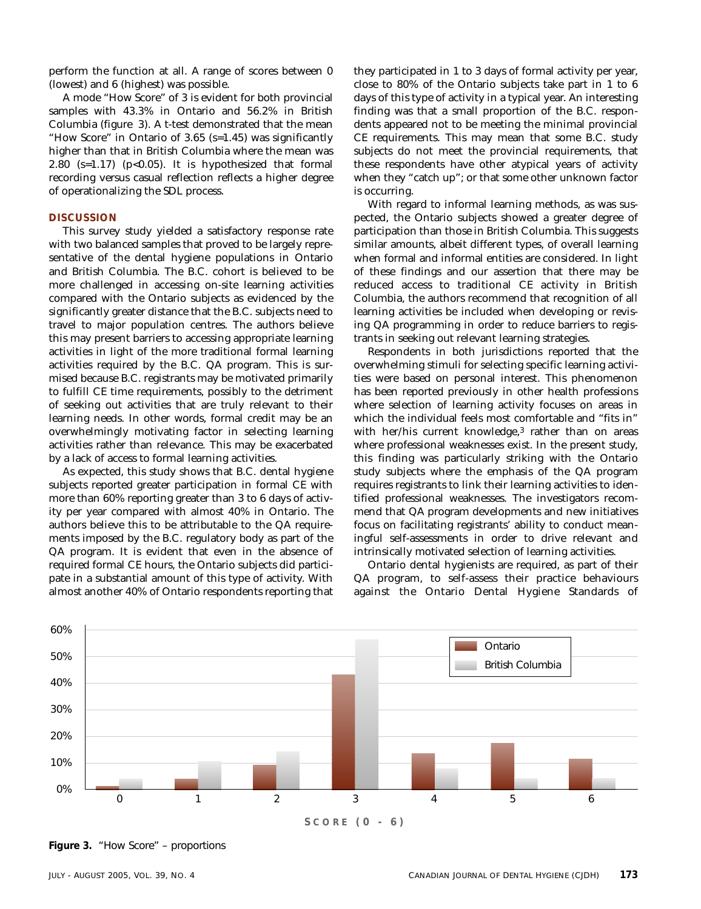perform the function at all. A range of scores between 0 (lowest) and 6 (highest) was possible.

A mode "How Score" of 3 is evident for both provincial samples with 43.3% in Ontario and 56.2% in British Columbia (figure 3). A t-test demonstrated that the mean "How Score" in Ontario of 3.65 (s=1.45) was significantly higher than that in British Columbia where the mean was 2.80 (s=1.17) ($p<0.05$). It is hypothesized that formal recording versus casual reflection reflects a higher degree of operationalizing the SDL process.

## DISCUSSION

This survey study yielded a satisfactory response rate with two balanced samples that proved to be largely representative of the dental hygiene populations in Ontario and British Columbia. The B.C. cohort is believed to be more challenged in accessing on-site learning activities compared with the Ontario subjects as evidenced by the significantly greater distance that the B.C. subjects need to travel to major population centres. The authors believe this may present barriers to accessing appropriate learning activities in light of the more traditional formal learning activities required by the B.C. QA program. This is surmised because B.C. registrants may be motivated primarily to fulfill CE time requirements, possibly to the detriment of seeking out activities that are truly relevant to their learning needs. In other words, formal credit may be an overwhelmingly motivating factor in selecting learning activities rather than relevance. This may be exacerbated by a lack of access to formal learning activities.

As expected, this study shows that B.C. dental hygiene subjects reported greater participation in formal CE with more than 60% reporting greater than 3 to 6 days of activity per year compared with almost 40% in Ontario. The authors believe this to be attributable to the QA requirements imposed by the B.C. regulatory body as part of the QA program. It is evident that even in the absence of required formal CE hours, the Ontario subjects did participate in a substantial amount of this type of activity. With almost another 40% of Ontario respondents reporting that they participated in 1 to 3 days of formal activity per year, close to 80% of the Ontario subjects take part in 1 to 6 days of this type of activity in a typical year. An interesting finding was that a small proportion of the B.C. respondents appeared not to be meeting the minimal provincial CE requirements. This may mean that some B.C. study subjects do not meet the provincial requirements, that these respondents have other atypical years of activity when they "catch up"; or that some other unknown factor is occurring.

With regard to informal learning methods, as was suspected, the Ontario subjects showed a greater degree of participation than those in British Columbia. This suggests similar amounts, albeit different types, of overall learning when formal and informal entities are considered. In light of these findings and our assertion that there may be reduced access to traditional CE activity in British Columbia, the authors recommend that recognition of all learning activities be included when developing or revising QA programming in order to reduce barriers to registrants in seeking out relevant learning strategies.

Respondents in both jurisdictions reported that the overwhelming stimuli for selecting specific learning activities were based on personal interest. This phenomenon has been reported previously in other health professions where selection of learning activity focuses on areas in which the individual feels most comfortable and "fits in" with her/his current knowledge,[3] rather than on areas where professional weaknesses exist. In the present study, this finding was particularly striking with the Ontario study subjects where the emphasis of the QA program requires registrants to link their learning activities to identified professional weaknesses. The investigators recommend that QA program developments and new initiatives focus on facilitating registrants' ability to conduct meaningful self-assessments in order to drive relevant and intrinsically motivated selection of learning activities.

Ontario dental hygienists are required, as part of their QA program, to self-assess their practice behaviours against the Ontario Dental Hygiene Standards of

**Figure 3.** "How Score" – proportions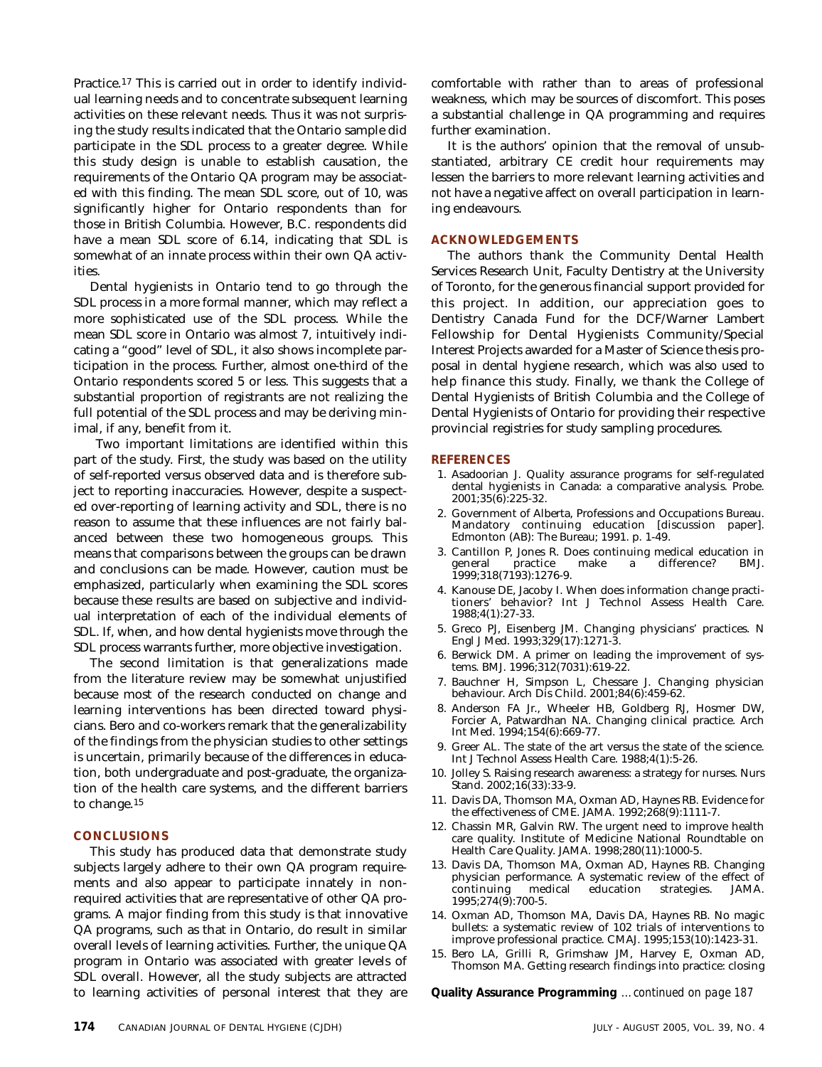Practice.[17] This is carried out in order to identify individual learning needs and to concentrate subsequent learning activities on these relevant needs. Thus it was not surprising the study results indicated that the Ontario sample did participate in the SDL process to a greater degree. While this study design is unable to establish causation, the requirements of the Ontario QA program may be associated with this finding. The mean SDL score, out of 10, was significantly higher for Ontario respondents than for those in British Columbia. However, B.C. respondents did have a mean SDL score of 6.14, indicating that SDL is somewhat of an innate process within their own QA activities.

Dental hygienists in Ontario tend to go through the SDL process in a more formal manner, which may reflect a more sophisticated use of the SDL process. While the mean SDL score in Ontario was almost 7, intuitively indicating a "good" level of SDL, it also shows incomplete participation in the process. Further, almost one-third of the Ontario respondents scored 5 or less. This suggests that a substantial proportion of registrants are not realizing the full potential of the SDL process and may be deriving minimal, if any, benefit from it.

Two important limitations are identified within this part of the study. First, the study was based on the utility of self-reported versus observed data and is therefore subject to reporting inaccuracies. However, despite a suspected over-reporting of learning activity and SDL, there is no reason to assume that these influences are not fairly balanced between these two homogeneous groups. This means that comparisons between the groups can be drawn and conclusions can be made. However, caution must be emphasized, particularly when examining the SDL scores because these results are based on subjective and individual interpretation of each of the individual elements of SDL. If, when, and how dental hygienists move through the SDL process warrants further, more objective investigation.

The second limitation is that generalizations made from the literature review may be somewhat unjustified because most of the research conducted on change and learning interventions has been directed toward physicians. Bero and co-workers remark that the generalizability of the findings from the physician studies to other settings is uncertain, primarily because of the differences in education, both undergraduate and post-graduate, the organization of the health care systems, and the different barriers to change.[15]

## CONCLUSIONS

This study has produced data that demonstrate study subjects largely adhere to their own QA program requirements and also appear to participate innately in non-required activities that are representative of other QA programs. A major finding from this study is that innovative QA programs, such as that in Ontario, do result in similar overall levels of learning activities. Further, the unique QA program in Ontario was associated with greater levels of SDL overall. However, all the study subjects are attracted to learning activities of personal interest that they are comfortable with rather than to areas of professional weakness, which may be sources of discomfort. This poses a substantial challenge in QA programming and requires further examination.

It is the authors' opinion that the removal of unsubstantiated, arbitrary CE credit hour requirements may lessen the barriers to more relevant learning activities and not have a negative affect on overall participation in learning endeavours.

## ACKNOWLEDGEMENTS

The authors thank the Community Dental Health Services Research Unit, Faculty Dentistry at the University of Toronto, for the generous financial support provided for this project. In addition, our appreciation goes to Dentistry Canada Fund for the DCF/Warner Lambert Fellowship for Dental Hygienists Community/Special Interest Projects awarded for a Master of Science thesis proposal in dental hygiene research, which was also used to help finance this study. Finally, we thank the College of Dental Hygienists of British Columbia and the College of Dental Hygienists of Ontario for providing their respective provincial registries for study sampling procedures.

## REFERENCES

1. Asadoorian J. Quality assurance programs for self-regulated dental hygienists in Canada: a comparative analysis. Probe. 2001;35(6):225-32.
2. Government of Alberta, Professions and Occupations Bureau. Mandatory continuing education [discussion paper]. Edmonton (AB): The Bureau; 1991. p. 1-49.
3. Cantillon P, Jones R. Does continuing medical education in general practice make a difference? BMJ. 1999;318(7193):1276-9.
4. Kanouse DE, Jacoby I. When does information change practitioners' behavior? Int J Technol Assess Health Care. 1988;4(1):27-33.
5. Greco PJ, Eisenberg JM. Changing physicians' practices. N Engl J Med. 1993;329(17):1271-3.
6. Berwick DM. A primer on leading the improvement of systems. BMJ. 1996;312(7031):619-22.
7. Bauchner H, Simpson L, Chessare J. Changing physician behaviour. Arch Dis Child. 2001;84(6):459-62.
8. Anderson FA Jr., Wheeler HB, Goldberg RJ, Hosmer DW, Forcier A, Patwardhan NA. Changing clinical practice. Arch Int Med. 1994;154(6):669-77.
9. Greer AL. The state of the art versus the state of the science. Int J Technol Assess Health Care. 1988;4(1):5-26.
10. Jolley S. Raising research awareness: a strategy for nurses. Nurs Stand. 2002;16(33):33-9.
11. Davis DA, Thomson MA, Oxman AD, Haynes RB. Evidence for the effectiveness of CME. JAMA. 1992;268(9):1111-7.
12. Chassin MR, Galvin RW. The urgent need to improve health care quality. Institute of Medicine National Roundtable on Health Care Quality. JAMA. 1998;280(11):1000-5.
13. Davis DA, Thomson MA, Oxman AD, Haynes RB. Changing physician performance. A systematic review of the effect of continuing medical education strategies. JAMA. 1995;274(9):700-5.
14. Oxman AD, Thomson MA, Davis DA, Haynes RB. No magic bullets: a systematic review of 102 trials of interventions to improve professional practice. CMAJ. 1995;153(10):1423-31.
15. Bero LA, Grilli R, Grimshaw JM, Harvey E, Oxman AD, Thomson MA. Getting research findings into practice: closing

**Quality Assurance Programming** *... continued on page 187*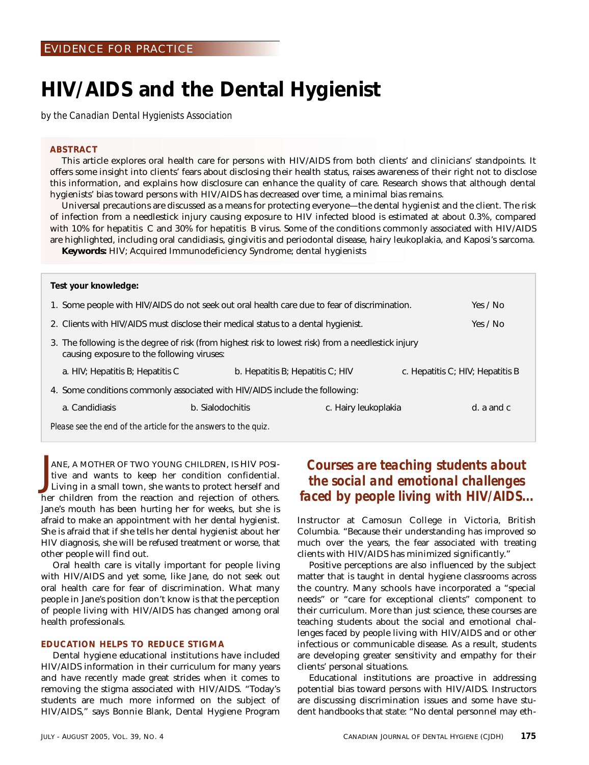EVIDENCE FOR PRACTICE

# HIV/AIDS and the Dental Hygienist

*by the Canadian Dental Hygienists Association*

**ABSTRACT**

This article explores oral health care for persons with HIV/AIDS from both clients' and clinicians' standpoints. It offers some insight into clients' fears about disclosing their health status, raises awareness of their right not to disclose this information, and explains how disclosure can enhance the quality of care. Research shows that although dental hygienists' bias toward persons with HIV/AIDS has decreased over time, a minimal bias remains.

Universal precautions are discussed as a means for protecting everyone—the dental hygienist and the client. The risk of infection from a needlestick injury causing exposure to HIV infected blood is estimated at about 0.3%, compared with 10% for hepatitis C and 30% for hepatitis B virus. Some of the conditions commonly associated with HIV/AIDS are highlighted, including oral candidiasis, gingivitis and periodontal disease, hairy leukoplakia, and Kaposi's sarcoma.

**Keywords:** HIV; Acquired Immunodeficiency Syndrome; dental hygienists

**Test your knowledge:**

1. Some people with HIV/AIDS do not seek out oral health care due to fear of discrimination. Yes / No
2. Clients with HIV/AIDS must disclose their medical status to a dental hygienist. Yes / No
3. The following is the degree of risk (from highest risk to lowest risk) from a needlestick injury causing exposure to the following viruses:

   a. HIV; Hepatitis B; Hepatitis C b. Hepatitis B; Hepatitis C; HIV c. Hepatitis C; HIV; Hepatitis B

4. Some conditions commonly associated with HIV/AIDS include the following:

   a. Candidiasis b. Sialodochitis c. Hairy leukoplakia d. a and c

*Please see the end of the article for the answers to the quiz.*

JANE, A MOTHER OF TWO YOUNG CHILDREN, IS HIV POSItive and wants to keep her condition confidential. Living in a small town, she wants to protect herself and her children from the reaction and rejection of others. Jane's mouth has been hurting her for weeks, but she is afraid to make an appointment with her dental hygienist. She is afraid that if she tells her dental hygienist about her HIV diagnosis, she will be refused treatment or worse, that other people will find out.

Oral health care is vitally important for people living with HIV/AIDS and yet some, like Jane, do not seek out oral health care for fear of discrimination. What many people in Jane's position don't know is that the perception of people living with HIV/AIDS has changed among oral health professionals.

## EDUCATION HELPS TO REDUCE STIGMA

Dental hygiene educational institutions have included HIV/AIDS information in their curriculum for many years and have recently made great strides when it comes to removing the stigma associated with HIV/AIDS. "Today's students are much more informed on the subject of HIV/AIDS," says Bonnie Blank, Dental Hygiene Program Instructor at Camosun College in Victoria, British Columbia. "Because their understanding has improved so much over the years, the fear associated with treating clients with HIV/AIDS has minimized significantly."

> ***Courses are teaching students about the social and emotional challenges faced by people living with HIV/AIDS…***

Positive perceptions are also influenced by the subject matter that is taught in dental hygiene classrooms across the country. Many schools have incorporated a "special needs" or "care for exceptional clients" component to their curriculum. More than just science, these courses are teaching students about the social and emotional challenges faced by people living with HIV/AIDS and or other infectious or communicable disease. As a result, students are developing greater sensitivity and empathy for their clients' personal situations.

Educational institutions are proactive in addressing potential bias toward persons with HIV/AIDS. Instructors are discussing discrimination issues and some have student handbooks that state: "No dental personnel may eth-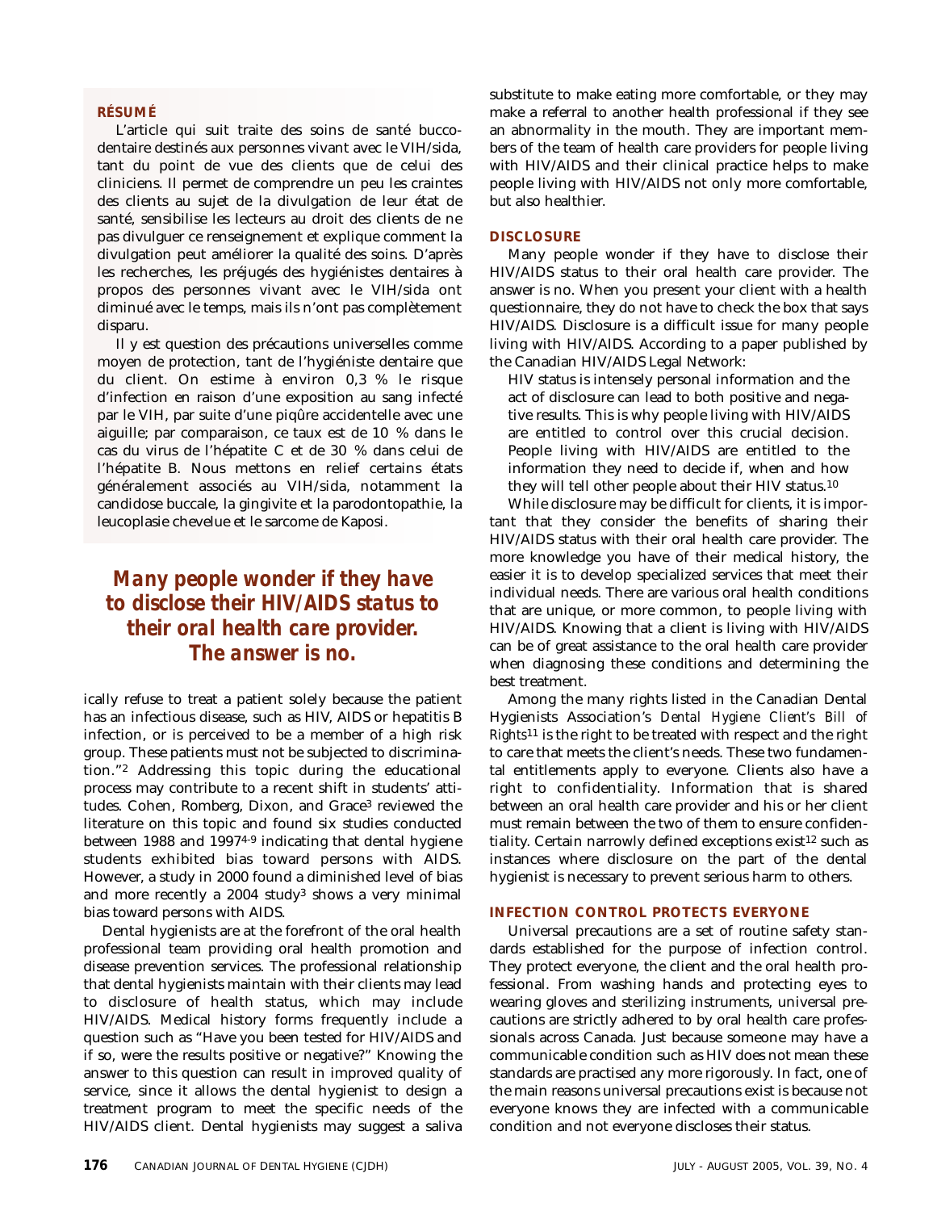## RÉSUMÉ

L'article qui suit traite des soins de santé buccodentaire destinés aux personnes vivant avec le VIH/sida, tant du point de vue des clients que de celui des cliniciens. Il permet de comprendre un peu les craintes des clients au sujet de la divulgation de leur état de santé, sensibilise les lecteurs au droit des clients de ne pas divulguer ce renseignement et explique comment la divulgation peut améliorer la qualité des soins. D'après les recherches, les préjugés des hygiénistes dentaires à propos des personnes vivant avec le VIH/sida ont diminué avec le temps, mais ils n'ont pas complètement disparu.

Il y est question des précautions universelles comme moyen de protection, tant de l'hygiéniste dentaire que du client. On estime à environ 0,3 % le risque d'infection en raison d'une exposition au sang infecté par le VIH, par suite d'une piqûre accidentelle avec une aiguille; par comparaison, ce taux est de 10 % dans le cas du virus de l'hépatite C et de 30 % dans celui de l'hépatite B. Nous mettons en relief certains états généralement associés au VIH/sida, notamment la candidose buccale, la gingivite et la parodontopathie, la leucoplasie chevelue et le sarcome de Kaposi.

***Many people wonder if they have to disclose their HIV/AIDS status to their oral health care provider. The answer is no.***

ically refuse to treat a patient solely because the patient has an infectious disease, such as HIV, AIDS or hepatitis B infection, or is perceived to be a member of a high risk group. These patients must not be subjected to discrimination."[2] Addressing this topic during the educational process may contribute to a recent shift in students' attitudes. Cohen, Romberg, Dixon, and Grace[3] reviewed the literature on this topic and found six studies conducted between 1988 and 1997[4-9] indicating that dental hygiene students exhibited bias toward persons with AIDS. However, a study in 2000 found a diminished level of bias and more recently a 2004 study[3] shows a very minimal bias toward persons with AIDS.

Dental hygienists are at the forefront of the oral health professional team providing oral health promotion and disease prevention services. The professional relationship that dental hygienists maintain with their clients may lead to disclosure of health status, which may include HIV/AIDS. Medical history forms frequently include a question such as "Have you been tested for HIV/AIDS and if so, were the results positive or negative?" Knowing the answer to this question can result in improved quality of service, since it allows the dental hygienist to design a treatment program to meet the specific needs of the HIV/AIDS client. Dental hygienists may suggest a saliva substitute to make eating more comfortable, or they may make a referral to another health professional if they see an abnormality in the mouth. They are important members of the team of health care providers for people living with HIV/AIDS and their clinical practice helps to make people living with HIV/AIDS not only more comfortable, but also healthier.

## DISCLOSURE

Many people wonder if they have to disclose their HIV/AIDS status to their oral health care provider. The answer is no. When you present your client with a health questionnaire, they do not have to check the box that says HIV/AIDS. Disclosure is a difficult issue for many people living with HIV/AIDS. According to a paper published by the Canadian HIV/AIDS Legal Network:

> HIV status is intensely personal information and the act of disclosure can lead to both positive and negative results. This is why people living with HIV/AIDS are entitled to control over this crucial decision. People living with HIV/AIDS are entitled to the information they need to decide if, when and how they will tell other people about their HIV status.[10]

While disclosure may be difficult for clients, it is important that they consider the benefits of sharing their HIV/AIDS status with their oral health care provider. The more knowledge you have of their medical history, the easier it is to develop specialized services that meet their individual needs. There are various oral health conditions that are unique, or more common, to people living with HIV/AIDS. Knowing that a client is living with HIV/AIDS can be of great assistance to the oral health care provider when diagnosing these conditions and determining the best treatment.

Among the many rights listed in the Canadian Dental Hygienists Association's *Dental Hygiene Client's Bill of Rights*[11] is the right to be treated with respect and the right to care that meets the client's needs. These two fundamental entitlements apply to everyone. Clients also have a right to confidentiality. Information that is shared between an oral health care provider and his or her client must remain between the two of them to ensure confidentiality. Certain narrowly defined exceptions exist[12] such as instances where disclosure on the part of the dental hygienist is necessary to prevent serious harm to others.

## INFECTION CONTROL PROTECTS EVERYONE

Universal precautions are a set of routine safety standards established for the purpose of infection control. They protect everyone, the client and the oral health professional. From washing hands and protecting eyes to wearing gloves and sterilizing instruments, universal precautions are strictly adhered to by oral health care professionals across Canada. Just because someone may have a communicable condition such as HIV does not mean these standards are practised any more rigorously. In fact, one of the main reasons universal precautions exist is because not everyone knows they are infected with a communicable condition and not everyone discloses their status.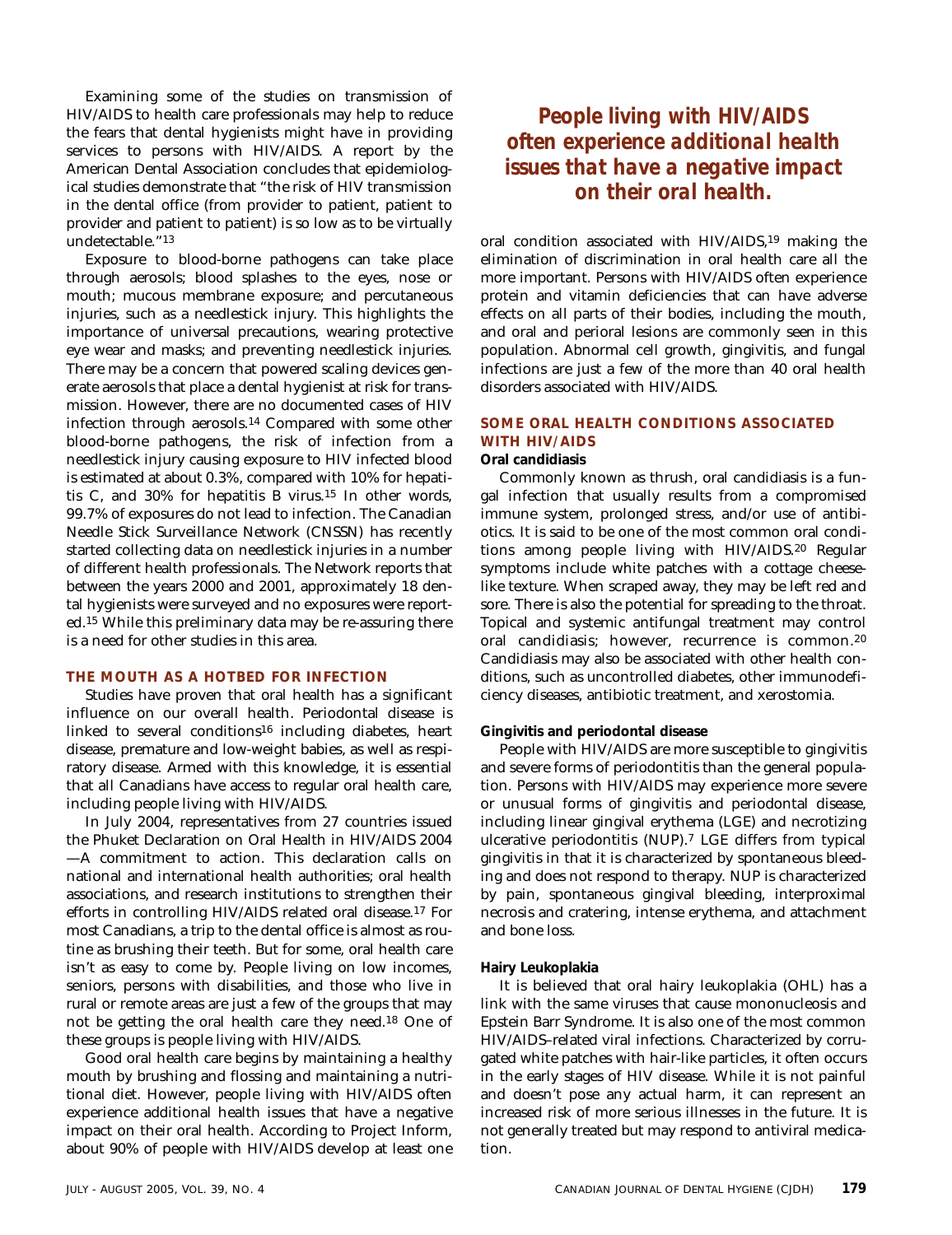Examining some of the studies on transmission of HIV/AIDS to health care professionals may help to reduce the fears that dental hygienists might have in providing services to persons with HIV/AIDS. A report by the American Dental Association concludes that epidemiological studies demonstrate that "the risk of HIV transmission in the dental office (from provider to patient, patient to provider and patient to patient) is so low as to be virtually undetectable."[13]

Exposure to blood-borne pathogens can take place through aerosols; blood splashes to the eyes, nose or mouth; mucous membrane exposure; and percutaneous injuries, such as a needlestick injury. This highlights the importance of universal precautions, wearing protective eye wear and masks; and preventing needlestick injuries. There may be a concern that powered scaling devices generate aerosols that place a dental hygienist at risk for transmission. However, there are no documented cases of HIV infection through aerosols.[14] Compared with some other blood-borne pathogens, the risk of infection from a needlestick injury causing exposure to HIV infected blood is estimated at about 0.3%, compared with 10% for hepatitis C, and 30% for hepatitis B virus.[15] In other words, 99.7% of exposures do not lead to infection. The Canadian Needle Stick Surveillance Network (CNSSN) has recently started collecting data on needlestick injuries in a number of different health professionals. The Network reports that between the years 2000 and 2001, approximately 18 dental hygienists were surveyed and no exposures were reported.[15] While this preliminary data may be re-assuring there is a need for other studies in this area.

## THE MOUTH AS A HOTBED FOR INFECTION

Studies have proven that oral health has a significant influence on our overall health. Periodontal disease is linked to several conditions[16] including diabetes, heart disease, premature and low-weight babies, as well as respiratory disease. Armed with this knowledge, it is essential that all Canadians have access to regular oral health care, including people living with HIV/AIDS.

In July 2004, representatives from 27 countries issued the Phuket Declaration on Oral Health in HIV/AIDS 2004 —A commitment to action. This declaration calls on national and international health authorities; oral health associations, and research institutions to strengthen their efforts in controlling HIV/AIDS related oral disease.[17] For most Canadians, a trip to the dental office is almost as routine as brushing their teeth. But for some, oral health care isn't as easy to come by. People living on low incomes, seniors, persons with disabilities, and those who live in rural or remote areas are just a few of the groups that may not be getting the oral health care they need.[18] One of these groups is people living with HIV/AIDS.

Good oral health care begins by maintaining a healthy mouth by brushing and flossing and maintaining a nutritional diet. However, people living with HIV/AIDS often experience additional health issues that have a negative impact on their oral health. According to Project Inform, about 90% of people with HIV/AIDS develop at least one oral condition associated with HIV/AIDS,[19] making the elimination of discrimination in oral health care all the more important. Persons with HIV/AIDS often experience protein and vitamin deficiencies that can have adverse effects on all parts of their bodies, including the mouth, and oral and perioral lesions are commonly seen in this population. Abnormal cell growth, gingivitis, and fungal infections are just a few of the more than 40 oral health disorders associated with HIV/AIDS.

> ***People living with HIV/AIDS often experience additional health issues that have a negative impact on their oral health.***

## SOME ORAL HEALTH CONDITIONS ASSOCIATED WITH HIV/AIDS

### Oral candidiasis

Commonly known as thrush, oral candidiasis is a fungal infection that usually results from a compromised immune system, prolonged stress, and/or use of antibiotics. It is said to be one of the most common oral conditions among people living with HIV/AIDS.[20] Regular symptoms include white patches with a cottage cheese-like texture. When scraped away, they may be left red and sore. There is also the potential for spreading to the throat. Topical and systemic antifungal treatment may control oral candidiasis; however, recurrence is common.[20] Candidiasis may also be associated with other health conditions, such as uncontrolled diabetes, other immunodeficiency diseases, antibiotic treatment, and xerostomia.

### Gingivitis and periodontal disease

People with HIV/AIDS are more susceptible to gingivitis and severe forms of periodontitis than the general population. Persons with HIV/AIDS may experience more severe or unusual forms of gingivitis and periodontal disease, including linear gingival erythema (LGE) and necrotizing ulcerative periodontitis (NUP).[7] LGE differs from typical gingivitis in that it is characterized by spontaneous bleeding and does not respond to therapy. NUP is characterized by pain, spontaneous gingival bleeding, interproximal necrosis and cratering, intense erythema, and attachment and bone loss.

### Hairy Leukoplakia

It is believed that oral hairy leukoplakia (OHL) has a link with the same viruses that cause mononucleosis and Epstein Barr Syndrome. It is also one of the most common HIV/AIDS-related viral infections. Characterized by corrugated white patches with hair-like particles, it often occurs in the early stages of HIV disease. While it is not painful and doesn't pose any actual harm, it can represent an increased risk of more serious illnesses in the future. It is not generally treated but may respond to antiviral medication.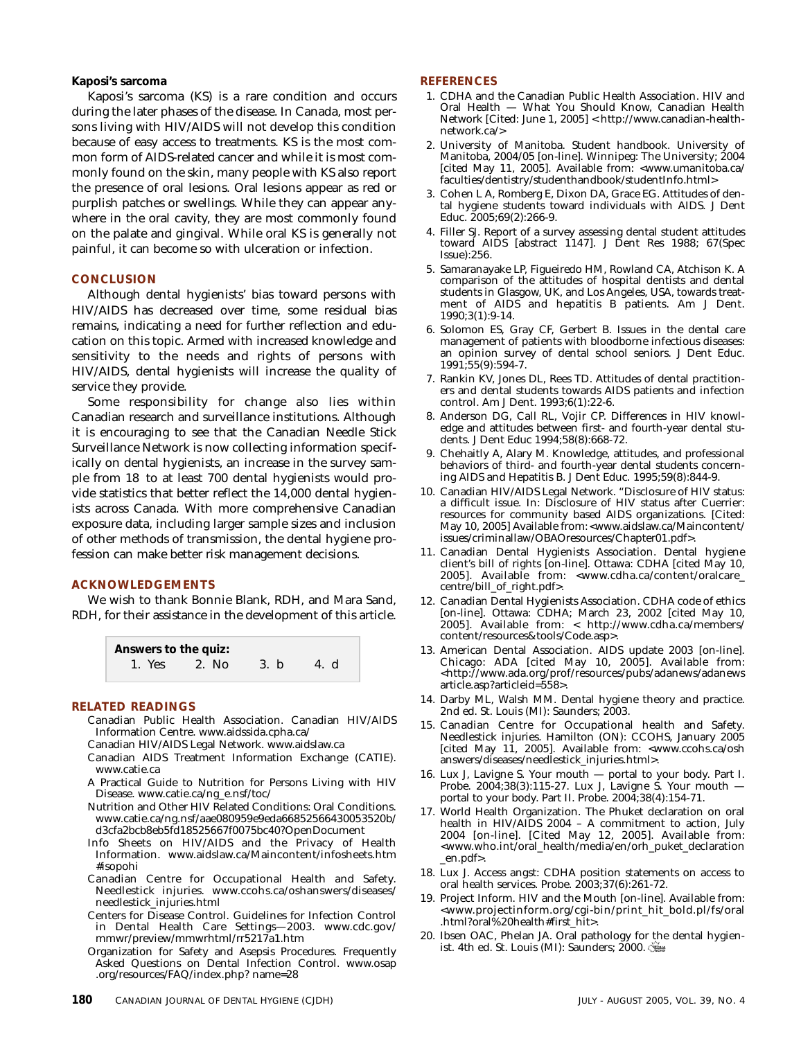#### Kaposi's sarcoma

Kaposi's sarcoma (KS) is a rare condition and occurs during the later phases of the disease. In Canada, most persons living with HIV/AIDS will not develop this condition because of easy access to treatments. KS is the most common form of AIDS-related cancer and while it is most commonly found on the skin, many people with KS also report the presence of oral lesions. Oral lesions appear as red or purplish patches or swellings. While they can appear anywhere in the oral cavity, they are most commonly found on the palate and gingival. While oral KS is generally not painful, it can become so with ulceration or infection.

### CONCLUSION

Although dental hygienists' bias toward persons with HIV/AIDS has decreased over time, some residual bias remains, indicating a need for further reflection and education on this topic. Armed with increased knowledge and sensitivity to the needs and rights of persons with HIV/AIDS, dental hygienists will increase the quality of service they provide.

Some responsibility for change also lies within Canadian research and surveillance institutions. Although it is encouraging to see that the Canadian Needle Stick Surveillance Network is now collecting information specifically on dental hygienists, an increase in the survey sample from 18 to at least 700 dental hygienists would provide statistics that better reflect the 14,000 dental hygienists across Canada. With more comprehensive Canadian exposure data, including larger sample sizes and inclusion of other methods of transmission, the dental hygiene profession can make better risk management decisions.

### ACKNOWLEDGEMENTS

We wish to thank Bonnie Blank, RDH, and Mara Sand, RDH, for their assistance in the development of this article.

**Answers to the quiz:**
1. Yes  2. No  3. b  4. d

### RELATED READINGS

Canadian Public Health Association. Canadian HIV/AIDS Information Centre. www.aidssida.cpha.ca/

Canadian HIV/AIDS Legal Network. www.aidslaw.ca

Canadian AIDS Treatment Information Exchange (CATIE). www.catie.ca

A Practical Guide to Nutrition for Persons Living with HIV Disease. www.catie.ca/ng_e.nsf/toc/

Nutrition and Other HIV Related Conditions: Oral Conditions. www.catie.ca/ng.nsf/aae080959e9eda66852566430053520b/d3cfa2bcb8eb5fd18525667f0075bc40?OpenDocument

Info Sheets on HIV/AIDS and the Privacy of Health Information. www.aidslaw.ca/Maincontent/infosheets.htm#isopohi

Canadian Centre for Occupational Health and Safety. Needlestick injuries. www.ccohs.ca/oshanswers/diseases/needlestick_injuries.html

Centers for Disease Control. Guidelines for Infection Control in Dental Health Care Settings—2003. www.cdc.gov/mmwr/preview/mmwrhtml/rr5217a1.htm

Organization for Safety and Asepsis Procedures. Frequently Asked Questions on Dental Infection Control. www.osap.org/resources/FAQ/index.php? name=28

### REFERENCES

1. CDHA and the Canadian Public Health Association. HIV and Oral Health — What You Should Know, Canadian Health Network [Cited: June 1, 2005] < http://www.canadian-health-network.ca/>
2. University of Manitoba. Student handbook. University of Manitoba, 2004/05 [on-line]. Winnipeg: The University; 2004 [cited May 11, 2005]. Available from: <www.umanitoba.ca/faculties/dentistry/studenthandbook/studentInfo.html>
3. Cohen LA, Romberg E, Dixon DA, Grace EG. Attitudes of dental hygiene students toward individuals with AIDS. J Dent Educ. 2005;69(2):266-9.
4. Filler SJ. Report of a survey assessing dental student attitudes toward AIDS [abstract 1147]. J Dent Res 1988; 67(Spec Issue):256.
5. Samaranayake LP, Figueiredo HM, Rowland CA, Atchison K. A comparison of the attitudes of hospital dentists and dental students in Glasgow, UK, and Los Angeles, USA, towards treatment of AIDS and hepatitis B patients. Am J Dent. 1990;3(1):9-14.
6. Solomon ES, Gray CF, Gerbert B. Issues in the dental care management of patients with bloodborne infectious diseases: an opinion survey of dental school seniors. J Dent Educ. 1991;55(9):594-7.
7. Rankin KV, Jones DL, Rees TD. Attitudes of dental practitioners and dental students towards AIDS patients and infection control. Am J Dent. 1993;6(1):22-6.
8. Anderson DG, Call RL, Vojir CP. Differences in HIV knowledge and attitudes between first- and fourth-year dental students. J Dent Educ 1994;58(8):668-72.
9. Chehaitly A, Alary M. Knowledge, attitudes, and professional behaviors of third- and fourth-year dental students concerning AIDS and Hepatitis B. J Dent Educ. 1995;59(8):844-9.
10. Canadian HIV/AIDS Legal Network. "Disclosure of HIV status: a difficult issue. In: Disclosure of HIV status after Cuerrier: resources for community based AIDS organizations. [Cited: May 10, 2005] Available from: <www.aidslaw.ca/Maincontent/issues/criminallaw/OBAOresources/Chapter01.pdf>.
11. Canadian Dental Hygienists Association. Dental hygiene client's bill of rights [on-line]. Ottawa: CDHA [cited May 10, 2005]. Available from: <www.cdha.ca/content/oralcare_centre/bill_of_right.pdf>.
12. Canadian Dental Hygienists Association. CDHA code of ethics [on-line]. Ottawa: CDHA; March 23, 2002 [cited May 10, 2005]. Available from: < http://www.cdha.ca/members/content/resources&tools/Code.asp>.
13. American Dental Association. AIDS update 2003 [on-line]. Chicago: ADA [cited May 10, 2005]. Available from: <http://www.ada.org/prof/resources/pubs/adanews/adanewsarticle.asp?articleid=558>.
14. Darby ML, Walsh MM. Dental hygiene theory and practice. 2nd ed. St. Louis (MI): Saunders; 2003.
15. Canadian Centre for Occupational health and Safety. Needlestick injuries. Hamilton (ON): CCOHS, January 2005 [cited May 11, 2005]. Available from: <www.ccohs.ca/oshanswers/diseases/needlestick_injuries.html>.
16. Lux J, Lavigne S. Your mouth — portal to your body. Part I. Probe. 2004;38(3):115-27. Lux J, Lavigne S. Your mouth — portal to your body. Part II. Probe. 2004;38(4):154-71.
17. World Health Organization. The Phuket declaration on oral health in HIV/AIDS 2004 – A commitment to action, July 2004 [on-line]. [Cited May 12, 2005]. Available from: <www.who.int/oral_health/media/en/orh_puket_declaration_en.pdf>.
18. Lux J. Access angst: CDHA position statements on access to oral health services. Probe. 2003;37(6):261-72.
19. Project Inform. HIV and the Mouth [on-line]. Available from: <www.projectinform.org/cgi-bin/print_hit_bold.pl/fs/oral.html?oral%20health#first_hit>.
20. Ibsen OAC, Phelan JA. Oral pathology for the dental hygienist. 4th ed. St. Louis (MI): Saunders; 2000.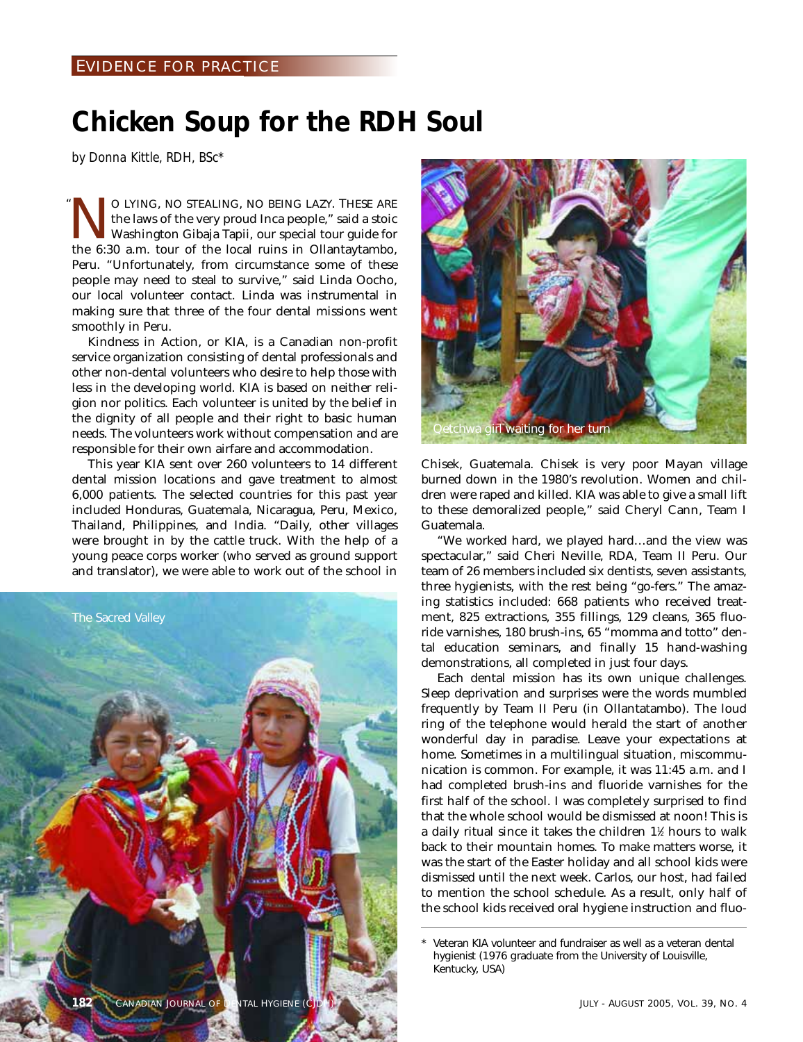EVIDENCE FOR PRACTICE

# Chicken Soup for the RDH Soul

*by Donna Kittle, RDH, BSc**

"NO LYING, NO STEALING, NO BEING LAZY. THESE ARE the laws of the very proud Inca people," said a stoic Washington Gibaja Tapii, our special tour guide for the 6:30 a.m. tour of the local ruins in Ollantaytambo, Peru. "Unfortunately, from circumstance some of these people may need to steal to survive," said Linda Oocho, our local volunteer contact. Linda was instrumental in making sure that three of the four dental missions went smoothly in Peru.

Kindness in Action, or KIA, is a Canadian non-profit service organization consisting of dental professionals and other non-dental volunteers who desire to help those with less in the developing world. KIA is based on neither religion nor politics. Each volunteer is united by the belief in the dignity of all people and their right to basic human needs. The volunteers work without compensation and are responsible for their own airfare and accommodation.

This year KIA sent over 260 volunteers to 14 different dental mission locations and gave treatment to almost 6,000 patients. The selected countries for this past year included Honduras, Guatemala, Nicaragua, Peru, Mexico, Thailand, Philippines, and India. "Daily, other villages were brought in by the cattle truck. With the help of a young peace corps worker (who served as ground support and translator), we were able to work out of the school in Chisek, Guatemala. Chisek is very poor Mayan village burned down in the 1980's revolution. Women and children were raped and killed. KIA was able to give a small lift to these demoralized people," said Cheryl Cann, Team I Guatemala.

The Sacred Valley

Qetchwa girl waiting for her turn

"We worked hard, we played hard…and the view was spectacular," said Cheri Neville, RDA, Team II Peru. Our team of 26 members included six dentists, seven assistants, three hygienists, with the rest being "go-fers." The amazing statistics included: 668 patients who received treatment, 825 extractions, 355 fillings, 129 cleans, 365 fluoride varnishes, 180 brush-ins, 65 "momma and totto" dental education seminars, and finally 15 hand-washing demonstrations, all completed in just four days.

Each dental mission has its own unique challenges. Sleep deprivation and surprises were the words mumbled frequently by Team II Peru (in Ollantatambo). The loud ring of the telephone would herald the start of another wonderful day in paradise. Leave your expectations at home. Sometimes in a multilingual situation, miscommunication is common. For example, it was 11:45 a.m. and I had completed brush-ins and fluoride varnishes for the first half of the school. I was completely surprised to find that the whole school would be dismissed at noon! This is a daily ritual since it takes the children 1½ hours to walk back to their mountain homes. To make matters worse, it was the start of the Easter holiday and all school kids were dismissed until the next week. Carlos, our host, had failed to mention the school schedule. As a result, only half of the school kids received oral hygiene instruction and fluo-

\* Veteran KIA volunteer and fundraiser as well as a veteran dental hygienist (1976 graduate from the University of Louisville, Kentucky, USA)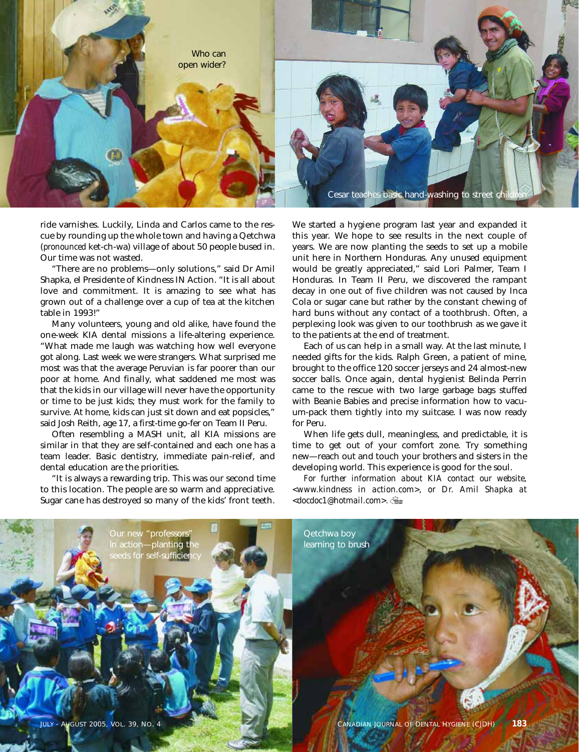Who can open wider?

Cesar teaches basic hand-washing to street children

ride varnishes. Luckily, Linda and Carlos came to the rescue by rounding up the whole town and having a Qetchwa (*pronounced* ket-ch-wa) village of about 50 people bused in. Our time was not wasted.

"There are no problems—only solutions," said Dr Amil Shapka, el Presidente of Kindness IN Action. "It is all about love and commitment. It is amazing to see what has grown out of a challenge over a cup of tea at the kitchen table in 1993!"

Many volunteers, young and old alike, have found the one-week KIA dental missions a life-altering experience. "What made me laugh was watching how well everyone got along. Last week we were strangers. What surprised me most was that the average Peruvian is far poorer than our poor at home. And finally, what saddened me most was that the kids in our village will never have the opportunity or time to be just kids; they must work for the family to survive. At home, kids can just sit down and eat popsicles," said Josh Reith, age 17, a first-time go-fer on Team II Peru.

Often resembling a MASH unit, all KIA missions are similar in that they are self-contained and each one has a team leader. Basic dentistry, immediate pain-relief, and dental education are the priorities.

"It is always a rewarding trip. This was our second time to this location. The people are so warm and appreciative. Sugar cane has destroyed so many of the kids' front teeth. We started a hygiene program last year and expanded it this year. We hope to see results in the next couple of years. We are now planting the seeds to set up a mobile unit here in Northern Honduras. Any unused equipment would be greatly appreciated," said Lori Palmer, Team I Honduras. In Team II Peru, we discovered the rampant decay in one out of five children was not caused by Inca Cola or sugar cane but rather by the constant chewing of hard buns without any contact of a toothbrush. Often, a perplexing look was given to our toothbrush as we gave it to the patients at the end of treatment.

Each of us can help in a small way. At the last minute, I needed gifts for the kids. Ralph Green, a patient of mine, brought to the office 120 soccer jerseys and 24 almost-new soccer balls. Once again, dental hygienist Belinda Perrin came to the rescue with two large garbage bags stuffed with Beanie Babies and precise information how to vacuum-pack them tightly into my suitcase. I was now ready for Peru.

When life gets dull, meaningless, and predictable, it is time to get out of your comfort zone. Try something new—reach out and touch your brothers and sisters in the developing world. This experience is good for the soul.

*For further information about KIA contact our website, <www.kindness in action.com>, or Dr. Amil Shapka at <docdoc1@hotmail.com>.*

Our new "professors" in action—planting the seeds for self-sufficiency

Qetchwa boy learning to brush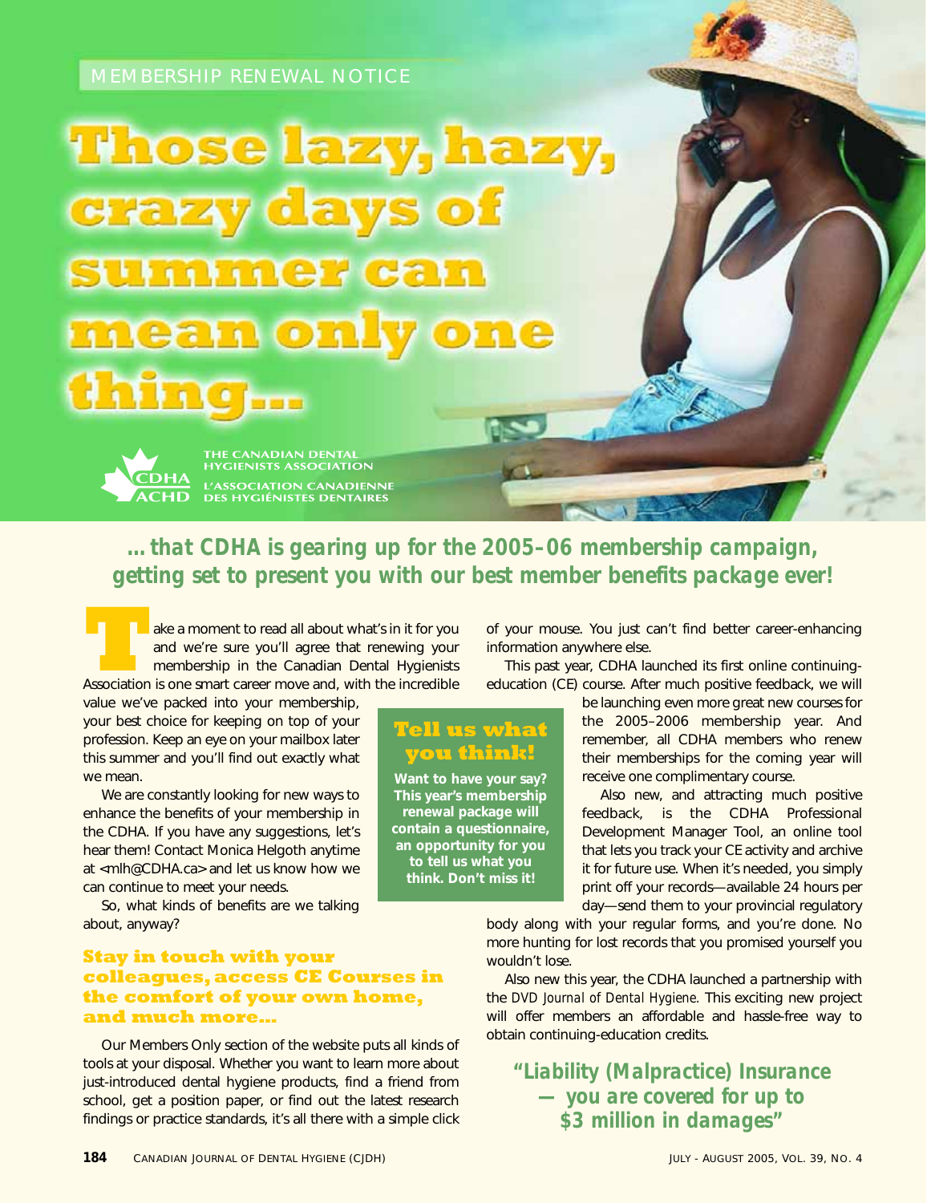MEMBERSHIP RENEWAL NOTICE

# Those lazy, hazy, crazy days of summer can mean only one thing...

THE CANADIAN DENTAL HYGIENISTS ASSOCIATION

L'ASSOCIATION CANADIENNE DES HYGIÉNISTES DENTAIRES

## *...that CDHA is gearing up for the 2005–06 membership campaign, getting set to present you with our best member benefits package ever!*

Take a moment to read all about what's in it for you and we're sure you'll agree that renewing your membership in the Canadian Dental Hygienists Association is one smart career move and, with the incredible value we've packed into your membership, your best choice for keeping on top of your profession. Keep an eye on your mailbox later this summer and you'll find out exactly what we mean.

We are constantly looking for new ways to enhance the benefits of your membership in the CDHA. If you have any suggestions, let's hear them! Contact Monica Helgoth anytime at <mlh@CDHA.ca> and let us know how we can continue to meet your needs.

So, what kinds of benefits are we talking about, anyway?

### Stay in touch with your colleagues, access CE Courses in the comfort of your own home, and much more...

Our Members Only section of the website puts all kinds of tools at your disposal. Whether you want to learn more about just-introduced dental hygiene products, find a friend from school, get a position paper, or find out the latest research findings or practice standards, it's all there with a simple click of your mouse. You just can't find better career-enhancing information anywhere else.

This past year, CDHA launched its first online continuing-education (CE) course. After much positive feedback, we will be launching even more great new courses for the 2005–2006 membership year. And remember, all CDHA members who renew their memberships for the coming year will receive one complimentary course.

Also new, and attracting much positive feedback, is the CDHA Professional Development Manager Tool, an online tool that lets you track your CE activity and archive it for future use. When it's needed, you simply print off your records—available 24 hours per day—send them to your provincial regulatory body along with your regular forms, and you're done. No more hunting for lost records that you promised yourself you wouldn't lose.

Also new this year, the CDHA launched a partnership with the *DVD Journal of Dental Hygiene*. This exciting new project will offer members an affordable and hassle-free way to obtain continuing-education credits.

### Tell us what you think!

**Want to have your say? This year's membership renewal package will contain a questionnaire, an opportunity for you to tell us what you think. Don't miss it!**

***"Liability (Malpractice) Insurance — you are covered for up to $3 million in damages"***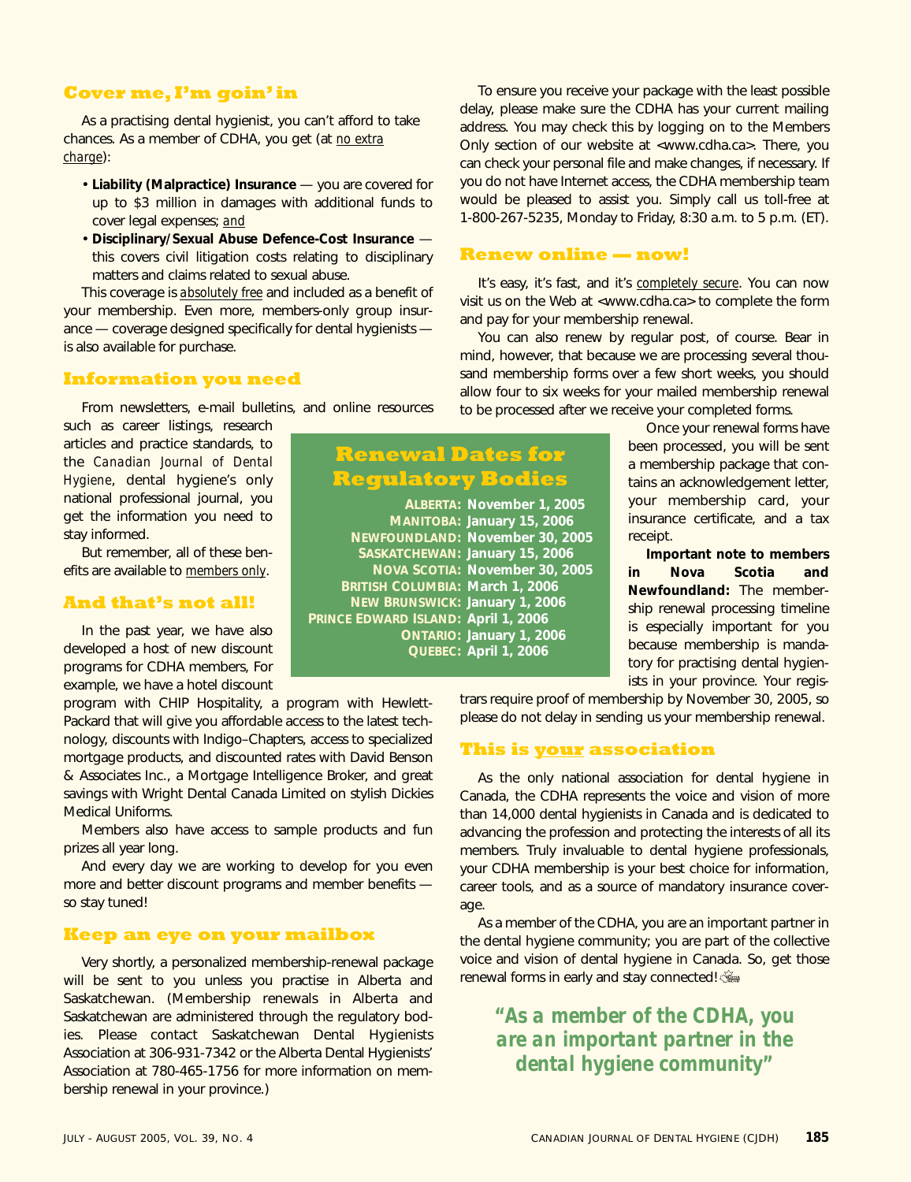## Cover me, I'm goin' in

As a practising dental hygienist, you can't afford to take chances. As a member of CDHA, you get (at no extra charge):

- **Liability (Malpractice) Insurance** — you are covered for up to $3 million in damages with additional funds to cover legal expenses; and
- **Disciplinary/Sexual Abuse Defence-Cost Insurance** — this covers civil litigation costs relating to disciplinary matters and claims related to sexual abuse.

This coverage is absolutely free and included as a benefit of your membership. Even more, members-only group insurance — coverage designed specifically for dental hygienists — is also available for purchase.

## Information you need

From newsletters, e-mail bulletins, and online resources such as career listings, research articles and practice standards, to the *Canadian Journal of Dental Hygiene*, dental hygiene's only national professional journal, you get the information you need to stay informed.

But remember, all of these benefits are available to members only.

## And that's not all!

In the past year, we have also developed a host of new discount programs for CDHA members, For example, we have a hotel discount program with CHIP Hospitality, a program with Hewlett-Packard that will give you affordable access to the latest technology, discounts with Indigo–Chapters, access to specialized mortgage products, and discounted rates with David Benson & Associates Inc., a Mortgage Intelligence Broker, and great savings with Wright Dental Canada Limited on stylish Dickies Medical Uniforms.

Members also have access to sample products and fun prizes all year long.

And every day we are working to develop for you even more and better discount programs and member benefits — so stay tuned!

## Keep an eye on your mailbox

Very shortly, a personalized membership-renewal package will be sent to you unless you practise in Alberta and Saskatchewan. (Membership renewals in Alberta and Saskatchewan are administered through the regulatory bodies. Please contact Saskatchewan Dental Hygienists Association at 306-931-7342 or the Alberta Dental Hygienists' Association at 780-465-1756 for more information on membership renewal in your province.)

To ensure you receive your package with the least possible delay, please make sure the CDHA has your current mailing address. You may check this by logging on to the Members Only section of our website at <www.cdha.ca>. There, you can check your personal file and make changes, if necessary. If you do not have Internet access, the CDHA membership team would be pleased to assist you. Simply call us toll-free at 1-800-267-5235, Monday to Friday, 8:30 a.m. to 5 p.m. (ET).

## Renew online — now!

It's easy, it's fast, and it's completely secure. You can now visit us on the Web at <www.cdha.ca> to complete the form and pay for your membership renewal.

You can also renew by regular post, of course. Bear in mind, however, that because we are processing several thousand membership forms over a few short weeks, you should allow four to six weeks for your mailed membership renewal to be processed after we receive your completed forms.

Once your renewal forms have been processed, you will be sent a membership package that contains an acknowledgement letter, your membership card, your insurance certificate, and a tax receipt.

**Important note to members in Nova Scotia and Newfoundland:** The membership renewal processing timeline is especially important for you because membership is mandatory for practising dental hygienists in your province. Your registrars require proof of membership by November 30, 2005, so please do not delay in sending us your membership renewal.

### Renewal Dates for Regulatory Bodies

| Province | Date |
|---|---|
| Alberta: | November 1, 2005 |
| Manitoba: | January 15, 2006 |
| Newfoundland: | November 30, 2005 |
| Saskatchewan: | January 15, 2006 |
| Nova Scotia: | November 30, 2005 |
| British Columbia: | March 1, 2006 |
| New Brunswick: | January 1, 2006 |
| Prince Edward Island: | April 1, 2006 |
| Ontario: | January 1, 2006 |
| Quebec: | April 1, 2006 |

## This is your association

As the only national association for dental hygiene in Canada, the CDHA represents the voice and vision of more than 14,000 dental hygienists in Canada and is dedicated to advancing the profession and protecting the interests of all its members. Truly invaluable to dental hygiene professionals, your CDHA membership is your best choice for information, career tools, and as a source of mandatory insurance coverage.

As a member of the CDHA, you are an important partner in the dental hygiene community; you are part of the collective voice and vision of dental hygiene in Canada. So, get those renewal forms in early and stay connected!

> **"As a member of the CDHA, you are an important partner in the dental hygiene community"**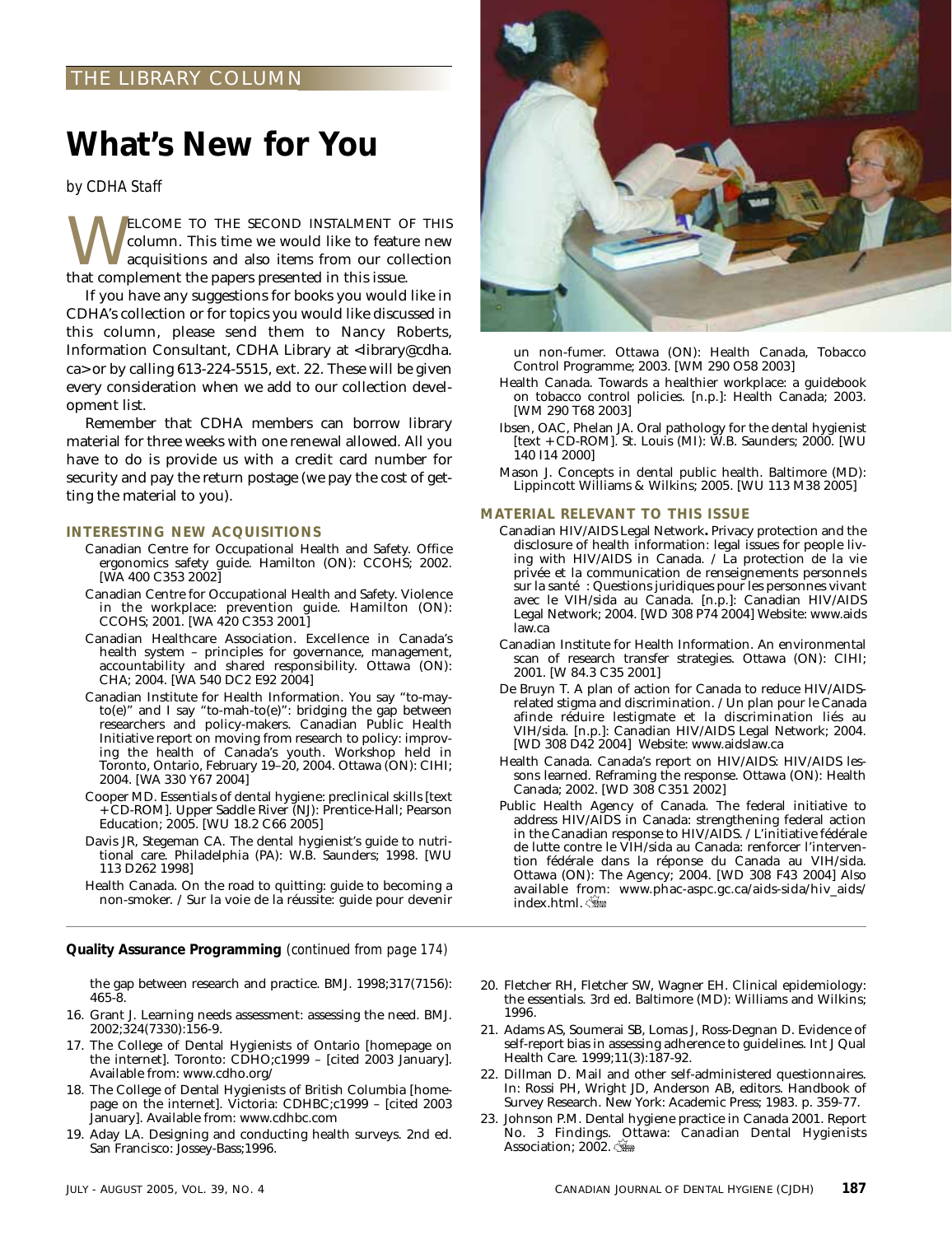THE LIBRARY COLUMN

# What's New for You

*by CDHA Staff*

WELCOME TO THE SECOND INSTALMENT OF THIS column. This time we would like to feature new acquisitions and also items from our collection that complement the papers presented in this issue.

If you have any suggestions for books you would like in CDHA's collection or for topics you would like discussed in this column, please send them to Nancy Roberts, Information Consultant, CDHA Library at <library@cdha.ca> or by calling 613-224-5515, ext. 22. These will be given every consideration when we add to our collection development list.

Remember that CDHA members can borrow library material for three weeks with one renewal allowed. All you have to do is provide us with a credit card number for security and pay the return postage (we pay the cost of getting the material to you).

### INTERESTING NEW ACQUISITIONS

Canadian Centre for Occupational Health and Safety. Office ergonomics safety guide. Hamilton (ON): CCOHS; 2002. [WA 400 C353 2002]

Canadian Centre for Occupational Health and Safety. Violence in the workplace: prevention guide. Hamilton (ON): CCOHS; 2001. [WA 420 C353 2001]

Canadian Healthcare Association. Excellence in Canada's health system – principles for governance, management, accountability and shared responsibility. Ottawa (ON): CHA; 2004. [WA 540 DC2 E92 2004]

Canadian Institute for Health Information. You say "to-may-to(e)" and I say "to-mah-to(e)": bridging the gap between researchers and policy-makers. Canadian Public Health Initiative report on moving from research to policy: improving the health of Canada's youth. Workshop held in Toronto, Ontario, February 19–20, 2004. Ottawa (ON): CIHI; 2004. [WA 330 Y67 2004]

Cooper MD. Essentials of dental hygiene: preclinical skills [text + CD-ROM]. Upper Saddle River (NJ): Prentice-Hall; Pearson Education; 2005. [WU 18.2 C66 2005]

Davis JR, Stegeman CA. The dental hygienist's guide to nutritional care. Philadelphia (PA): W.B. Saunders; 1998. [WU 113 D262 1998]

Health Canada. On the road to quitting: guide to becoming a non-smoker. / Sur la voie de la réussite: guide pour devenir un non-fumer. Ottawa (ON): Health Canada, Tobacco Control Programme; 2003. [WM 290 O58 2003]

Health Canada. Towards a healthier workplace: a guidebook on tobacco control policies. [n.p.]: Health Canada; 2003. [WM 290 T68 2003]

Ibsen, OAC, Phelan JA. Oral pathology for the dental hygienist [text + CD-ROM]. St. Louis (MI): W.B. Saunders; 2000. [WU 140 I14 2000]

Mason J. Concepts in dental public health. Baltimore (MD): Lippincott Williams & Wilkins; 2005. [WU 113 M38 2005]

### MATERIAL RELEVANT TO THIS ISSUE

Canadian HIV/AIDS Legal Network**.** Privacy protection and the disclosure of health information: legal issues for people living with HIV/AIDS in Canada. / La protection de la vie privée et la communication de renseignements personnels sur la santé : Questions juridiques pour les personnes vivant avec le VIH/sida au Canada. [n.p.]: Canadian HIV/AIDS Legal Network; 2004. [WD 308 P74 2004] Website: www.aidslaw.ca

Canadian Institute for Health Information. An environmental scan of research transfer strategies. Ottawa (ON): CIHI; 2001. [W 84.3 C35 2001]

De Bruyn T. A plan of action for Canada to reduce HIV/AIDS-related stigma and discrimination. / Un plan pour le Canada afinde réduire lestigmate et la discrimination liés au VIH/sida. [n.p.]: Canadian HIV/AIDS Legal Network; 2004. [WD 308 D42 2004] Website: www.aidslaw.ca

Health Canada. Canada's report on HIV/AIDS: HIV/AIDS lessons learned. Reframing the response. Ottawa (ON): Health Canada; 2002. [WD 308 C351 2002]

Public Health Agency of Canada. The federal initiative to address HIV/AIDS in Canada: strengthening federal action in the Canadian response to HIV/AIDS. / L'initiative fédérale de lutte contre le VIH/sida au Canada: renforcer l'intervention fédérale dans la réponse du Canada au VIH/sida. Ottawa (ON): The Agency; 2004. [WD 308 F43 2004] Also available from: www.phac-aspc.gc.ca/aids-sida/hiv_aids/index.html.

---

**Quality Assurance Programming** *(continued from page 174)*

the gap between research and practice. BMJ. 1998;317(7156):465-8.

16. Grant J. Learning needs assessment: assessing the need. BMJ. 2002;324(7330):156-9.
17. The College of Dental Hygienists of Ontario [homepage on the internet]. Toronto: CDHO;c1999 – [cited 2003 January]. Available from: www.cdho.org/
18. The College of Dental Hygienists of British Columbia [homepage on the internet]. Victoria: CDHBC;c1999 – [cited 2003 January]. Available from: www.cdhbc.com
19. Aday LA. Designing and conducting health surveys. 2nd ed. San Francisco: Jossey-Bass;1996.
20. Fletcher RH, Fletcher SW, Wagner EH. Clinical epidemiology: the essentials. 3rd ed. Baltimore (MD): Williams and Wilkins; 1996.
21. Adams AS, Soumerai SB, Lomas J, Ross-Degnan D. Evidence of self-report bias in assessing adherence to guidelines. Int J Qual Health Care. 1999;11(3):187-92.
22. Dillman D. Mail and other self-administered questionnaires. In: Rossi PH, Wright JD, Anderson AB, editors. Handbook of Survey Research. New York: Academic Press; 1983. p. 359-77.
23. Johnson P.M. Dental hygiene practice in Canada 2001. Report No. 3 Findings. Ottawa: Canadian Dental Hygienists Association; 2002.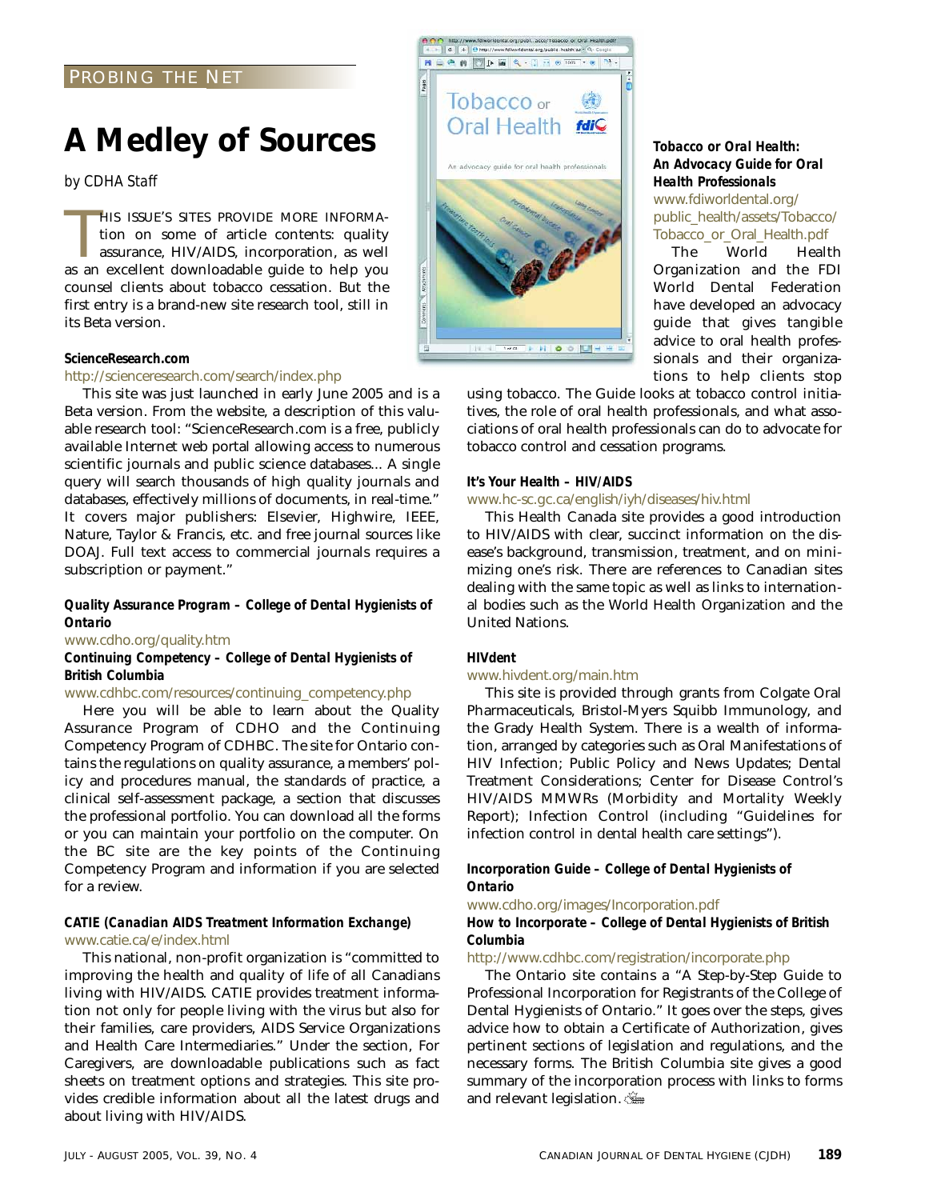PROBING THE NET

# A Medley of Sources

*by CDHA Staff*

THIS ISSUE'S SITES PROVIDE MORE INFORMATION on some of article contents: quality assurance, HIV/AIDS, incorporation, as well as an excellent downloadable guide to help you counsel clients about tobacco cessation. But the first entry is a brand-new site research tool, still in its Beta version.

**ScienceResearch.com**

http://scienceresearch.com/search/index.php

This site was just launched in early June 2005 and is a Beta version. From the website, a description of this valuable research tool: "ScienceResearch.com is a free, publicly available Internet web portal allowing access to numerous scientific journals and public science databases... A single query will search thousands of high quality journals and databases, effectively millions of documents, in real-time." It covers major publishers: Elsevier, Highwire, IEEE, Nature, Taylor & Francis, etc. and free journal sources like DOAJ. Full text access to commercial journals requires a subscription or payment."

***Quality Assurance Program – College of Dental Hygienists of Ontario***

www.cdho.org/quality.htm

***Continuing Competency – College of Dental Hygienists of British Columbia***

www.cdhbc.com/resources/continuing_competency.php

Here you will be able to learn about the Quality Assurance Program of CDHO and the Continuing Competency Program of CDHBC. The site for Ontario contains the regulations on quality assurance, a members' policy and procedures manual, the standards of practice, a clinical self-assessment package, a section that discusses the professional portfolio. You can download all the forms or you can maintain your portfolio on the computer. On the BC site are the key points of the Continuing Competency Program and information if you are selected for a review.

**CATIE (*Canadian AIDS Treatment Information Exchange*)**

www.catie.ca/e/index.html

This national, non-profit organization is "committed to improving the health and quality of life of all Canadians living with HIV/AIDS. CATIE provides treatment information not only for people living with the virus but also for their families, care providers, AIDS Service Organizations and Health Care Intermediaries." Under the section, For Caregivers, are downloadable publications such as fact sheets on treatment options and strategies. This site provides credible information about all the latest drugs and about living with HIV/AIDS.

***Tobacco or Oral Health: An Advocacy Guide for Oral Health Professionals***

www.fdiworldental.org/public_health/assets/Tobacco/Tobacco_or_Oral_Health.pdf

The World Health Organization and the FDI World Dental Federation have developed an advocacy guide that gives tangible advice to oral health professionals and their organizations to help clients stop using tobacco. The Guide looks at tobacco control initiatives, the role of oral health professionals, and what associations of oral health professionals can do to advocate for tobacco control and cessation programs.

**It's Your Health – HIV/AIDS**

www.hc-sc.gc.ca/english/iyh/diseases/hiv.html

This Health Canada site provides a good introduction to HIV/AIDS with clear, succinct information on the disease's background, transmission, treatment, and on minimizing one's risk. There are references to Canadian sites dealing with the same topic as well as links to international bodies such as the World Health Organization and the United Nations.

**HIVdent**

www.hivdent.org/main.htm

This site is provided through grants from Colgate Oral Pharmaceuticals, Bristol-Myers Squibb Immunology, and the Grady Health System. There is a wealth of information, arranged by categories such as Oral Manifestations of HIV Infection; Public Policy and News Updates; Dental Treatment Considerations; Center for Disease Control's HIV/AIDS MMWRs (Morbidity and Mortality Weekly Report); Infection Control (including "Guidelines for infection control in dental health care settings").

***Incorporation Guide – College of Dental Hygienists of Ontario***

www.cdho.org/images/Incorporation.pdf

***How to Incorporate – College of Dental Hygienists of British Columbia***

http://www.cdhbc.com/registration/incorporate.php

The Ontario site contains a "A Step-by-Step Guide to Professional Incorporation for Registrants of the College of Dental Hygienists of Ontario." It goes over the steps, gives advice how to obtain a Certificate of Authorization, gives pertinent sections of legislation and regulations, and the necessary forms. The British Columbia site gives a good summary of the incorporation process with links to forms and relevant legislation.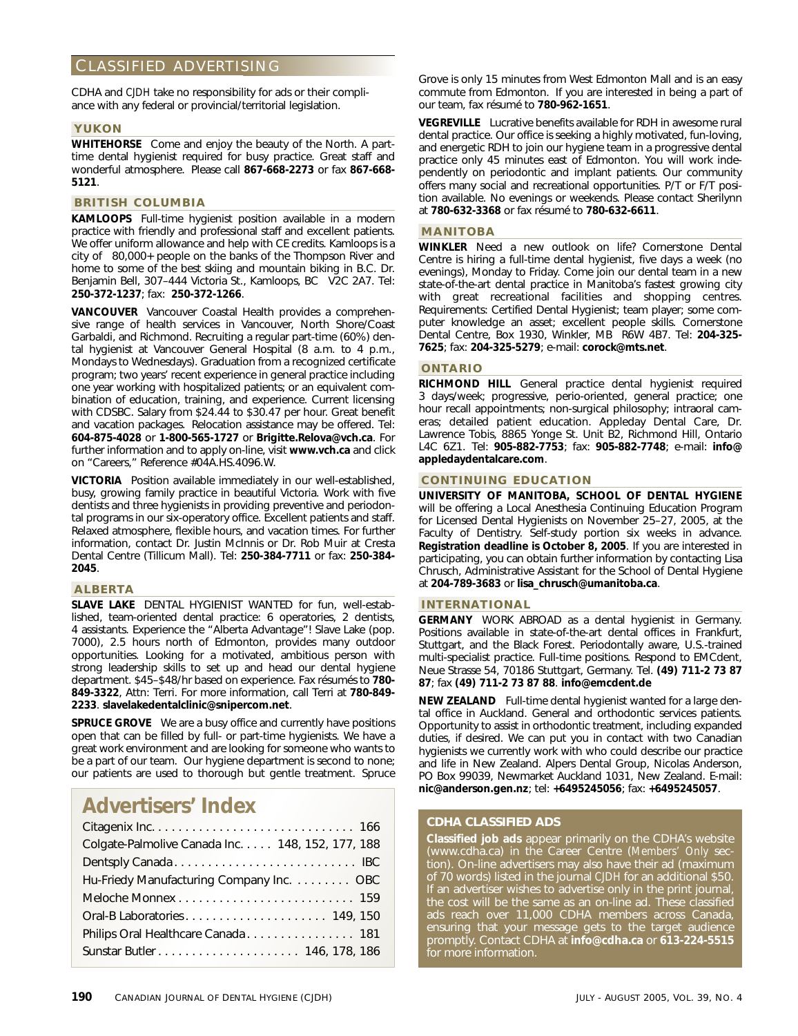# CLASSIFIED ADVERTISING

CDHA and *CJDH* take no responsibility for ads or their compliance with any federal or provincial/territorial legislation.

## YUKON

**WHITEHORSE** Come and enjoy the beauty of the North. A part-time dental hygienist required for busy practice. Great staff and wonderful atmosphere. Please call **867-668-2273** or fax **867-668-5121**.

## BRITISH COLUMBIA

**KAMLOOPS** Full-time hygienist position available in a modern practice with friendly and professional staff and excellent patients. We offer uniform allowance and help with CE credits. Kamloops is a city of 80,000+ people on the banks of the Thompson River and home to some of the best skiing and mountain biking in B.C. Dr. Benjamin Bell, 307–444 Victoria St., Kamloops, BC V2C 2A7. Tel: **250-372-1237**; fax: **250-372-1266**.

**VANCOUVER** Vancouver Coastal Health provides a comprehensive range of health services in Vancouver, North Shore/Coast Garbaldi, and Richmond. Recruiting a regular part-time (60%) dental hygienist at Vancouver General Hospital (8 a.m. to 4 p.m., Mondays to Wednesdays). Graduation from a recognized certificate program; two years' recent experience in general practice including one year working with hospitalized patients; or an equivalent combination of education, training, and experience. Current licensing with CDSBC. Salary from $24.44 to $30.47 per hour. Great benefit and vacation packages. Relocation assistance may be offered. Tel: **604-875-4028** or **1-800-565-1727** or **Brigitte.Relova@vch.ca**. For further information and to apply on-line, visit **www.vch.ca** and click on "Careers," Reference #04A.HS.4096.W.

**VICTORIA** Position available immediately in our well-established, busy, growing family practice in beautiful Victoria. Work with five dentists and three hygienists in providing preventive and periodontal programs in our six-operatory office. Excellent patients and staff. Relaxed atmosphere, flexible hours, and vacation times. For further information, contact Dr. Justin McInnis or Dr. Rob Muir at Cresta Dental Centre (Tillicum Mall). Tel: **250-384-7711** or fax: **250-384-2045**.

## ALBERTA

**SLAVE LAKE** DENTAL HYGIENIST WANTED for fun, well-established, team-oriented dental practice: 6 operatories, 2 dentists, 4 assistants. Experience the "Alberta Advantage"! Slave Lake (pop. 7000), 2.5 hours north of Edmonton, provides many outdoor opportunities. Looking for a motivated, ambitious person with strong leadership skills to set up and head our dental hygiene department. $45–$48/hr based on experience. Fax résumés to **780-849-3322**, Attn: Terri. For more information, call Terri at **780-849-2233**. **slavelakedentalclinic@snipercom.net**.

**SPRUCE GROVE** We are a busy office and currently have positions open that can be filled by full- or part-time hygienists. We have a great work environment and are looking for someone who wants to be a part of our team. Our hygiene department is second to none; our patients are used to thorough but gentle treatment. Spruce Grove is only 15 minutes from West Edmonton Mall and is an easy commute from Edmonton. If you are interested in being a part of our team, fax résumé to **780-962-1651**.

**VEGREVILLE** Lucrative benefits available for RDH in awesome rural dental practice. Our office is seeking a highly motivated, fun-loving, and energetic RDH to join our hygiene team in a progressive dental practice only 45 minutes east of Edmonton. You will work independently on periodontic and implant patients. Our community offers many social and recreational opportunities. P/T or F/T position available. No evenings or weekends. Please contact Sherilynn at **780-632-3368** or fax résumé to **780-632-6611**.

## MANITOBA

**WINKLER** Need a new outlook on life? Cornerstone Dental Centre is hiring a full-time dental hygienist, five days a week (no evenings), Monday to Friday. Come join our dental team in a new state-of-the-art dental practice in Manitoba's fastest growing city with great recreational facilities and shopping centres. Requirements: Certified Dental Hygienist; team player; some computer knowledge an asset; excellent people skills. Cornerstone Dental Centre, Box 1930, Winkler, MB R6W 4B7. Tel: **204-325-7625**; fax: **204-325-5279**; e-mail: **corock@mts.net**.

## ONTARIO

**RICHMOND HILL** General practice dental hygienist required 3 days/week; progressive, perio-oriented, general practice; one hour recall appointments; non-surgical philosophy; intraoral cameras; detailed patient education. Appleday Dental Care, Dr. Lawrence Tobis, 8865 Yonge St. Unit B2, Richmond Hill, Ontario L4C 6Z1. Tel: **905-882-7753**; fax: **905-882-7748**; e-mail: **info@appledaydentalcare.com**.

## CONTINUING EDUCATION

**UNIVERSITY OF MANITOBA, SCHOOL OF DENTAL HYGIENE** will be offering a Local Anesthesia Continuing Education Program for Licensed Dental Hygienists on November 25–27, 2005, at the Faculty of Dentistry. Self-study portion six weeks in advance. **Registration deadline is October 8, 2005**. If you are interested in participating, you can obtain further information by contacting Lisa Chrusch, Administrative Assistant for the School of Dental Hygiene at **204-789-3683** or **lisa_chrusch@umanitoba.ca**.

## INTERNATIONAL

**GERMANY** WORK ABROAD as a dental hygienist in Germany. Positions available in state-of-the-art dental offices in Frankfurt, Stuttgart, and the Black Forest. Periodontally aware, U.S.-trained multi-specialist practice. Full-time positions. Respond to EMCdent, Neue Strasse 54, 70186 Stuttgart, Germany. Tel. **(49) 711-2 73 87 87**; fax **(49) 711-2 73 87 88**. **info@emcdent.de**

**NEW ZEALAND** Full-time dental hygienist wanted for a large dental office in Auckland. General and orthodontic services patients. Opportunity to assist in orthodontic treatment, including expanded duties, if desired. We can put you in contact with two Canadian hygienists we currently work with who could describe our practice and life in New Zealand. Alpers Dental Group, Nicolas Anderson, PO Box 99039, Newmarket Auckland 1031, New Zealand. E-mail: **nic@anderson.gen.nz**; tel: **+6495245056**; fax: **+6495245057**.

## CDHA CLASSIFIED ADS

**Classified job ads** appear primarily on the CDHA's website (www.cdha.ca) in the Career Centre (*Members' Only* section). On-line advertisers may also have their ad (maximum of 70 words) listed in the journal *CJDH* for an additional $50. If an advertiser wishes to advertise only in the print journal, the cost will be the same as an on-line ad. These classified ads reach over 11,000 CDHA members across Canada, ensuring that your message gets to the target audience promptly. Contact CDHA at **info@cdha.ca** or **613-224-5515** for more information.

## Advertisers' Index

| Advertiser | Page |
|---|---|
| Citagenix Inc. | 166 |
| Colgate-Palmolive Canada Inc. | 148, 152, 177, 188 |
| Dentsply Canada | IBC |
| Hu-Friedy Manufacturing Company Inc. | OBC |
| Meloche Monnex | 159 |
| Oral-B Laboratories | 149, 150 |
| Philips Oral Healthcare Canada | 181 |
| Sunstar Butler | 146, 178, 186 |